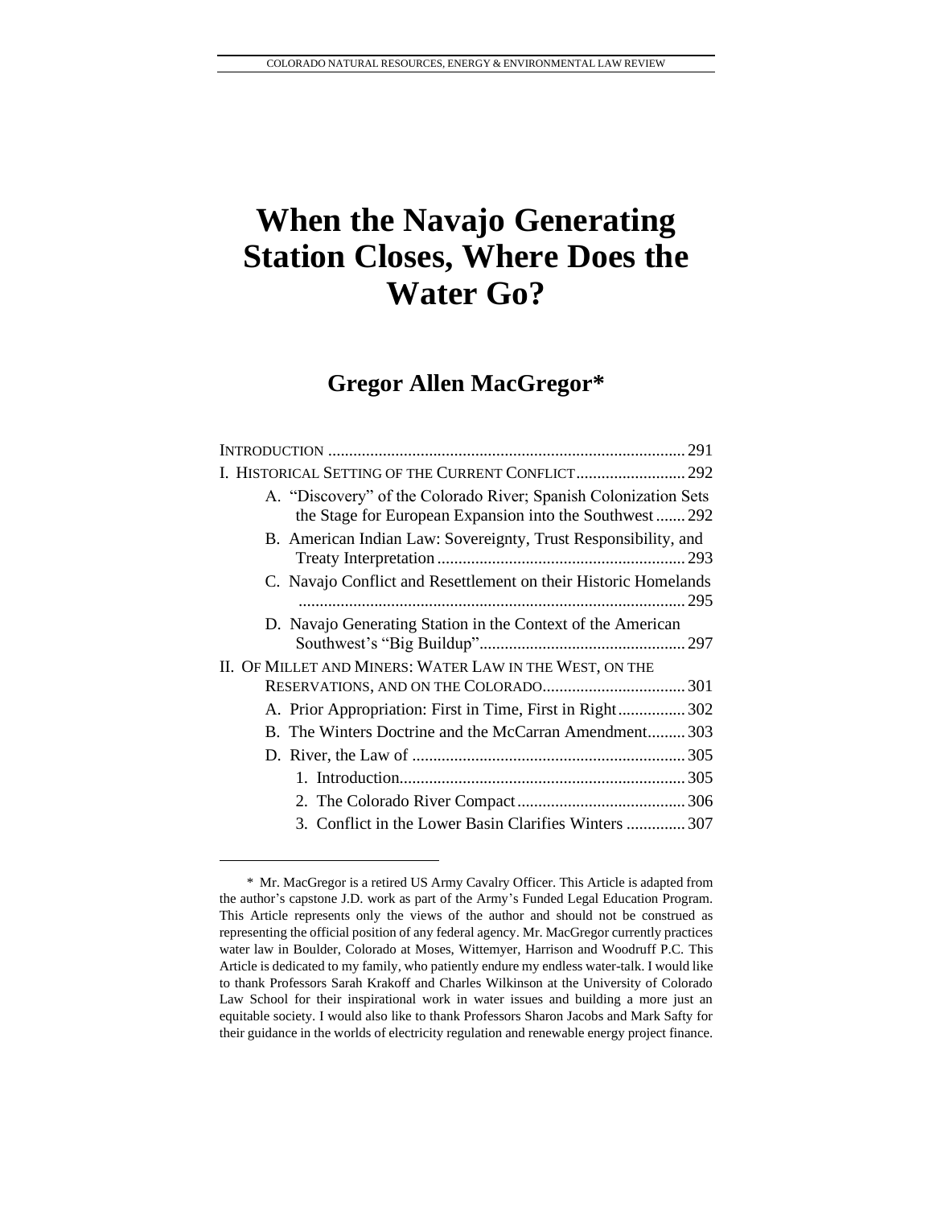# When the Navajo Generating Station Closes, Where Does the Water Go?

## Gregor Allen MacGregor*

INTRODUCTION .................................................................................... 291

I. HISTORICAL SETTING OF THE CURRENT CONFLICT .......................... 292

- A. "Discovery" of the Colorado River; Spanish Colonization Sets the Stage for European Expansion into the Southwest ....... 292
- B. American Indian Law: Sovereignty, Trust Responsibility, and Treaty Interpretation ........................................................... 293
- C. Navajo Conflict and Resettlement on their Historic Homelands ........................................................................................... 295
- D. Navajo Generating Station in the Context of the American Southwest's "Big Buildup" ................................................. 297

II. OF MILLET AND MINERS: WATER LAW IN THE WEST, ON THE RESERVATIONS, AND ON THE COLORADO .................................. 301

- A. Prior Appropriation: First in Time, First in Right ................ 302
- B. The Winters Doctrine and the McCarran Amendment ......... 303
- D. River, the Law of ................................................................. 305
  - 1. Introduction ................................................................... 305
  - 2. The Colorado River Compact ........................................ 306
  - 3. Conflict in the Lower Basin Clarifies Winters .............. 307

---

\* Mr. MacGregor is a retired US Army Cavalry Officer. This Article is adapted from the author's capstone J.D. work as part of the Army's Funded Legal Education Program. This Article represents only the views of the author and should not be construed as representing the official position of any federal agency. Mr. MacGregor currently practices water law in Boulder, Colorado at Moses, Wittemyer, Harrison and Woodruff P.C. This Article is dedicated to my family, who patiently endure my endless water-talk. I would like to thank Professors Sarah Krakoff and Charles Wilkinson at the University of Colorado Law School for their inspirational work in water issues and building a more just an equitable society. I would also like to thank Professors Sharon Jacobs and Mark Safty for their guidance in the worlds of electricity regulation and renewable energy project finance.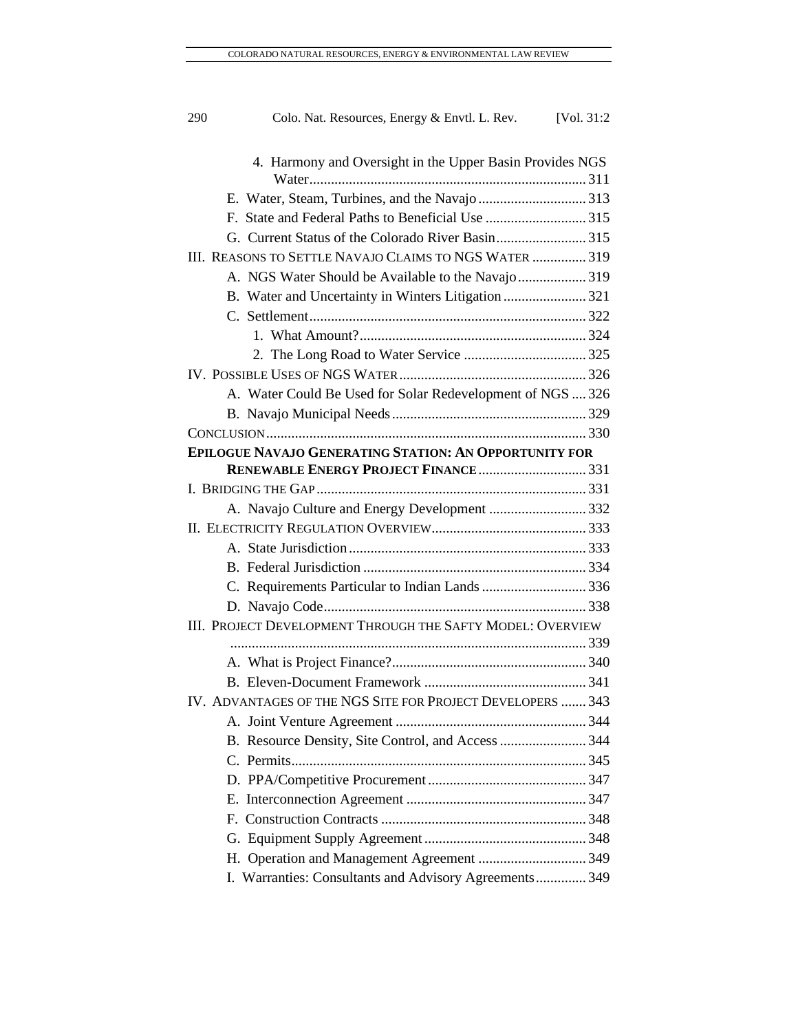4. Harmony and Oversight in the Upper Basin Provides NGS Water ........ 311

E. Water, Steam, Turbines, and the Navajo ........ 313

F. State and Federal Paths to Beneficial Use ........ 315

G. Current Status of the Colorado River Basin ........ 315

III. REASONS TO SETTLE NAVAJO CLAIMS TO NGS WATER ........ 319

A. NGS Water Should be Available to the Navajo ........ 319

B. Water and Uncertainty in Winters Litigation ........ 321

C. Settlement ........ 322

1. What Amount? ........ 324

2. The Long Road to Water Service ........ 325

IV. POSSIBLE USES OF NGS WATER ........ 326

A. Water Could Be Used for Solar Redevelopment of NGS ........ 326

B. Navajo Municipal Needs ........ 329

CONCLUSION ........ 330

**EPILOGUE NAVAJO GENERATING STATION: AN OPPORTUNITY FOR RENEWABLE ENERGY PROJECT FINANCE** ........ 331

I. BRIDGING THE GAP ........ 331

A. Navajo Culture and Energy Development ........ 332

II. ELECTRICITY REGULATION OVERVIEW ........ 333

A. State Jurisdiction ........ 333

B. Federal Jurisdiction ........ 334

C. Requirements Particular to Indian Lands ........ 336

D. Navajo Code ........ 338

III. PROJECT DEVELOPMENT THROUGH THE SAFTY MODEL: OVERVIEW ........ 339

A. What is Project Finance? ........ 340

B. Eleven-Document Framework ........ 341

IV. ADVANTAGES OF THE NGS SITE FOR PROJECT DEVELOPERS ........ 343

A. Joint Venture Agreement ........ 344

B. Resource Density, Site Control, and Access ........ 344

C. Permits ........ 345

D. PPA/Competitive Procurement ........ 347

E. Interconnection Agreement ........ 347

F. Construction Contracts ........ 348

G. Equipment Supply Agreement ........ 348

H. Operation and Management Agreement ........ 349

I. Warranties: Consultants and Advisory Agreements ........ 349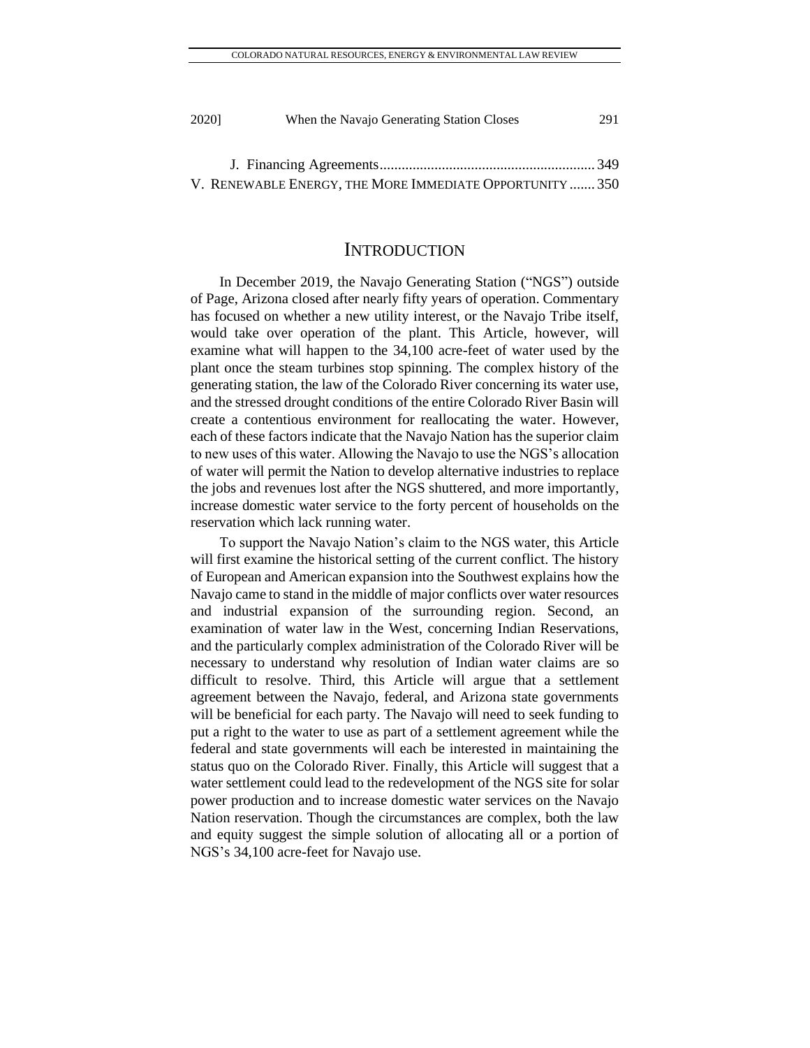J. Financing Agreements........................................................... 349

V. RENEWABLE ENERGY, THE MORE IMMEDIATE OPPORTUNITY ....... 350

# INTRODUCTION

In December 2019, the Navajo Generating Station ("NGS") outside of Page, Arizona closed after nearly fifty years of operation. Commentary has focused on whether a new utility interest, or the Navajo Tribe itself, would take over operation of the plant. This Article, however, will examine what will happen to the 34,100 acre-feet of water used by the plant once the steam turbines stop spinning. The complex history of the generating station, the law of the Colorado River concerning its water use, and the stressed drought conditions of the entire Colorado River Basin will create a contentious environment for reallocating the water. However, each of these factors indicate that the Navajo Nation has the superior claim to new uses of this water. Allowing the Navajo to use the NGS's allocation of water will permit the Nation to develop alternative industries to replace the jobs and revenues lost after the NGS shuttered, and more importantly, increase domestic water service to the forty percent of households on the reservation which lack running water.

To support the Navajo Nation's claim to the NGS water, this Article will first examine the historical setting of the current conflict. The history of European and American expansion into the Southwest explains how the Navajo came to stand in the middle of major conflicts over water resources and industrial expansion of the surrounding region. Second, an examination of water law in the West, concerning Indian Reservations, and the particularly complex administration of the Colorado River will be necessary to understand why resolution of Indian water claims are so difficult to resolve. Third, this Article will argue that a settlement agreement between the Navajo, federal, and Arizona state governments will be beneficial for each party. The Navajo will need to seek funding to put a right to the water to use as part of a settlement agreement while the federal and state governments will each be interested in maintaining the status quo on the Colorado River. Finally, this Article will suggest that a water settlement could lead to the redevelopment of the NGS site for solar power production and to increase domestic water services on the Navajo Nation reservation. Though the circumstances are complex, both the law and equity suggest the simple solution of allocating all or a portion of NGS's 34,100 acre-feet for Navajo use.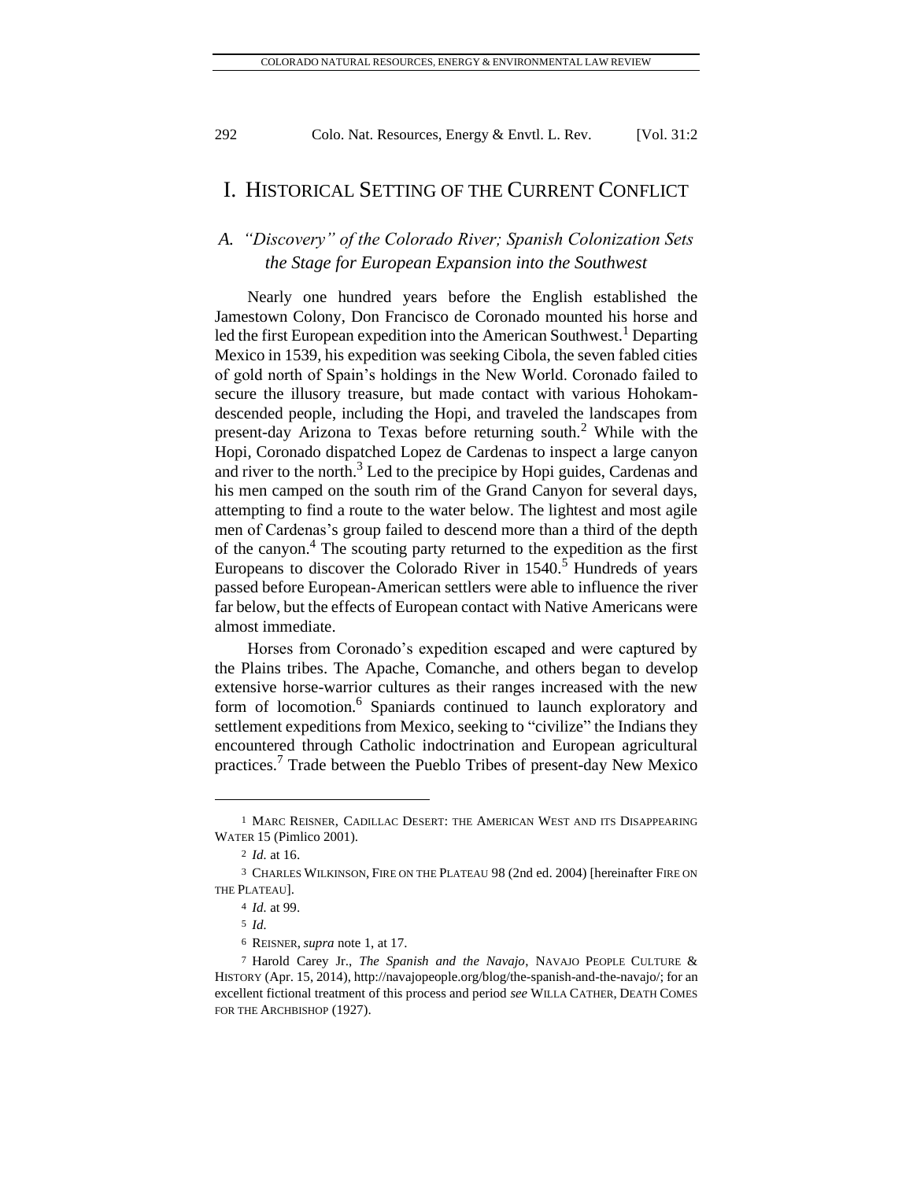# I. Historical Setting of the Current Conflict

## *A. "Discovery" of the Colorado River; Spanish Colonization Sets the Stage for European Expansion into the Southwest*

Nearly one hundred years before the English established the Jamestown Colony, Don Francisco de Coronado mounted his horse and led the first European expedition into the American Southwest.[1] Departing Mexico in 1539, his expedition was seeking Cibola, the seven fabled cities of gold north of Spain's holdings in the New World. Coronado failed to secure the illusory treasure, but made contact with various Hohokam-descended people, including the Hopi, and traveled the landscapes from present-day Arizona to Texas before returning south.[2] While with the Hopi, Coronado dispatched Lopez de Cardenas to inspect a large canyon and river to the north.[3] Led to the precipice by Hopi guides, Cardenas and his men camped on the south rim of the Grand Canyon for several days, attempting to find a route to the water below. The lightest and most agile men of Cardenas's group failed to descend more than a third of the depth of the canyon.[4] The scouting party returned to the expedition as the first Europeans to discover the Colorado River in 1540.[5] Hundreds of years passed before European-American settlers were able to influence the river far below, but the effects of European contact with Native Americans were almost immediate.

Horses from Coronado's expedition escaped and were captured by the Plains tribes. The Apache, Comanche, and others began to develop extensive horse-warrior cultures as their ranges increased with the new form of locomotion.[6] Spaniards continued to launch exploratory and settlement expeditions from Mexico, seeking to "civilize" the Indians they encountered through Catholic indoctrination and European agricultural practices.[7] Trade between the Pueblo Tribes of present-day New Mexico

---

1 MARC REISNER, CADILLAC DESERT: THE AMERICAN WEST AND ITS DISAPPEARING WATER 15 (Pimlico 2001).

2 *Id.* at 16.

3 CHARLES WILKINSON, FIRE ON THE PLATEAU 98 (2nd ed. 2004) [hereinafter FIRE ON THE PLATEAU].

4 *Id.* at 99.

5 *Id.*

6 REISNER, *supra* note 1, at 17.

7 Harold Carey Jr., *The Spanish and the Navajo*, NAVAJO PEOPLE CULTURE & HISTORY (Apr. 15, 2014), http://navajopeople.org/blog/the-spanish-and-the-navajo/; for an excellent fictional treatment of this process and period *see* WILLA CATHER, DEATH COMES FOR THE ARCHBISHOP (1927).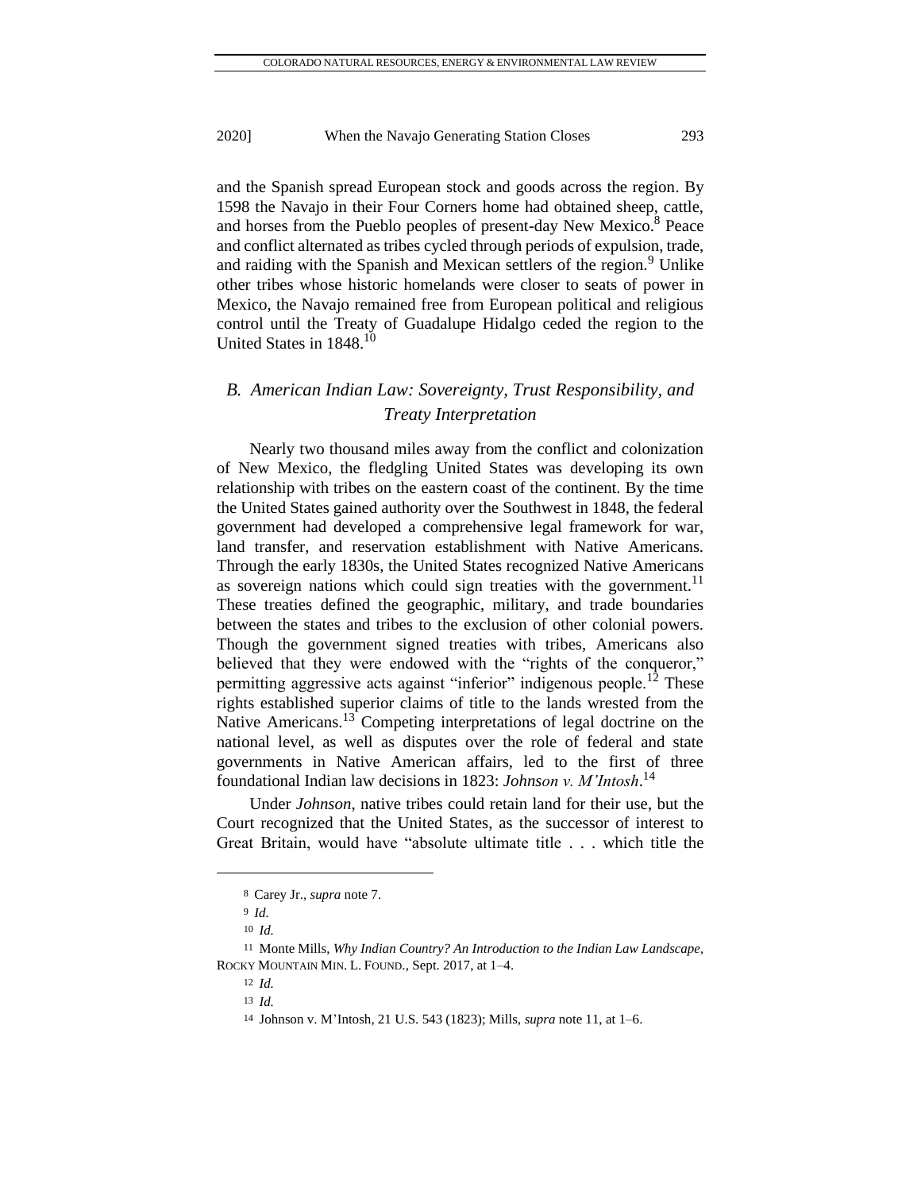and the Spanish spread European stock and goods across the region. By 1598 the Navajo in their Four Corners home had obtained sheep, cattle, and horses from the Pueblo peoples of present-day New Mexico.[8] Peace and conflict alternated as tribes cycled through periods of expulsion, trade, and raiding with the Spanish and Mexican settlers of the region.[9] Unlike other tribes whose historic homelands were closer to seats of power in Mexico, the Navajo remained free from European political and religious control until the Treaty of Guadalupe Hidalgo ceded the region to the United States in 1848.[10]

### *B. American Indian Law: Sovereignty, Trust Responsibility, and Treaty Interpretation*

Nearly two thousand miles away from the conflict and colonization of New Mexico, the fledgling United States was developing its own relationship with tribes on the eastern coast of the continent. By the time the United States gained authority over the Southwest in 1848, the federal government had developed a comprehensive legal framework for war, land transfer, and reservation establishment with Native Americans. Through the early 1830s, the United States recognized Native Americans as sovereign nations which could sign treaties with the government.[11] These treaties defined the geographic, military, and trade boundaries between the states and tribes to the exclusion of other colonial powers. Though the government signed treaties with tribes, Americans also believed that they were endowed with the "rights of the conqueror," permitting aggressive acts against "inferior" indigenous people.[12] These rights established superior claims of title to the lands wrested from the Native Americans.[13] Competing interpretations of legal doctrine on the national level, as well as disputes over the role of federal and state governments in Native American affairs, led to the first of three foundational Indian law decisions in 1823: *Johnson v. M'Intosh*.[14]

Under *Johnson*, native tribes could retain land for their use, but the Court recognized that the United States, as the successor of interest to Great Britain, would have "absolute ultimate title . . . which title the

---

8 Carey Jr., *supra* note 7.

9 *Id.*

10 *Id.*

11 Monte Mills, *Why Indian Country? An Introduction to the Indian Law Landscape*, ROCKY MOUNTAIN MIN. L. FOUND., Sept. 2017, at 1–4.

12 *Id.*

13 *Id.*

14 Johnson v. M'Intosh, 21 U.S. 543 (1823); Mills, *supra* note 11, at 1–6.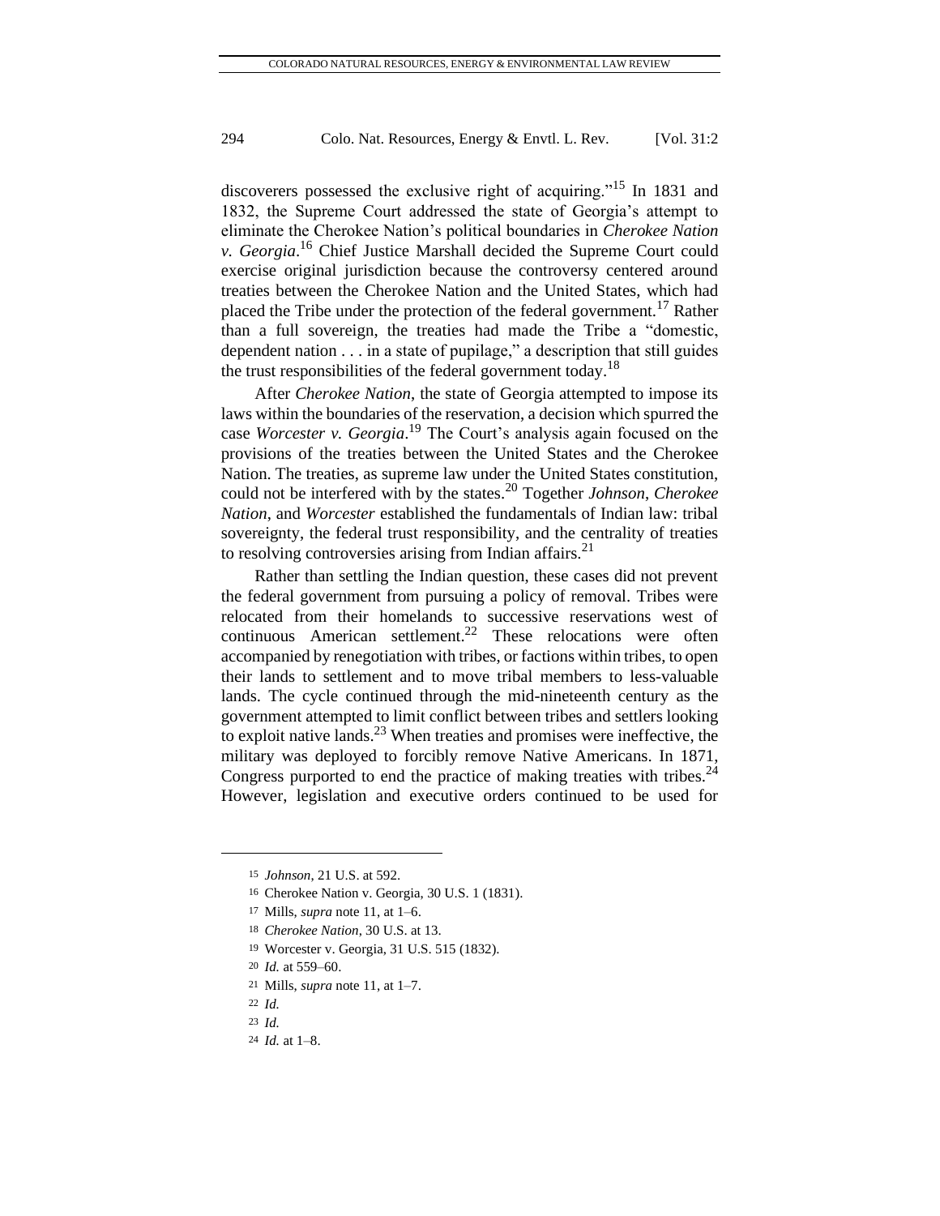discoverers possessed the exclusive right of acquiring."[15] In 1831 and 1832, the Supreme Court addressed the state of Georgia's attempt to eliminate the Cherokee Nation's political boundaries in *Cherokee Nation v. Georgia*.[16] Chief Justice Marshall decided the Supreme Court could exercise original jurisdiction because the controversy centered around treaties between the Cherokee Nation and the United States, which had placed the Tribe under the protection of the federal government.[17] Rather than a full sovereign, the treaties had made the Tribe a "domestic, dependent nation . . . in a state of pupilage," a description that still guides the trust responsibilities of the federal government today.[18]

After *Cherokee Nation*, the state of Georgia attempted to impose its laws within the boundaries of the reservation, a decision which spurred the case *Worcester v. Georgia*.[19] The Court's analysis again focused on the provisions of the treaties between the United States and the Cherokee Nation. The treaties, as supreme law under the United States constitution, could not be interfered with by the states.[20] Together *Johnson*, *Cherokee Nation*, and *Worcester* established the fundamentals of Indian law: tribal sovereignty, the federal trust responsibility, and the centrality of treaties to resolving controversies arising from Indian affairs.[21]

Rather than settling the Indian question, these cases did not prevent the federal government from pursuing a policy of removal. Tribes were relocated from their homelands to successive reservations west of continuous American settlement.[22] These relocations were often accompanied by renegotiation with tribes, or factions within tribes, to open their lands to settlement and to move tribal members to less-valuable lands. The cycle continued through the mid-nineteenth century as the government attempted to limit conflict between tribes and settlers looking to exploit native lands.[23] When treaties and promises were ineffective, the military was deployed to forcibly remove Native Americans. In 1871, Congress purported to end the practice of making treaties with tribes.[24] However, legislation and executive orders continued to be used for

---

15 *Johnson*, 21 U.S. at 592.

16 Cherokee Nation v. Georgia, 30 U.S. 1 (1831).

17 Mills, *supra* note 11, at 1–6.

18 *Cherokee Nation*, 30 U.S. at 13.

19 Worcester v. Georgia, 31 U.S. 515 (1832).

20 *Id.* at 559–60.

21 Mills, *supra* note 11, at 1–7.

22 *Id.*

23 *Id.*

24 *Id.* at 1–8.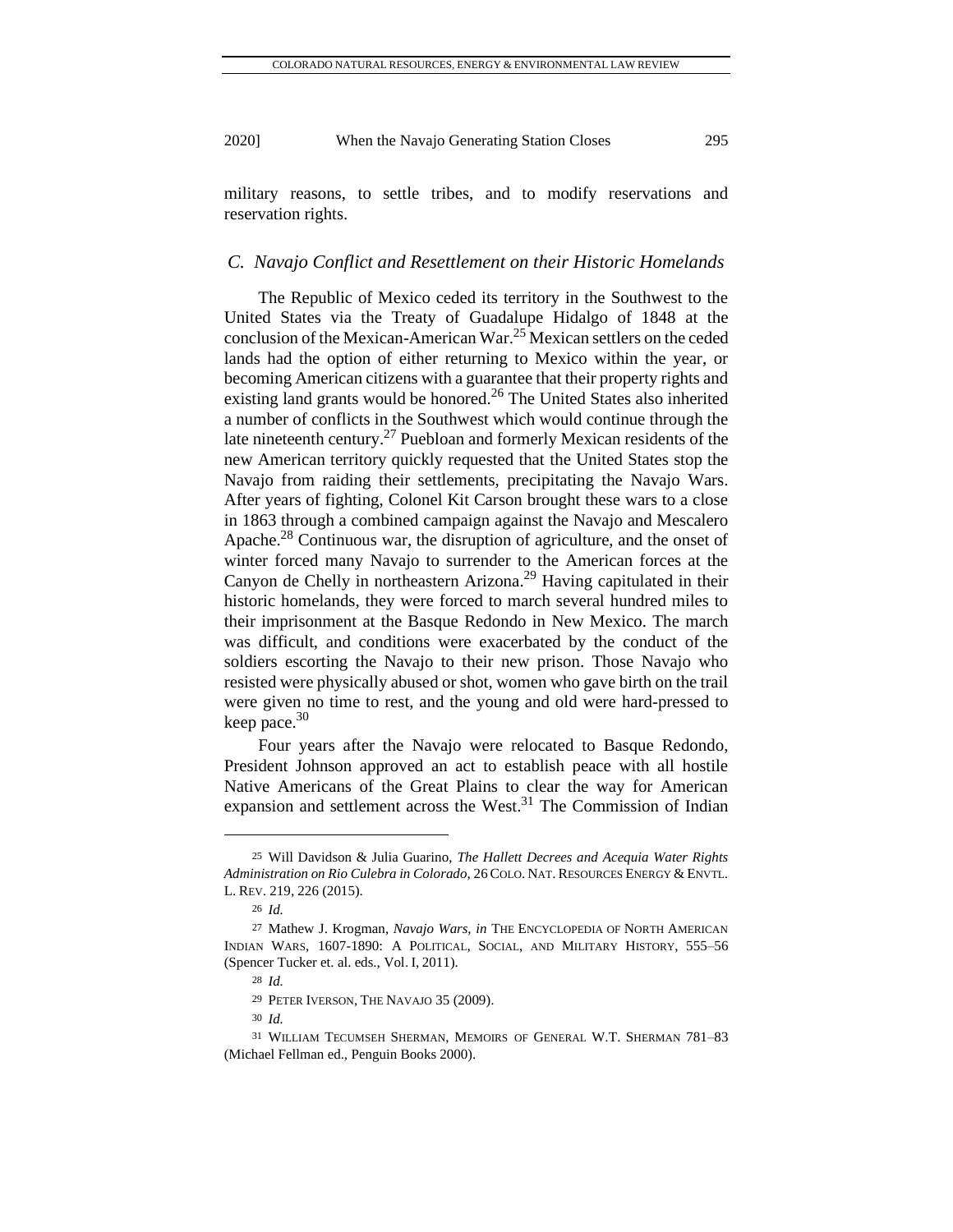military reasons, to settle tribes, and to modify reservations and reservation rights.

### *C. Navajo Conflict and Resettlement on their Historic Homelands*

The Republic of Mexico ceded its territory in the Southwest to the United States via the Treaty of Guadalupe Hidalgo of 1848 at the conclusion of the Mexican-American War.[25] Mexican settlers on the ceded lands had the option of either returning to Mexico within the year, or becoming American citizens with a guarantee that their property rights and existing land grants would be honored.[26] The United States also inherited a number of conflicts in the Southwest which would continue through the late nineteenth century.[27] Puebloan and formerly Mexican residents of the new American territory quickly requested that the United States stop the Navajo from raiding their settlements, precipitating the Navajo Wars. After years of fighting, Colonel Kit Carson brought these wars to a close in 1863 through a combined campaign against the Navajo and Mescalero Apache.[28] Continuous war, the disruption of agriculture, and the onset of winter forced many Navajo to surrender to the American forces at the Canyon de Chelly in northeastern Arizona.[29] Having capitulated in their historic homelands, they were forced to march several hundred miles to their imprisonment at the Basque Redondo in New Mexico. The march was difficult, and conditions were exacerbated by the conduct of the soldiers escorting the Navajo to their new prison. Those Navajo who resisted were physically abused or shot, women who gave birth on the trail were given no time to rest, and the young and old were hard-pressed to keep pace.[30]

Four years after the Navajo were relocated to Basque Redondo, President Johnson approved an act to establish peace with all hostile Native Americans of the Great Plains to clear the way for American expansion and settlement across the West.[31] The Commission of Indian

---

25 Will Davidson & Julia Guarino, *The Hallett Decrees and Acequia Water Rights Administration on Rio Culebra in Colorado*, 26 COLO. NAT. RESOURCES ENERGY & ENVTL. L. REV. 219, 226 (2015).

26 *Id.*

27 Mathew J. Krogman, *Navajo Wars*, *in* THE ENCYCLOPEDIA OF NORTH AMERICAN INDIAN WARS, 1607-1890: A POLITICAL, SOCIAL, AND MILITARY HISTORY, 555–56 (Spencer Tucker et. al. eds., Vol. I, 2011).

28 *Id.*

29 PETER IVERSON, THE NAVAJO 35 (2009).

30 *Id.*

31 WILLIAM TECUMSEH SHERMAN, MEMOIRS OF GENERAL W.T. SHERMAN 781–83 (Michael Fellman ed., Penguin Books 2000).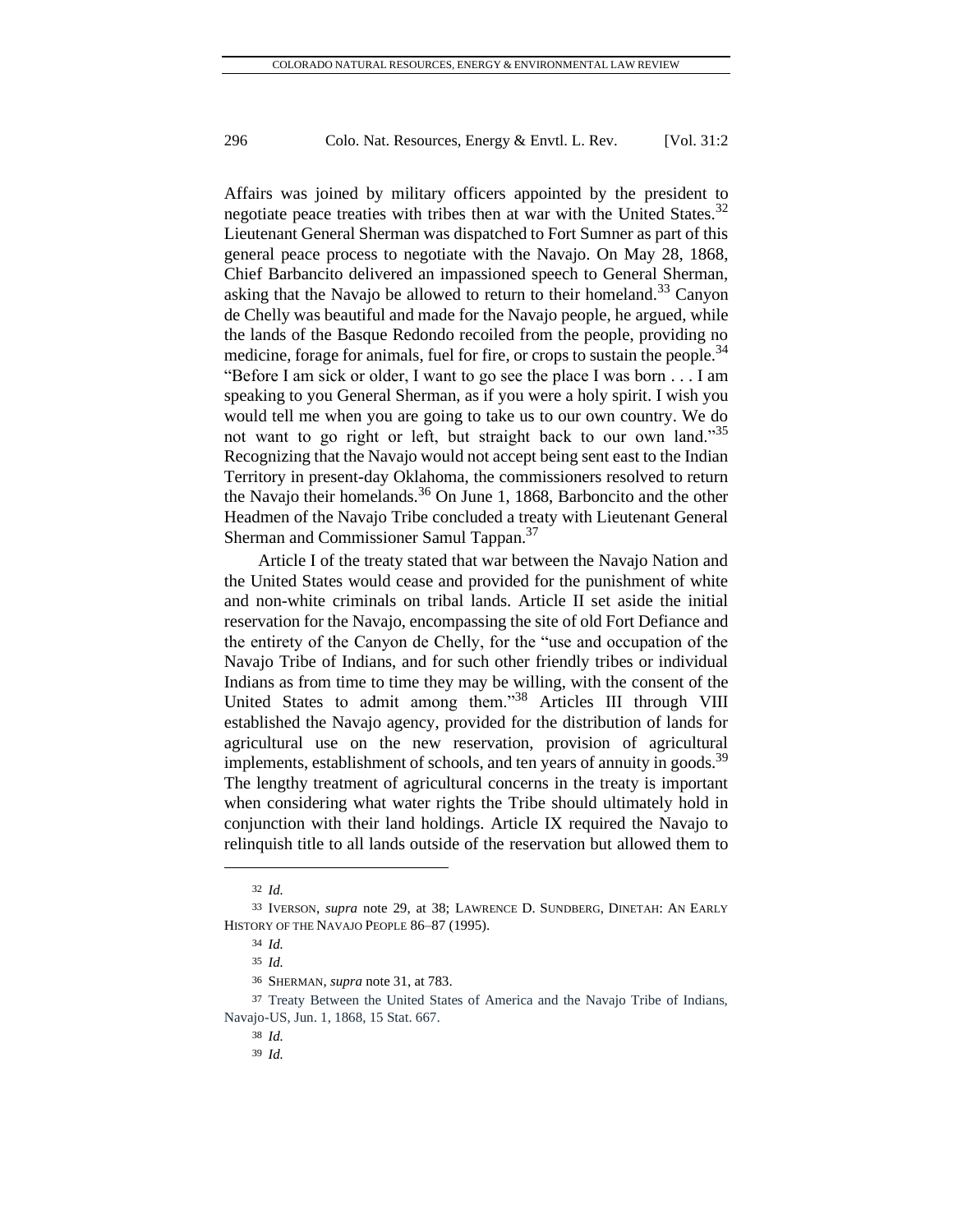Affairs was joined by military officers appointed by the president to negotiate peace treaties with tribes then at war with the United States.[32] Lieutenant General Sherman was dispatched to Fort Sumner as part of this general peace process to negotiate with the Navajo. On May 28, 1868, Chief Barbancito delivered an impassioned speech to General Sherman, asking that the Navajo be allowed to return to their homeland.[33] Canyon de Chelly was beautiful and made for the Navajo people, he argued, while the lands of the Basque Redondo recoiled from the people, providing no medicine, forage for animals, fuel for fire, or crops to sustain the people.[34] "Before I am sick or older, I want to go see the place I was born . . . I am speaking to you General Sherman, as if you were a holy spirit. I wish you would tell me when you are going to take us to our own country. We do not want to go right or left, but straight back to our own land."[35] Recognizing that the Navajo would not accept being sent east to the Indian Territory in present-day Oklahoma, the commissioners resolved to return the Navajo their homelands.[36] On June 1, 1868, Barboncito and the other Headmen of the Navajo Tribe concluded a treaty with Lieutenant General Sherman and Commissioner Samul Tappan.[37]

Article I of the treaty stated that war between the Navajo Nation and the United States would cease and provided for the punishment of white and non-white criminals on tribal lands. Article II set aside the initial reservation for the Navajo, encompassing the site of old Fort Defiance and the entirety of the Canyon de Chelly, for the "use and occupation of the Navajo Tribe of Indians, and for such other friendly tribes or individual Indians as from time to time they may be willing, with the consent of the United States to admit among them."[38] Articles III through VIII established the Navajo agency, provided for the distribution of lands for agricultural use on the new reservation, provision of agricultural implements, establishment of schools, and ten years of annuity in goods.[39] The lengthy treatment of agricultural concerns in the treaty is important when considering what water rights the Tribe should ultimately hold in conjunction with their land holdings. Article IX required the Navajo to relinquish title to all lands outside of the reservation but allowed them to

---

32 *Id.*

33 IVERSON, *supra* note 29, at 38; LAWRENCE D. SUNDBERG, DINETAH: AN EARLY HISTORY OF THE NAVAJO PEOPLE 86–87 (1995).

34 *Id.*

35 *Id.*

36 SHERMAN, *supra* note 31, at 783.

37 Treaty Between the United States of America and the Navajo Tribe of Indians, Navajo-US, Jun. 1, 1868, 15 Stat. 667.

38 *Id.*

39 *Id.*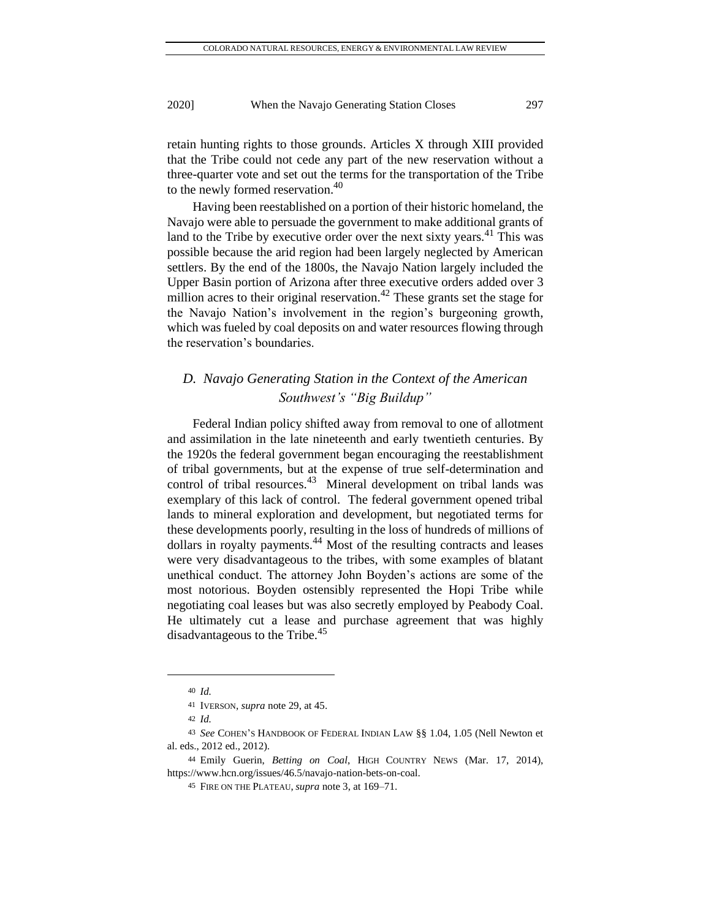retain hunting rights to those grounds. Articles X through XIII provided that the Tribe could not cede any part of the new reservation without a three-quarter vote and set out the terms for the transportation of the Tribe to the newly formed reservation.[40]

Having been reestablished on a portion of their historic homeland, the Navajo were able to persuade the government to make additional grants of land to the Tribe by executive order over the next sixty years.[41] This was possible because the arid region had been largely neglected by American settlers. By the end of the 1800s, the Navajo Nation largely included the Upper Basin portion of Arizona after three executive orders added over 3 million acres to their original reservation.[42] These grants set the stage for the Navajo Nation's involvement in the region's burgeoning growth, which was fueled by coal deposits on and water resources flowing through the reservation's boundaries.

### *D. Navajo Generating Station in the Context of the American Southwest's "Big Buildup"*

Federal Indian policy shifted away from removal to one of allotment and assimilation in the late nineteenth and early twentieth centuries. By the 1920s the federal government began encouraging the reestablishment of tribal governments, but at the expense of true self-determination and control of tribal resources.[43] Mineral development on tribal lands was exemplary of this lack of control. The federal government opened tribal lands to mineral exploration and development, but negotiated terms for these developments poorly, resulting in the loss of hundreds of millions of dollars in royalty payments.[44] Most of the resulting contracts and leases were very disadvantageous to the tribes, with some examples of blatant unethical conduct. The attorney John Boyden's actions are some of the most notorious. Boyden ostensibly represented the Hopi Tribe while negotiating coal leases but was also secretly employed by Peabody Coal. He ultimately cut a lease and purchase agreement that was highly disadvantageous to the Tribe.[45]

---

[40] *Id.*

[41] IVERSON, *supra* note 29, at 45.

[42] *Id.*

[43] *See* COHEN'S HANDBOOK OF FEDERAL INDIAN LAW §§ 1.04, 1.05 (Nell Newton et al. eds., 2012 ed., 2012).

[44] Emily Guerin, *Betting on Coal*, HIGH COUNTRY NEWS (Mar. 17, 2014), https://www.hcn.org/issues/46.5/navajo-nation-bets-on-coal.

[45] FIRE ON THE PLATEAU, *supra* note 3, at 169–71.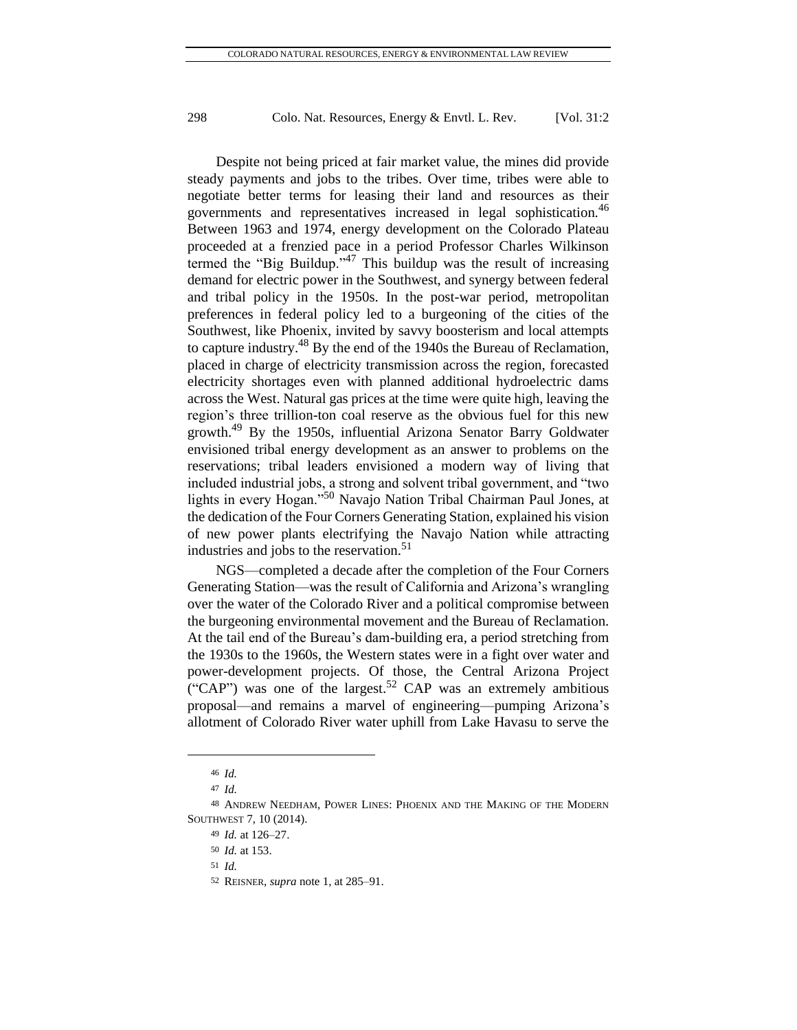Despite not being priced at fair market value, the mines did provide steady payments and jobs to the tribes. Over time, tribes were able to negotiate better terms for leasing their land and resources as their governments and representatives increased in legal sophistication.[46] Between 1963 and 1974, energy development on the Colorado Plateau proceeded at a frenzied pace in a period Professor Charles Wilkinson termed the "Big Buildup."[47] This buildup was the result of increasing demand for electric power in the Southwest, and synergy between federal and tribal policy in the 1950s. In the post-war period, metropolitan preferences in federal policy led to a burgeoning of the cities of the Southwest, like Phoenix, invited by savvy boosterism and local attempts to capture industry.[48] By the end of the 1940s the Bureau of Reclamation, placed in charge of electricity transmission across the region, forecasted electricity shortages even with planned additional hydroelectric dams across the West. Natural gas prices at the time were quite high, leaving the region's three trillion-ton coal reserve as the obvious fuel for this new growth.[49] By the 1950s, influential Arizona Senator Barry Goldwater envisioned tribal energy development as an answer to problems on the reservations; tribal leaders envisioned a modern way of living that included industrial jobs, a strong and solvent tribal government, and "two lights in every Hogan."[50] Navajo Nation Tribal Chairman Paul Jones, at the dedication of the Four Corners Generating Station, explained his vision of new power plants electrifying the Navajo Nation while attracting industries and jobs to the reservation.[51]

NGS—completed a decade after the completion of the Four Corners Generating Station—was the result of California and Arizona's wrangling over the water of the Colorado River and a political compromise between the burgeoning environmental movement and the Bureau of Reclamation. At the tail end of the Bureau's dam-building era, a period stretching from the 1930s to the 1960s, the Western states were in a fight over water and power-development projects. Of those, the Central Arizona Project ("CAP") was one of the largest.[52] CAP was an extremely ambitious proposal—and remains a marvel of engineering—pumping Arizona's allotment of Colorado River water uphill from Lake Havasu to serve the

---

46 *Id.*

47 *Id.*

48 ANDREW NEEDHAM, POWER LINES: PHOENIX AND THE MAKING OF THE MODERN SOUTHWEST 7, 10 (2014).

49 *Id.* at 126–27.

50 *Id.* at 153.

51 *Id.*

52 REISNER, *supra* note 1, at 285–91.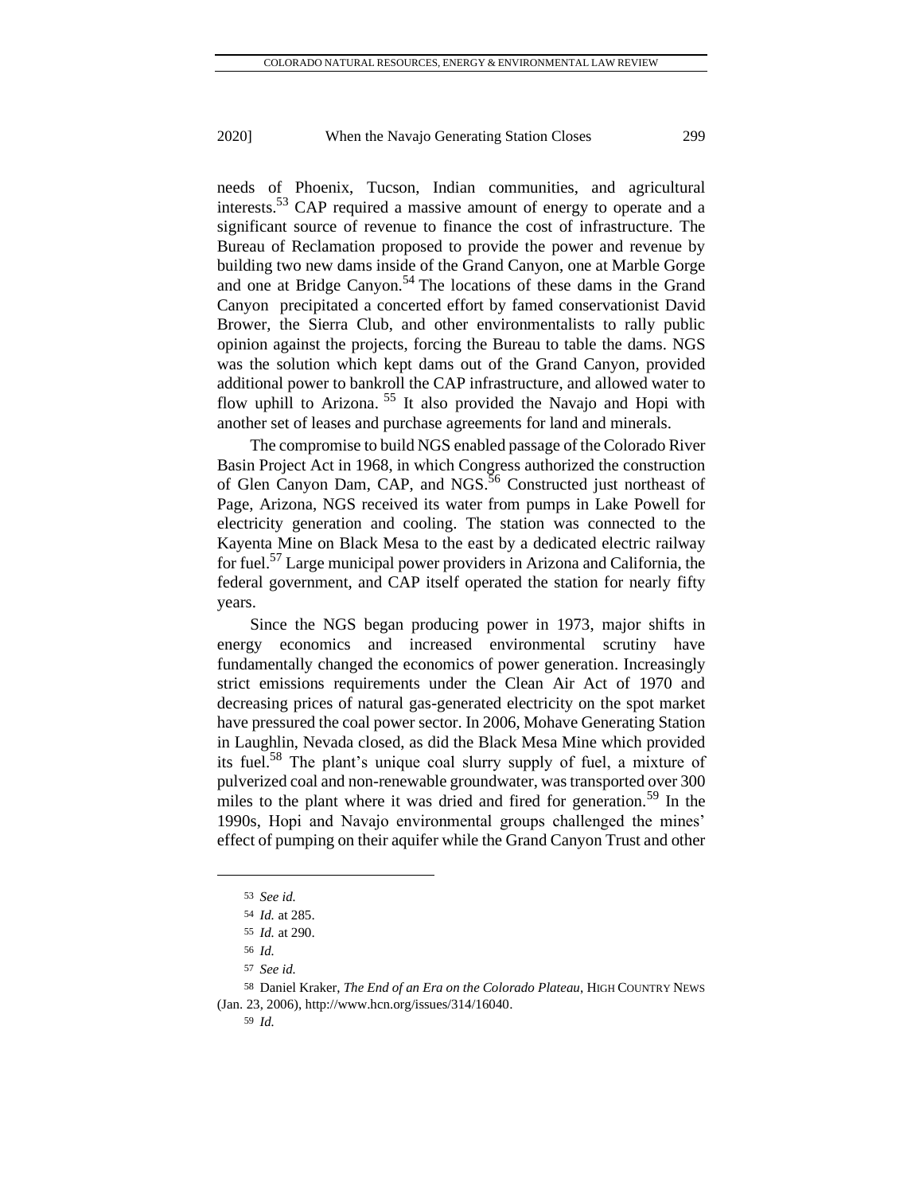needs of Phoenix, Tucson, Indian communities, and agricultural interests.[53] CAP required a massive amount of energy to operate and a significant source of revenue to finance the cost of infrastructure. The Bureau of Reclamation proposed to provide the power and revenue by building two new dams inside of the Grand Canyon, one at Marble Gorge and one at Bridge Canyon.[54] The locations of these dams in the Grand Canyon precipitated a concerted effort by famed conservationist David Brower, the Sierra Club, and other environmentalists to rally public opinion against the projects, forcing the Bureau to table the dams. NGS was the solution which kept dams out of the Grand Canyon, provided additional power to bankroll the CAP infrastructure, and allowed water to flow uphill to Arizona.[55] It also provided the Navajo and Hopi with another set of leases and purchase agreements for land and minerals.

The compromise to build NGS enabled passage of the Colorado River Basin Project Act in 1968, in which Congress authorized the construction of Glen Canyon Dam, CAP, and NGS.[56] Constructed just northeast of Page, Arizona, NGS received its water from pumps in Lake Powell for electricity generation and cooling. The station was connected to the Kayenta Mine on Black Mesa to the east by a dedicated electric railway for fuel.[57] Large municipal power providers in Arizona and California, the federal government, and CAP itself operated the station for nearly fifty years.

Since the NGS began producing power in 1973, major shifts in energy economics and increased environmental scrutiny have fundamentally changed the economics of power generation. Increasingly strict emissions requirements under the Clean Air Act of 1970 and decreasing prices of natural gas-generated electricity on the spot market have pressured the coal power sector. In 2006, Mohave Generating Station in Laughlin, Nevada closed, as did the Black Mesa Mine which provided its fuel.[58] The plant's unique coal slurry supply of fuel, a mixture of pulverized coal and non-renewable groundwater, was transported over 300 miles to the plant where it was dried and fired for generation.[59] In the 1990s, Hopi and Navajo environmental groups challenged the mines' effect of pumping on their aquifer while the Grand Canyon Trust and other

---

53 *See id.*

54 *Id.* at 285.

55 *Id.* at 290.

56 *Id.*

57 *See id.*

58 Daniel Kraker, *The End of an Era on the Colorado Plateau*, HIGH COUNTRY NEWS (Jan. 23, 2006), http://www.hcn.org/issues/314/16040.

59 *Id.*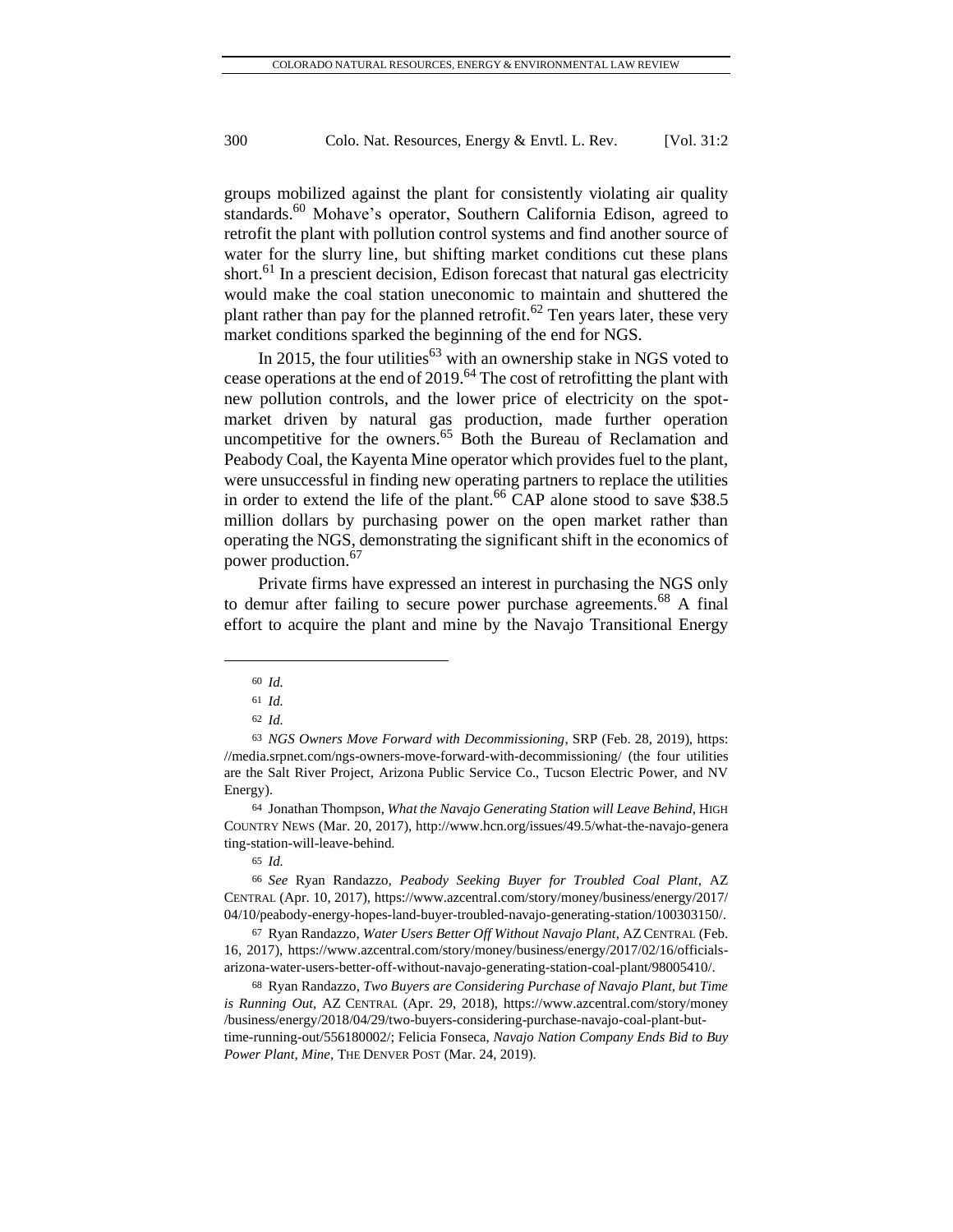groups mobilized against the plant for consistently violating air quality standards.[60] Mohave's operator, Southern California Edison, agreed to retrofit the plant with pollution control systems and find another source of water for the slurry line, but shifting market conditions cut these plans short.[61] In a prescient decision, Edison forecast that natural gas electricity would make the coal station uneconomic to maintain and shuttered the plant rather than pay for the planned retrofit.[62] Ten years later, these very market conditions sparked the beginning of the end for NGS.

In 2015, the four utilities[63] with an ownership stake in NGS voted to cease operations at the end of 2019.[64] The cost of retrofitting the plant with new pollution controls, and the lower price of electricity on the spot-market driven by natural gas production, made further operation uncompetitive for the owners.[65] Both the Bureau of Reclamation and Peabody Coal, the Kayenta Mine operator which provides fuel to the plant, were unsuccessful in finding new operating partners to replace the utilities in order to extend the life of the plant.[66] CAP alone stood to save $38.5 million dollars by purchasing power on the open market rather than operating the NGS, demonstrating the significant shift in the economics of power production.[67]

Private firms have expressed an interest in purchasing the NGS only to demur after failing to secure power purchase agreements.[68] A final effort to acquire the plant and mine by the Navajo Transitional Energy

---

60 *Id.*

61 *Id.*

62 *Id.*

63 *NGS Owners Move Forward with Decommissioning*, SRP (Feb. 28, 2019), https://media.srpnet.com/ngs-owners-move-forward-with-decommissioning/ (the four utilities are the Salt River Project, Arizona Public Service Co., Tucson Electric Power, and NV Energy).

64 Jonathan Thompson, *What the Navajo Generating Station will Leave Behind*, HIGH COUNTRY NEWS (Mar. 20, 2017), http://www.hcn.org/issues/49.5/what-the-navajo-generating-station-will-leave-behind.

65 *Id.*

66 *See* Ryan Randazzo, *Peabody Seeking Buyer for Troubled Coal Plant*, AZ CENTRAL (Apr. 10, 2017), https://www.azcentral.com/story/money/business/energy/2017/04/10/peabody-energy-hopes-land-buyer-troubled-navajo-generating-station/100303150/.

67 Ryan Randazzo, *Water Users Better Off Without Navajo Plant*, AZ CENTRAL (Feb. 16, 2017), https://www.azcentral.com/story/money/business/energy/2017/02/16/officials-arizona-water-users-better-off-without-navajo-generating-station-coal-plant/98005410/.

68 Ryan Randazzo, *Two Buyers are Considering Purchase of Navajo Plant, but Time is Running Out*, AZ CENTRAL (Apr. 29, 2018), https://www.azcentral.com/story/money/business/energy/2018/04/29/two-buyers-considering-purchase-navajo-coal-plant-but-time-running-out/556180002/; Felicia Fonseca, *Navajo Nation Company Ends Bid to Buy Power Plant, Mine*, THE DENVER POST (Mar. 24, 2019).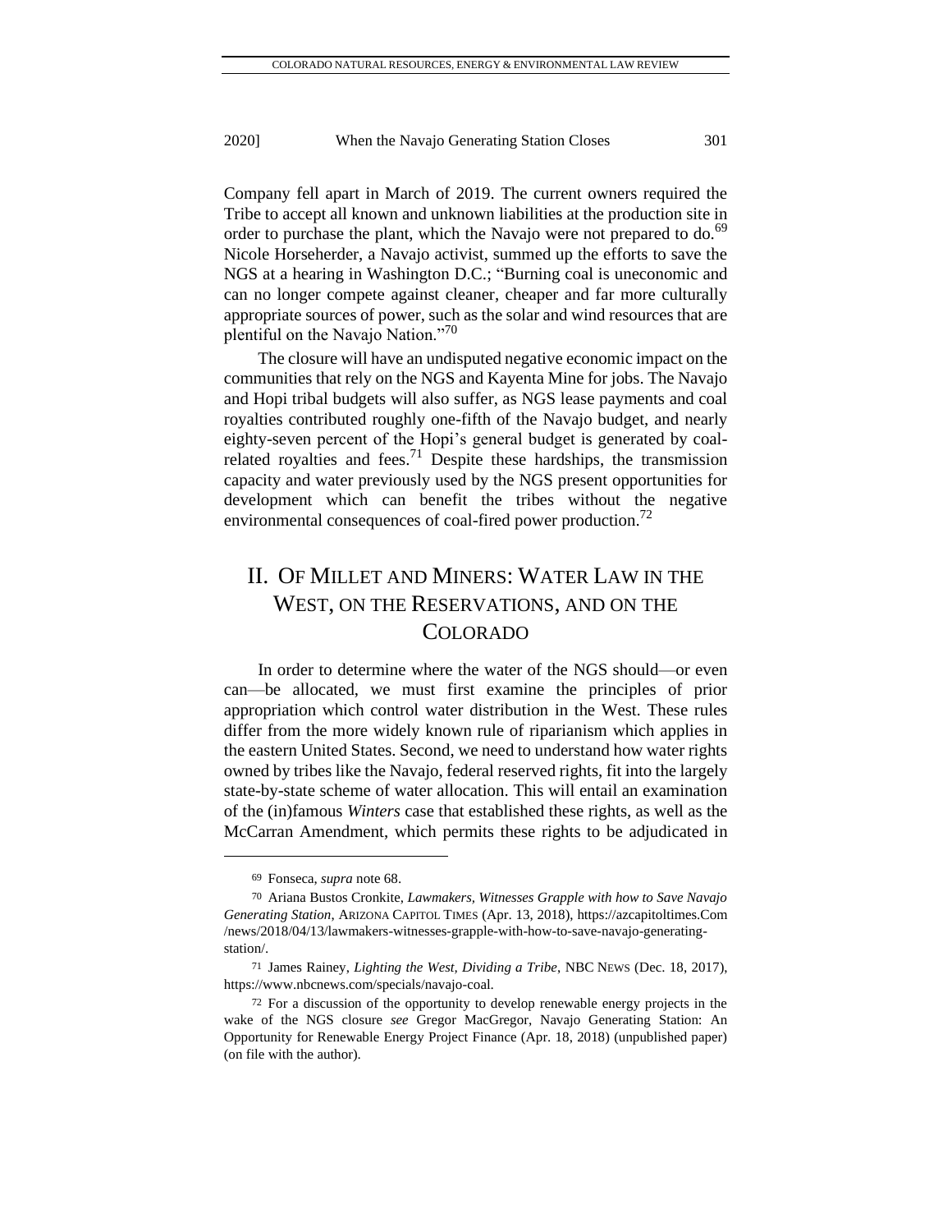Company fell apart in March of 2019. The current owners required the Tribe to accept all known and unknown liabilities at the production site in order to purchase the plant, which the Navajo were not prepared to do.[69] Nicole Horseherder, a Navajo activist, summed up the efforts to save the NGS at a hearing in Washington D.C.; "Burning coal is uneconomic and can no longer compete against cleaner, cheaper and far more culturally appropriate sources of power, such as the solar and wind resources that are plentiful on the Navajo Nation."[70]

The closure will have an undisputed negative economic impact on the communities that rely on the NGS and Kayenta Mine for jobs. The Navajo and Hopi tribal budgets will also suffer, as NGS lease payments and coal royalties contributed roughly one-fifth of the Navajo budget, and nearly eighty-seven percent of the Hopi's general budget is generated by coal-related royalties and fees.[71] Despite these hardships, the transmission capacity and water previously used by the NGS present opportunities for development which can benefit the tribes without the negative environmental consequences of coal-fired power production.[72]

## II. Of Millet and Miners: Water Law in the West, on the Reservations, and on the Colorado

In order to determine where the water of the NGS should—or even can—be allocated, we must first examine the principles of prior appropriation which control water distribution in the West. These rules differ from the more widely known rule of riparianism which applies in the eastern United States. Second, we need to understand how water rights owned by tribes like the Navajo, federal reserved rights, fit into the largely state-by-state scheme of water allocation. This will entail an examination of the (in)famous *Winters* case that established these rights, as well as the McCarran Amendment, which permits these rights to be adjudicated in

---

69 Fonseca, *supra* note 68.

70 Ariana Bustos Cronkite, *Lawmakers, Witnesses Grapple with how to Save Navajo Generating Station*, ARIZONA CAPITOL TIMES (Apr. 13, 2018), https://azcapitoltimes.Com/news/2018/04/13/lawmakers-witnesses-grapple-with-how-to-save-navajo-generating-station/.

71 James Rainey, *Lighting the West, Dividing a Tribe*, NBC NEWS (Dec. 18, 2017), https://www.nbcnews.com/specials/navajo-coal.

72 For a discussion of the opportunity to develop renewable energy projects in the wake of the NGS closure *see* Gregor MacGregor, Navajo Generating Station: An Opportunity for Renewable Energy Project Finance (Apr. 18, 2018) (unpublished paper) (on file with the author).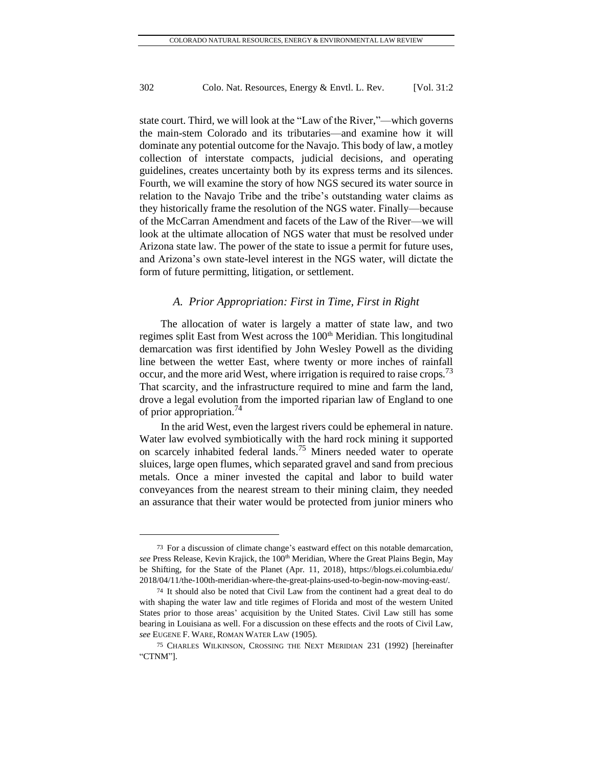state court. Third, we will look at the "Law of the River,"—which governs the main-stem Colorado and its tributaries—and examine how it will dominate any potential outcome for the Navajo. This body of law, a motley collection of interstate compacts, judicial decisions, and operating guidelines, creates uncertainty both by its express terms and its silences. Fourth, we will examine the story of how NGS secured its water source in relation to the Navajo Tribe and the tribe's outstanding water claims as they historically frame the resolution of the NGS water. Finally—because of the McCarran Amendment and facets of the Law of the River—we will look at the ultimate allocation of NGS water that must be resolved under Arizona state law. The power of the state to issue a permit for future uses, and Arizona's own state-level interest in the NGS water, will dictate the form of future permitting, litigation, or settlement.

### *A. Prior Appropriation: First in Time, First in Right*

The allocation of water is largely a matter of state law, and two regimes split East from West across the 100th Meridian. This longitudinal demarcation was first identified by John Wesley Powell as the dividing line between the wetter East, where twenty or more inches of rainfall occur, and the more arid West, where irrigation is required to raise crops.[73] That scarcity, and the infrastructure required to mine and farm the land, drove a legal evolution from the imported riparian law of England to one of prior appropriation.[74]

In the arid West, even the largest rivers could be ephemeral in nature. Water law evolved symbiotically with the hard rock mining it supported on scarcely inhabited federal lands.[75] Miners needed water to operate sluices, large open flumes, which separated gravel and sand from precious metals. Once a miner invested the capital and labor to build water conveyances from the nearest stream to their mining claim, they needed an assurance that their water would be protected from junior miners who

---

[73] For a discussion of climate change's eastward effect on this notable demarcation, *see* Press Release, Kevin Krajick, the 100th Meridian, Where the Great Plains Begin, May be Shifting, for the State of the Planet (Apr. 11, 2018), https://blogs.ei.columbia.edu/2018/04/11/the-100th-meridian-where-the-great-plains-used-to-begin-now-moving-east/.

[74] It should also be noted that Civil Law from the continent had a great deal to do with shaping the water law and title regimes of Florida and most of the western United States prior to those areas' acquisition by the United States. Civil Law still has some bearing in Louisiana as well. For a discussion on these effects and the roots of Civil Law, *see* EUGENE F. WARE, ROMAN WATER LAW (1905).

[75] CHARLES WILKINSON, CROSSING THE NEXT MERIDIAN 231 (1992) [hereinafter "CTNM"].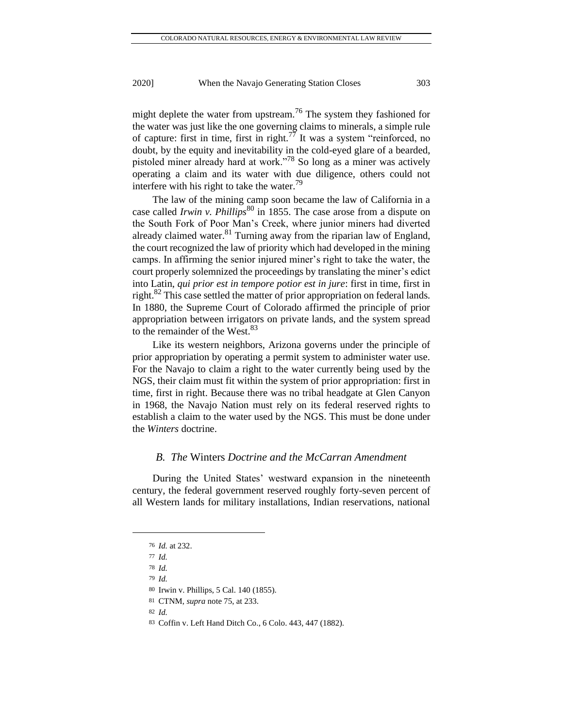might deplete the water from upstream.[76] The system they fashioned for the water was just like the one governing claims to minerals, a simple rule of capture: first in time, first in right.[77] It was a system "reinforced, no doubt, by the equity and inevitability in the cold-eyed glare of a bearded, pistoled miner already hard at work."[78] So long as a miner was actively operating a claim and its water with due diligence, others could not interfere with his right to take the water.[79]

The law of the mining camp soon became the law of California in a case called *Irwin v. Phillips*[80] in 1855. The case arose from a dispute on the South Fork of Poor Man's Creek, where junior miners had diverted already claimed water.[81] Turning away from the riparian law of England, the court recognized the law of priority which had developed in the mining camps. In affirming the senior injured miner's right to take the water, the court properly solemnized the proceedings by translating the miner's edict into Latin, *qui prior est in tempore potior est in jure*: first in time, first in right.[82] This case settled the matter of prior appropriation on federal lands. In 1880, the Supreme Court of Colorado affirmed the principle of prior appropriation between irrigators on private lands, and the system spread to the remainder of the West.[83]

Like its western neighbors, Arizona governs under the principle of prior appropriation by operating a permit system to administer water use. For the Navajo to claim a right to the water currently being used by the NGS, their claim must fit within the system of prior appropriation: first in time, first in right. Because there was no tribal headgate at Glen Canyon in 1968, the Navajo Nation must rely on its federal reserved rights to establish a claim to the water used by the NGS. This must be done under the *Winters* doctrine.

### *B. The* Winters *Doctrine and the McCarran Amendment*

During the United States' westward expansion in the nineteenth century, the federal government reserved roughly forty-seven percent of all Western lands for military installations, Indian reservations, national

---

76 *Id.* at 232.

77 *Id.*

78 *Id.*

79 *Id.*

80 Irwin v. Phillips, 5 Cal. 140 (1855).

81 CTNM, *supra* note 75, at 233.

82 *Id.*

83 Coffin v. Left Hand Ditch Co., 6 Colo. 443, 447 (1882).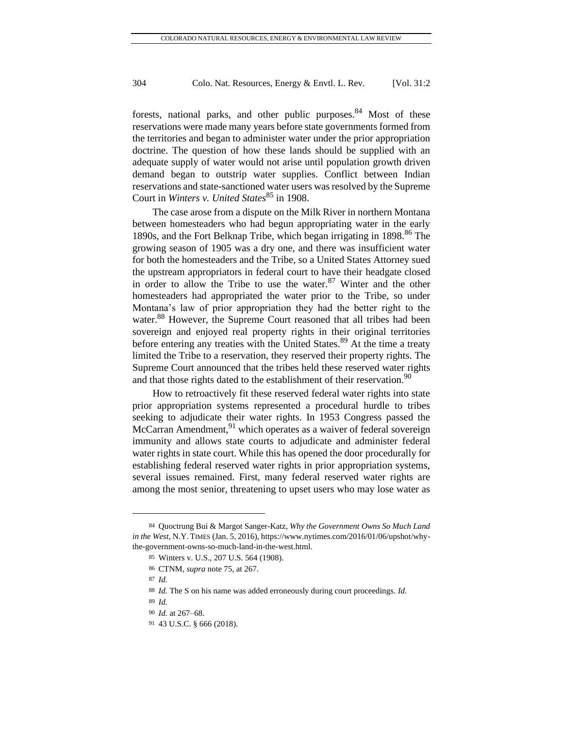forests, national parks, and other public purposes.[84] Most of these reservations were made many years before state governments formed from the territories and began to administer water under the prior appropriation doctrine. The question of how these lands should be supplied with an adequate supply of water would not arise until population growth driven demand began to outstrip water supplies. Conflict between Indian reservations and state-sanctioned water users was resolved by the Supreme Court in *Winters v. United States*[85] in 1908.

The case arose from a dispute on the Milk River in northern Montana between homesteaders who had begun appropriating water in the early 1890s, and the Fort Belknap Tribe, which began irrigating in 1898.[86] The growing season of 1905 was a dry one, and there was insufficient water for both the homesteaders and the Tribe, so a United States Attorney sued the upstream appropriators in federal court to have their headgate closed in order to allow the Tribe to use the water.[87] Winter and the other homesteaders had appropriated the water prior to the Tribe, so under Montana's law of prior appropriation they had the better right to the water.[88] However, the Supreme Court reasoned that all tribes had been sovereign and enjoyed real property rights in their original territories before entering any treaties with the United States.[89] At the time a treaty limited the Tribe to a reservation, they reserved their property rights. The Supreme Court announced that the tribes held these reserved water rights and that those rights dated to the establishment of their reservation.[90]

How to retroactively fit these reserved federal water rights into state prior appropriation systems represented a procedural hurdle to tribes seeking to adjudicate their water rights. In 1953 Congress passed the McCarran Amendment,[91] which operates as a waiver of federal sovereign immunity and allows state courts to adjudicate and administer federal water rights in state court. While this has opened the door procedurally for establishing federal reserved water rights in prior appropriation systems, several issues remained. First, many federal reserved water rights are among the most senior, threatening to upset users who may lose water as

---

84 Quoctrung Bui & Margot Sanger-Katz, *Why the Government Owns So Much Land in the West*, N.Y. TIMES (Jan. 5, 2016), https://www.nytimes.com/2016/01/06/upshot/why-the-government-owns-so-much-land-in-the-west.html.

85 Winters v. U.S., 207 U.S. 564 (1908).

86 CTNM, *supra* note 75, at 267.

87 *Id.*

88 *Id.* The S on his name was added erroneously during court proceedings. *Id.*

89 *Id.*

90 *Id.* at 267–68.

91 43 U.S.C. § 666 (2018).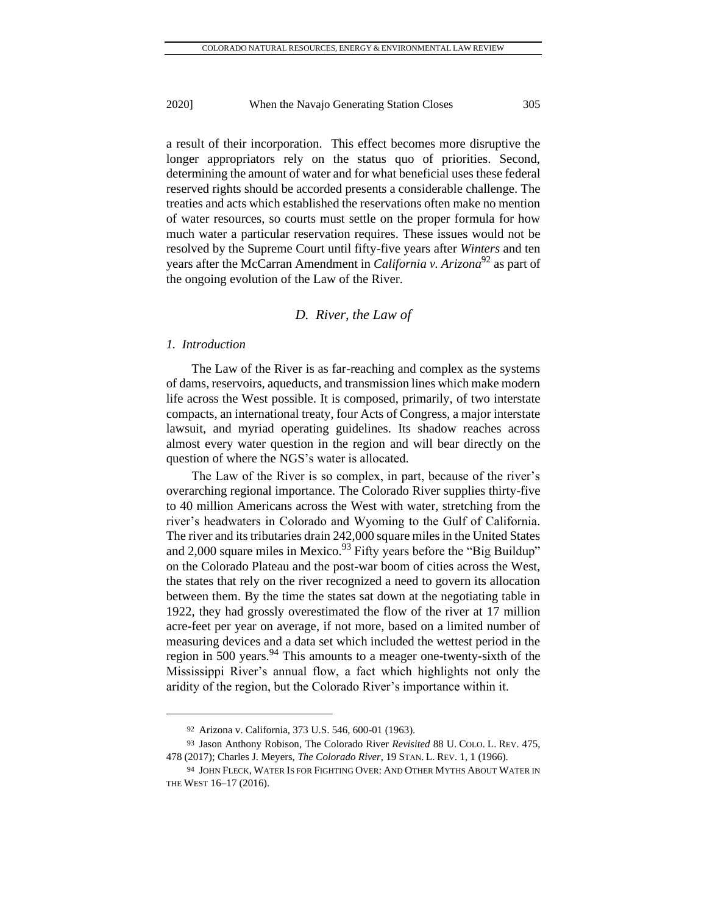a result of their incorporation. This effect becomes more disruptive the longer appropriators rely on the status quo of priorities. Second, determining the amount of water and for what beneficial uses these federal reserved rights should be accorded presents a considerable challenge. The treaties and acts which established the reservations often make no mention of water resources, so courts must settle on the proper formula for how much water a particular reservation requires. These issues would not be resolved by the Supreme Court until fifty-five years after *Winters* and ten years after the McCarran Amendment in *California v. Arizona*[92] as part of the ongoing evolution of the Law of the River.

### *D. River, the Law of*

#### *1. Introduction*

The Law of the River is as far-reaching and complex as the systems of dams, reservoirs, aqueducts, and transmission lines which make modern life across the West possible. It is composed, primarily, of two interstate compacts, an international treaty, four Acts of Congress, a major interstate lawsuit, and myriad operating guidelines. Its shadow reaches across almost every water question in the region and will bear directly on the question of where the NGS's water is allocated.

The Law of the River is so complex, in part, because of the river's overarching regional importance. The Colorado River supplies thirty-five to 40 million Americans across the West with water, stretching from the river's headwaters in Colorado and Wyoming to the Gulf of California. The river and its tributaries drain 242,000 square miles in the United States and 2,000 square miles in Mexico.[93] Fifty years before the "Big Buildup" on the Colorado Plateau and the post-war boom of cities across the West, the states that rely on the river recognized a need to govern its allocation between them. By the time the states sat down at the negotiating table in 1922, they had grossly overestimated the flow of the river at 17 million acre-feet per year on average, if not more, based on a limited number of measuring devices and a data set which included the wettest period in the region in 500 years.[94] This amounts to a meager one-twenty-sixth of the Mississippi River's annual flow, a fact which highlights not only the aridity of the region, but the Colorado River's importance within it.

---

92 Arizona v. California, 373 U.S. 546, 600-01 (1963).

93 Jason Anthony Robison, The Colorado River *Revisited* 88 U. COLO. L. REV. 475, 478 (2017); Charles J. Meyers, *The Colorado River*, 19 STAN. L. REV. 1, 1 (1966).

94 JOHN FLECK, WATER IS FOR FIGHTING OVER: AND OTHER MYTHS ABOUT WATER IN THE WEST 16–17 (2016).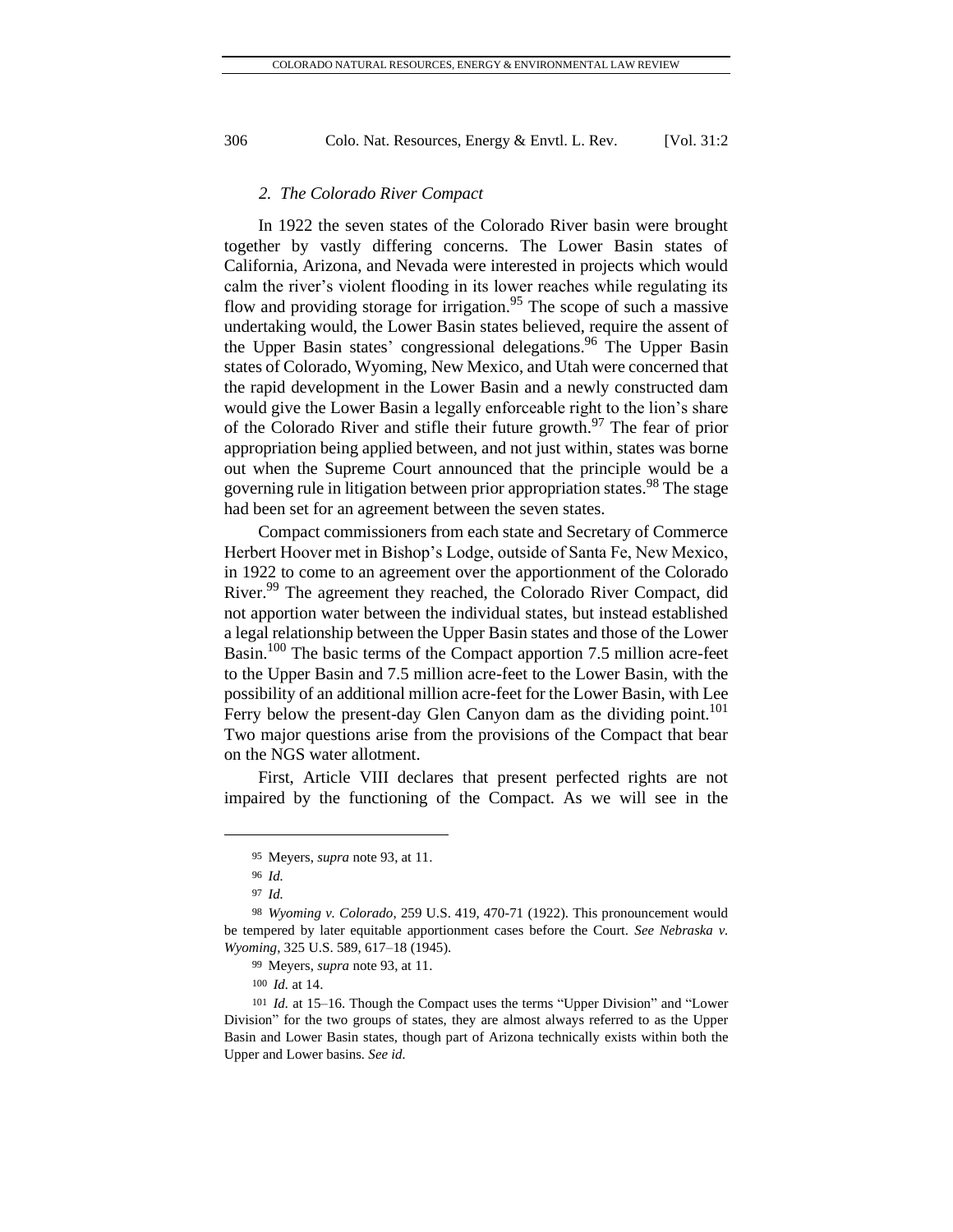#### 2. *The Colorado River Compact*

In 1922 the seven states of the Colorado River basin were brought together by vastly differing concerns. The Lower Basin states of California, Arizona, and Nevada were interested in projects which would calm the river's violent flooding in its lower reaches while regulating its flow and providing storage for irrigation.[95] The scope of such a massive undertaking would, the Lower Basin states believed, require the assent of the Upper Basin states' congressional delegations.[96] The Upper Basin states of Colorado, Wyoming, New Mexico, and Utah were concerned that the rapid development in the Lower Basin and a newly constructed dam would give the Lower Basin a legally enforceable right to the lion's share of the Colorado River and stifle their future growth.[97] The fear of prior appropriation being applied between, and not just within, states was borne out when the Supreme Court announced that the principle would be a governing rule in litigation between prior appropriation states.[98] The stage had been set for an agreement between the seven states.

Compact commissioners from each state and Secretary of Commerce Herbert Hoover met in Bishop's Lodge, outside of Santa Fe, New Mexico, in 1922 to come to an agreement over the apportionment of the Colorado River.[99] The agreement they reached, the Colorado River Compact, did not apportion water between the individual states, but instead established a legal relationship between the Upper Basin states and those of the Lower Basin.[100] The basic terms of the Compact apportion 7.5 million acre-feet to the Upper Basin and 7.5 million acre-feet to the Lower Basin, with the possibility of an additional million acre-feet for the Lower Basin, with Lee Ferry below the present-day Glen Canyon dam as the dividing point.[101] Two major questions arise from the provisions of the Compact that bear on the NGS water allotment.

First, Article VIII declares that present perfected rights are not impaired by the functioning of the Compact. As we will see in the

---

95 Meyers, *supra* note 93, at 11.

96 *Id.*

97 *Id.*

98 *Wyoming v. Colorado*, 259 U.S. 419, 470-71 (1922). This pronouncement would be tempered by later equitable apportionment cases before the Court. *See Nebraska v. Wyoming*, 325 U.S. 589, 617–18 (1945).

99 Meyers, *supra* note 93, at 11.

100 *Id.* at 14.

101 *Id.* at 15–16. Though the Compact uses the terms "Upper Division" and "Lower Division" for the two groups of states, they are almost always referred to as the Upper Basin and Lower Basin states, though part of Arizona technically exists within both the Upper and Lower basins. *See id.*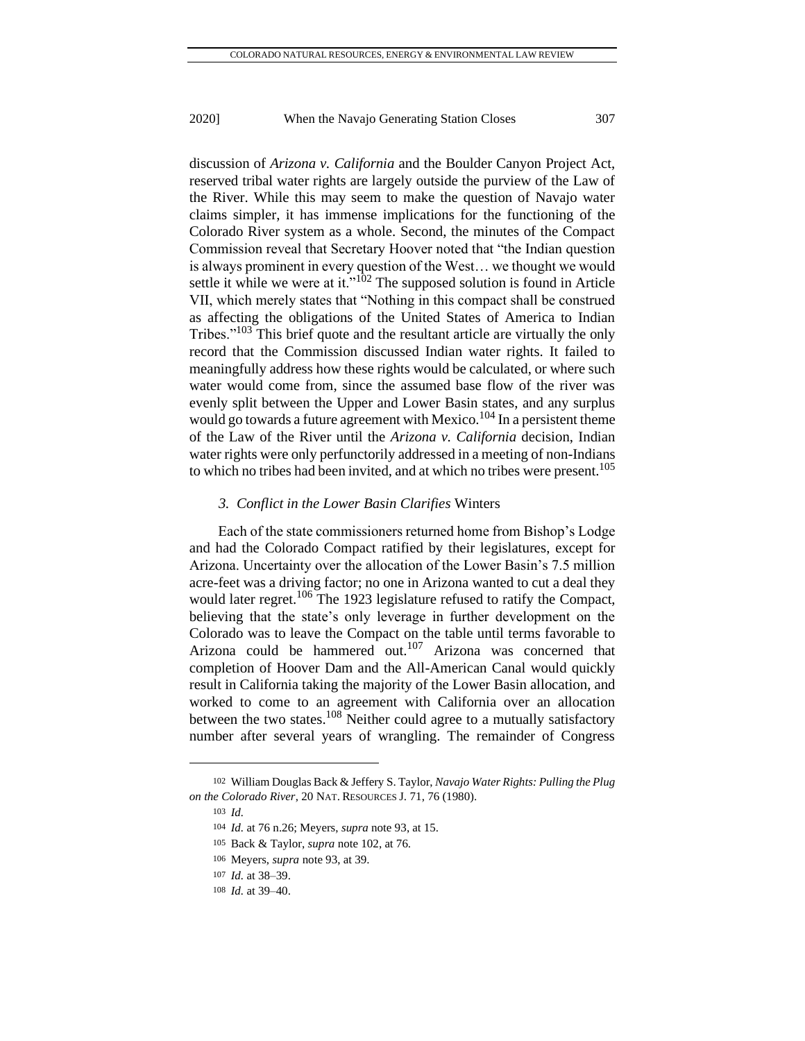discussion of *Arizona v. California* and the Boulder Canyon Project Act, reserved tribal water rights are largely outside the purview of the Law of the River. While this may seem to make the question of Navajo water claims simpler, it has immense implications for the functioning of the Colorado River system as a whole. Second, the minutes of the Compact Commission reveal that Secretary Hoover noted that "the Indian question is always prominent in every question of the West… we thought we would settle it while we were at it."[102] The supposed solution is found in Article VII, which merely states that "Nothing in this compact shall be construed as affecting the obligations of the United States of America to Indian Tribes."[103] This brief quote and the resultant article are virtually the only record that the Commission discussed Indian water rights. It failed to meaningfully address how these rights would be calculated, or where such water would come from, since the assumed base flow of the river was evenly split between the Upper and Lower Basin states, and any surplus would go towards a future agreement with Mexico.[104] In a persistent theme of the Law of the River until the *Arizona v. California* decision, Indian water rights were only perfunctorily addressed in a meeting of non-Indians to which no tribes had been invited, and at which no tribes were present.[105]

### *3. Conflict in the Lower Basin Clarifies* Winters

Each of the state commissioners returned home from Bishop's Lodge and had the Colorado Compact ratified by their legislatures, except for Arizona. Uncertainty over the allocation of the Lower Basin's 7.5 million acre-feet was a driving factor; no one in Arizona wanted to cut a deal they would later regret.[106] The 1923 legislature refused to ratify the Compact, believing that the state's only leverage in further development on the Colorado was to leave the Compact on the table until terms favorable to Arizona could be hammered out.[107] Arizona was concerned that completion of Hoover Dam and the All-American Canal would quickly result in California taking the majority of the Lower Basin allocation, and worked to come to an agreement with California over an allocation between the two states.[108] Neither could agree to a mutually satisfactory number after several years of wrangling. The remainder of Congress

---

102 William Douglas Back & Jeffery S. Taylor, *Navajo Water Rights: Pulling the Plug on the Colorado River*, 20 NAT. RESOURCES J. 71, 76 (1980).

103 *Id.*

104 *Id.* at 76 n.26; Meyers, *supra* note 93, at 15.

105 Back & Taylor, *supra* note 102, at 76.

106 Meyers, *supra* note 93, at 39.

107 *Id.* at 38–39.

108 *Id.* at 39–40.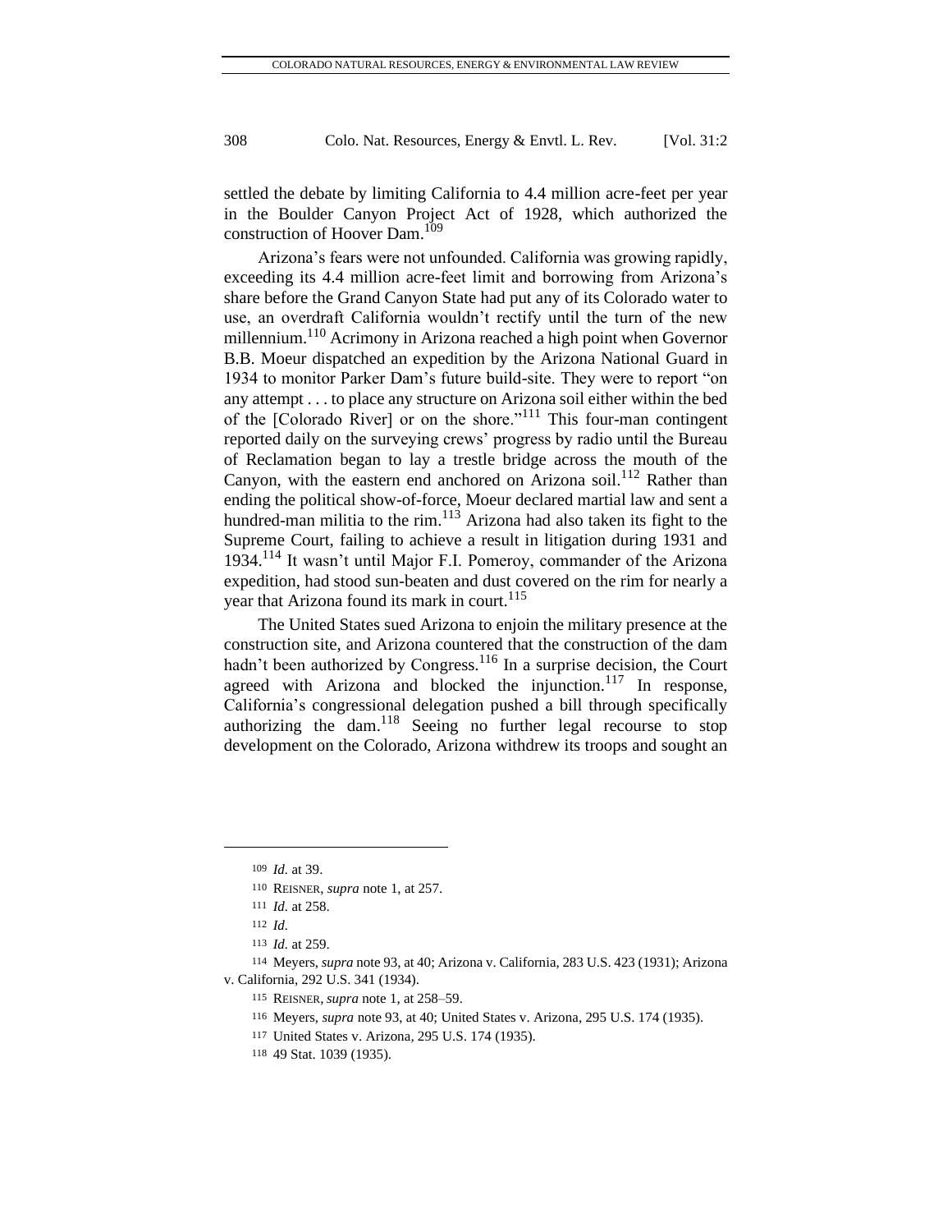settled the debate by limiting California to 4.4 million acre-feet per year in the Boulder Canyon Project Act of 1928, which authorized the construction of Hoover Dam.[109]

Arizona's fears were not unfounded. California was growing rapidly, exceeding its 4.4 million acre-feet limit and borrowing from Arizona's share before the Grand Canyon State had put any of its Colorado water to use, an overdraft California wouldn't rectify until the turn of the new millennium.[110] Acrimony in Arizona reached a high point when Governor B.B. Moeur dispatched an expedition by the Arizona National Guard in 1934 to monitor Parker Dam's future build-site. They were to report "on any attempt . . . to place any structure on Arizona soil either within the bed of the [Colorado River] or on the shore."[111] This four-man contingent reported daily on the surveying crews' progress by radio until the Bureau of Reclamation began to lay a trestle bridge across the mouth of the Canyon, with the eastern end anchored on Arizona soil.[112] Rather than ending the political show-of-force, Moeur declared martial law and sent a hundred-man militia to the rim.[113] Arizona had also taken its fight to the Supreme Court, failing to achieve a result in litigation during 1931 and 1934.[114] It wasn't until Major F.I. Pomeroy, commander of the Arizona expedition, had stood sun-beaten and dust covered on the rim for nearly a year that Arizona found its mark in court.[115]

The United States sued Arizona to enjoin the military presence at the construction site, and Arizona countered that the construction of the dam hadn't been authorized by Congress.[116] In a surprise decision, the Court agreed with Arizona and blocked the injunction.[117] In response, California's congressional delegation pushed a bill through specifically authorizing the dam.[118] Seeing no further legal recourse to stop development on the Colorado, Arizona withdrew its troops and sought an

---

109 *Id.* at 39.

110 REISNER, *supra* note 1, at 257.

111 *Id.* at 258.

112 *Id.*

113 *Id.* at 259.

114 Meyers, *supra* note 93, at 40; Arizona v. California, 283 U.S. 423 (1931); Arizona v. California, 292 U.S. 341 (1934).

115 REISNER, *supra* note 1, at 258–59.

116 Meyers, *supra* note 93, at 40; United States v. Arizona, 295 U.S. 174 (1935).

117 United States v. Arizona, 295 U.S. 174 (1935).

118 49 Stat. 1039 (1935).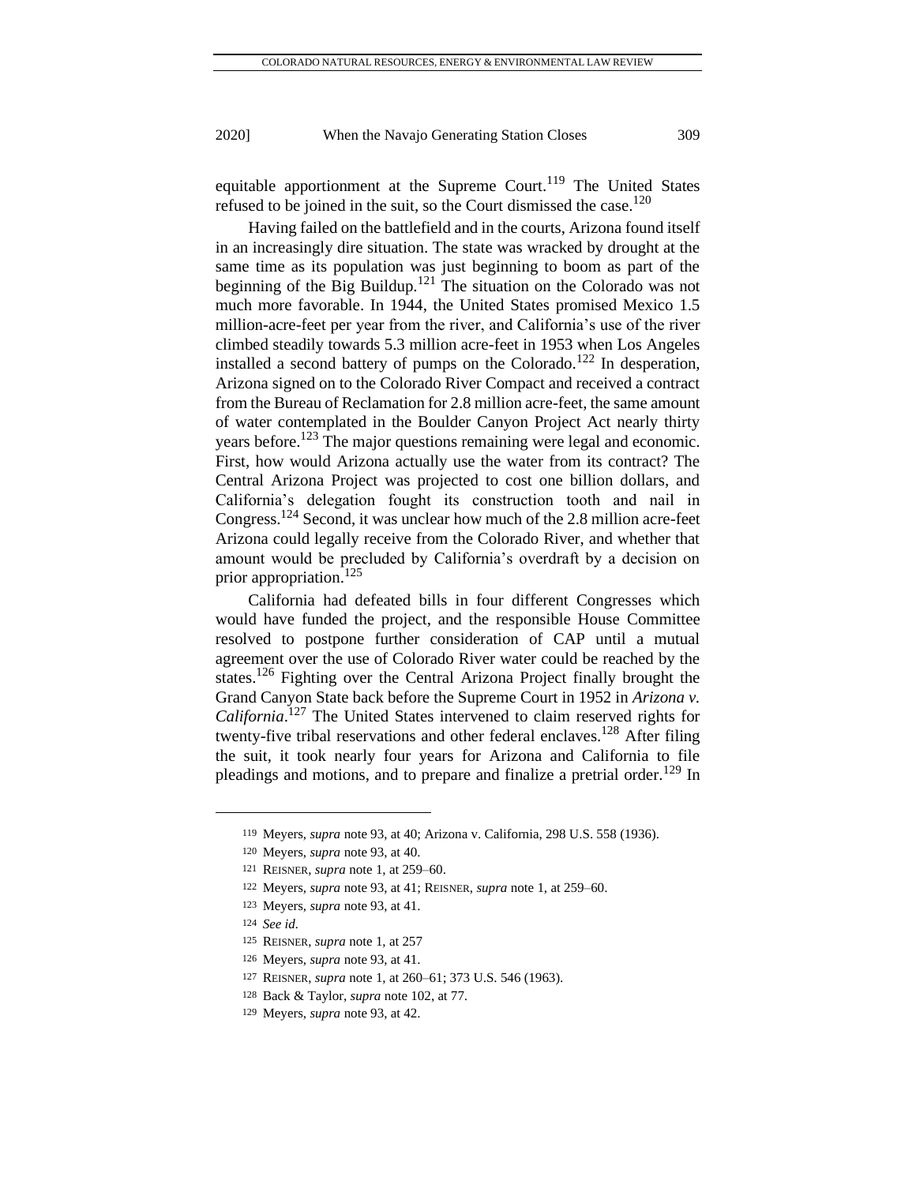equitable apportionment at the Supreme Court.[119] The United States refused to be joined in the suit, so the Court dismissed the case.[120]

Having failed on the battlefield and in the courts, Arizona found itself in an increasingly dire situation. The state was wracked by drought at the same time as its population was just beginning to boom as part of the beginning of the Big Buildup.[121] The situation on the Colorado was not much more favorable. In 1944, the United States promised Mexico 1.5 million-acre-feet per year from the river, and California's use of the river climbed steadily towards 5.3 million acre-feet in 1953 when Los Angeles installed a second battery of pumps on the Colorado.[122] In desperation, Arizona signed on to the Colorado River Compact and received a contract from the Bureau of Reclamation for 2.8 million acre-feet, the same amount of water contemplated in the Boulder Canyon Project Act nearly thirty years before.[123] The major questions remaining were legal and economic. First, how would Arizona actually use the water from its contract? The Central Arizona Project was projected to cost one billion dollars, and California's delegation fought its construction tooth and nail in Congress.[124] Second, it was unclear how much of the 2.8 million acre-feet Arizona could legally receive from the Colorado River, and whether that amount would be precluded by California's overdraft by a decision on prior appropriation.[125]

California had defeated bills in four different Congresses which would have funded the project, and the responsible House Committee resolved to postpone further consideration of CAP until a mutual agreement over the use of Colorado River water could be reached by the states.[126] Fighting over the Central Arizona Project finally brought the Grand Canyon State back before the Supreme Court in 1952 in *Arizona v. California*.[127] The United States intervened to claim reserved rights for twenty-five tribal reservations and other federal enclaves.[128] After filing the suit, it took nearly four years for Arizona and California to file pleadings and motions, and to prepare and finalize a pretrial order.[129] In

---

119 Meyers, *supra* note 93, at 40; Arizona v. California, 298 U.S. 558 (1936).

120 Meyers, *supra* note 93, at 40.

121 REISNER, *supra* note 1, at 259–60.

122 Meyers, *supra* note 93, at 41; REISNER, *supra* note 1, at 259–60.

123 Meyers, *supra* note 93, at 41.

124 *See id*.

125 REISNER, *supra* note 1, at 257

126 Meyers, *supra* note 93, at 41.

127 REISNER, *supra* note 1, at 260–61; 373 U.S. 546 (1963).

128 Back & Taylor, *supra* note 102, at 77.

129 Meyers, *supra* note 93, at 42.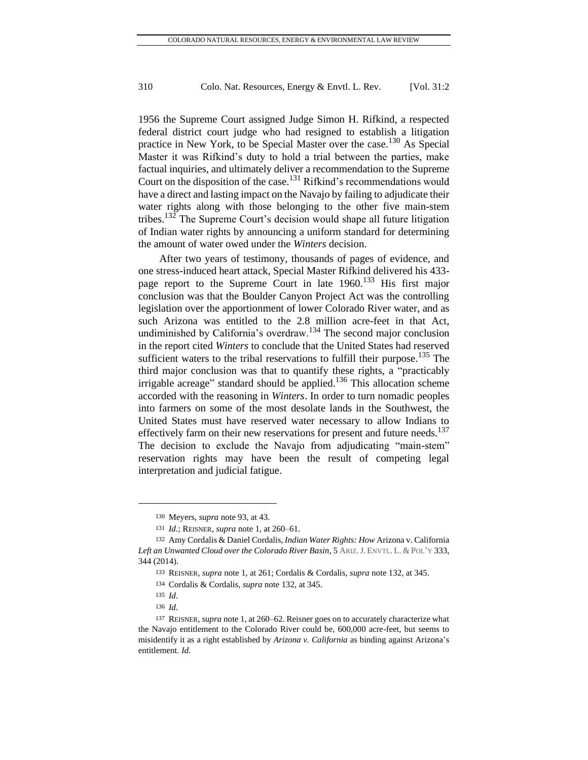1956 the Supreme Court assigned Judge Simon H. Rifkind, a respected federal district court judge who had resigned to establish a litigation practice in New York, to be Special Master over the case.[130] As Special Master it was Rifkind's duty to hold a trial between the parties, make factual inquiries, and ultimately deliver a recommendation to the Supreme Court on the disposition of the case.[131] Rifkind's recommendations would have a direct and lasting impact on the Navajo by failing to adjudicate their water rights along with those belonging to the other five main-stem tribes.[132] The Supreme Court's decision would shape all future litigation of Indian water rights by announcing a uniform standard for determining the amount of water owed under the *Winters* decision.

After two years of testimony, thousands of pages of evidence, and one stress-induced heart attack, Special Master Rifkind delivered his 433-page report to the Supreme Court in late 1960.[133] His first major conclusion was that the Boulder Canyon Project Act was the controlling legislation over the apportionment of lower Colorado River water, and as such Arizona was entitled to the 2.8 million acre-feet in that Act, undiminished by California's overdraw.[134] The second major conclusion in the report cited *Winters* to conclude that the United States had reserved sufficient waters to the tribal reservations to fulfill their purpose.[135] The third major conclusion was that to quantify these rights, a "practicably irrigable acreage" standard should be applied.[136] This allocation scheme accorded with the reasoning in *Winters*. In order to turn nomadic peoples into farmers on some of the most desolate lands in the Southwest, the United States must have reserved water necessary to allow Indians to effectively farm on their new reservations for present and future needs.[137] The decision to exclude the Navajo from adjudicating "main-stem" reservation rights may have been the result of competing legal interpretation and judicial fatigue.

---

130 Meyers, *supra* note 93, at 43.

131 *Id.*; REISNER, *supra* note 1, at 260–61.

132 Amy Cordalis & Daniel Cordalis, *Indian Water Rights: How* Arizona v. California *Left an Unwanted Cloud over the Colorado River Basin*, 5 ARIZ. J. ENVTL. L. & POL'Y 333, 344 (2014).

133 REISNER, *supra* note 1, at 261; Cordalis & Cordalis, *supra* note 132, at 345.

134 Cordalis & Cordalis, *supra* note 132, at 345.

135 *Id.*

136 *Id.*

137 REISNER, *supra* note 1, at 260–62. Reisner goes on to accurately characterize what the Navajo entitlement to the Colorado River could be, 600,000 acre-feet, but seems to misidentify it as a right established by *Arizona v. California* as binding against Arizona's entitlement. *Id.*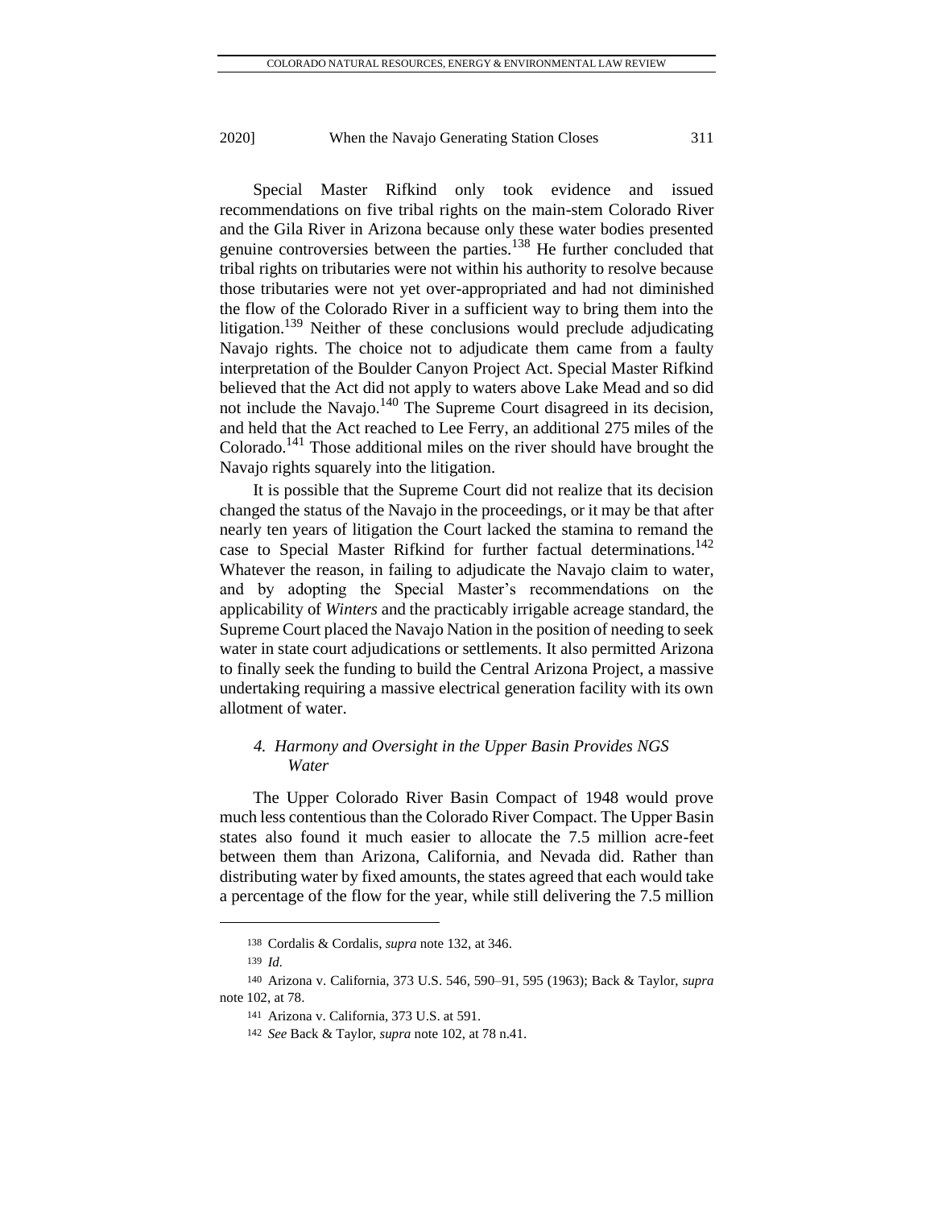Special Master Rifkind only took evidence and issued recommendations on five tribal rights on the main-stem Colorado River and the Gila River in Arizona because only these water bodies presented genuine controversies between the parties.[138] He further concluded that tribal rights on tributaries were not within his authority to resolve because those tributaries were not yet over-appropriated and had not diminished the flow of the Colorado River in a sufficient way to bring them into the litigation.[139] Neither of these conclusions would preclude adjudicating Navajo rights. The choice not to adjudicate them came from a faulty interpretation of the Boulder Canyon Project Act. Special Master Rifkind believed that the Act did not apply to waters above Lake Mead and so did not include the Navajo.[140] The Supreme Court disagreed in its decision, and held that the Act reached to Lee Ferry, an additional 275 miles of the Colorado.[141] Those additional miles on the river should have brought the Navajo rights squarely into the litigation.

It is possible that the Supreme Court did not realize that its decision changed the status of the Navajo in the proceedings, or it may be that after nearly ten years of litigation the Court lacked the stamina to remand the case to Special Master Rifkind for further factual determinations.[142] Whatever the reason, in failing to adjudicate the Navajo claim to water, and by adopting the Special Master's recommendations on the applicability of *Winters* and the practicably irrigable acreage standard, the Supreme Court placed the Navajo Nation in the position of needing to seek water in state court adjudications or settlements. It also permitted Arizona to finally seek the funding to build the Central Arizona Project, a massive undertaking requiring a massive electrical generation facility with its own allotment of water.

#### *4. Harmony and Oversight in the Upper Basin Provides NGS Water*

The Upper Colorado River Basin Compact of 1948 would prove much less contentious than the Colorado River Compact. The Upper Basin states also found it much easier to allocate the 7.5 million acre-feet between them than Arizona, California, and Nevada did. Rather than distributing water by fixed amounts, the states agreed that each would take a percentage of the flow for the year, while still delivering the 7.5 million

---

138 Cordalis & Cordalis, *supra* note 132, at 346.

139 *Id.*

140 Arizona v. California, 373 U.S. 546, 590–91, 595 (1963); Back & Taylor, *supra* note 102, at 78.

141 Arizona v. California, 373 U.S. at 591.

142 *See* Back & Taylor, *supra* note 102, at 78 n.41.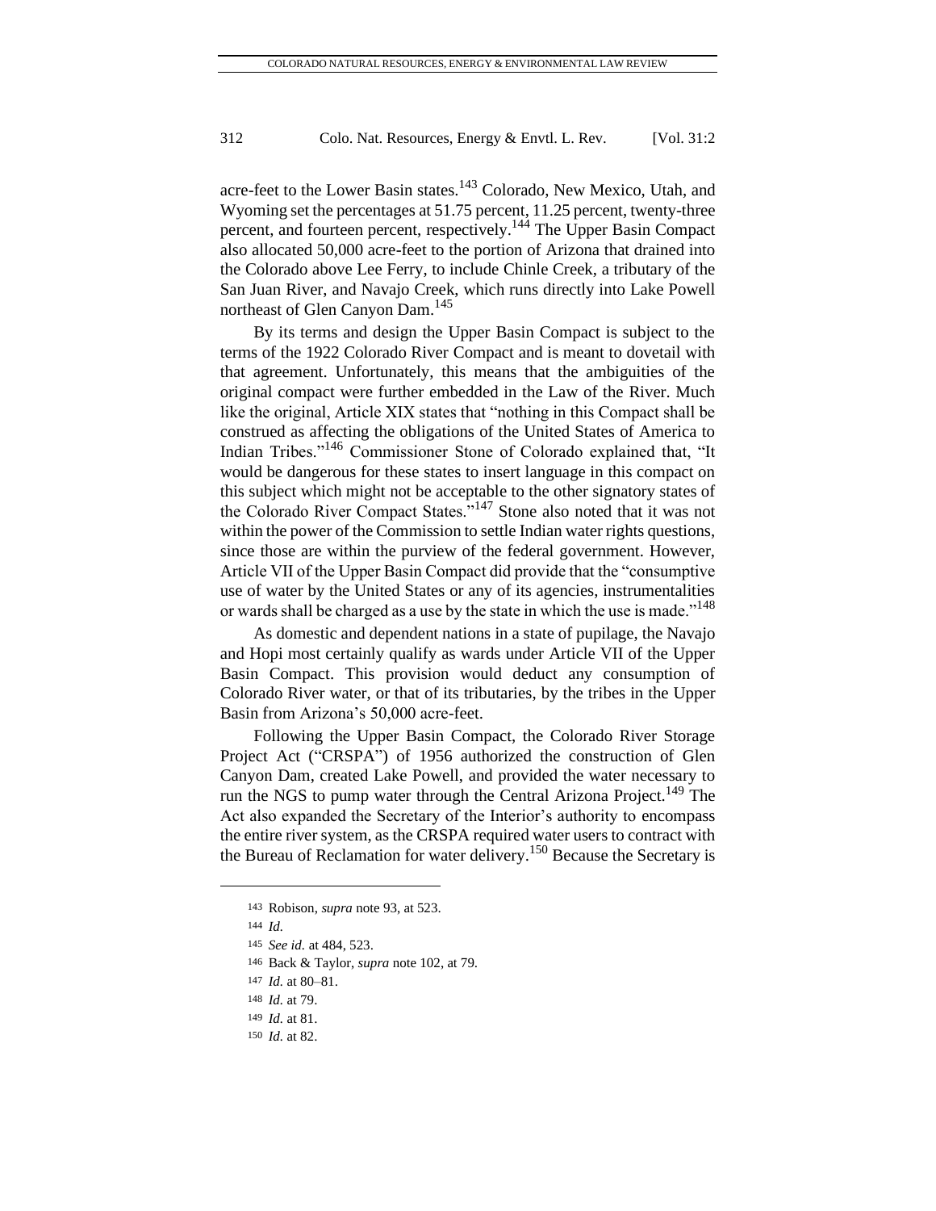acre-feet to the Lower Basin states.[143] Colorado, New Mexico, Utah, and Wyoming set the percentages at 51.75 percent, 11.25 percent, twenty-three percent, and fourteen percent, respectively.[144] The Upper Basin Compact also allocated 50,000 acre-feet to the portion of Arizona that drained into the Colorado above Lee Ferry, to include Chinle Creek, a tributary of the San Juan River, and Navajo Creek, which runs directly into Lake Powell northeast of Glen Canyon Dam.[145]

By its terms and design the Upper Basin Compact is subject to the terms of the 1922 Colorado River Compact and is meant to dovetail with that agreement. Unfortunately, this means that the ambiguities of the original compact were further embedded in the Law of the River. Much like the original, Article XIX states that "nothing in this Compact shall be construed as affecting the obligations of the United States of America to Indian Tribes."[146] Commissioner Stone of Colorado explained that, "It would be dangerous for these states to insert language in this compact on this subject which might not be acceptable to the other signatory states of the Colorado River Compact States."[147] Stone also noted that it was not within the power of the Commission to settle Indian water rights questions, since those are within the purview of the federal government. However, Article VII of the Upper Basin Compact did provide that the "consumptive use of water by the United States or any of its agencies, instrumentalities or wards shall be charged as a use by the state in which the use is made."[148]

As domestic and dependent nations in a state of pupilage, the Navajo and Hopi most certainly qualify as wards under Article VII of the Upper Basin Compact. This provision would deduct any consumption of Colorado River water, or that of its tributaries, by the tribes in the Upper Basin from Arizona's 50,000 acre-feet.

Following the Upper Basin Compact, the Colorado River Storage Project Act ("CRSPA") of 1956 authorized the construction of Glen Canyon Dam, created Lake Powell, and provided the water necessary to run the NGS to pump water through the Central Arizona Project.[149] The Act also expanded the Secretary of the Interior's authority to encompass the entire river system, as the CRSPA required water users to contract with the Bureau of Reclamation for water delivery.[150] Because the Secretary is

---

143 Robison, *supra* note 93, at 523.

144 *Id.*

145 *See id.* at 484, 523.

146 Back & Taylor, *supra* note 102, at 79.

147 *Id.* at 80–81.

148 *Id.* at 79.

149 *Id.* at 81.

150 *Id.* at 82.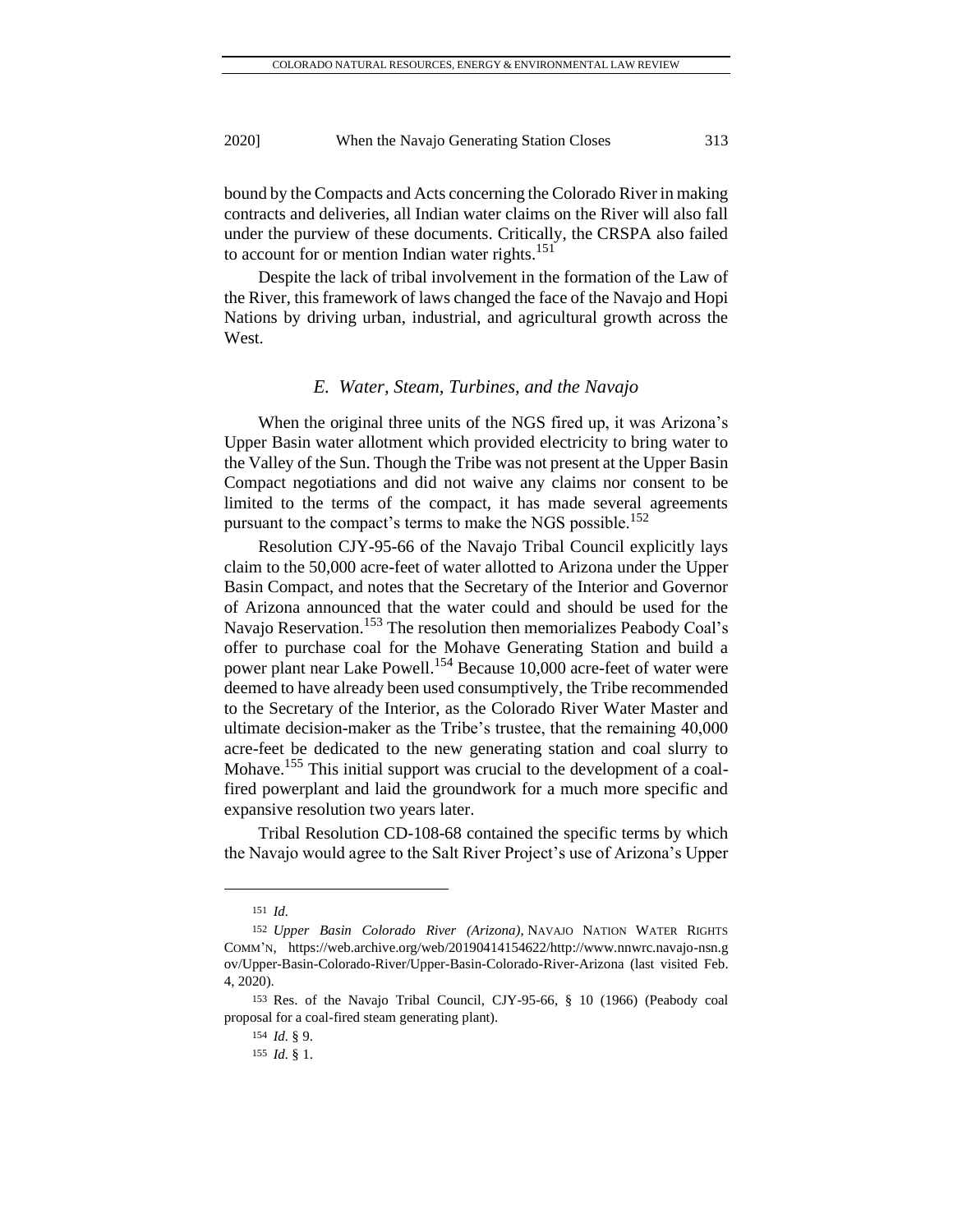bound by the Compacts and Acts concerning the Colorado River in making contracts and deliveries, all Indian water claims on the River will also fall under the purview of these documents. Critically, the CRSPA also failed to account for or mention Indian water rights.[151]

Despite the lack of tribal involvement in the formation of the Law of the River, this framework of laws changed the face of the Navajo and Hopi Nations by driving urban, industrial, and agricultural growth across the West.

### *E. Water, Steam, Turbines, and the Navajo*

When the original three units of the NGS fired up, it was Arizona's Upper Basin water allotment which provided electricity to bring water to the Valley of the Sun. Though the Tribe was not present at the Upper Basin Compact negotiations and did not waive any claims nor consent to be limited to the terms of the compact, it has made several agreements pursuant to the compact's terms to make the NGS possible.[152]

Resolution CJY-95-66 of the Navajo Tribal Council explicitly lays claim to the 50,000 acre-feet of water allotted to Arizona under the Upper Basin Compact, and notes that the Secretary of the Interior and Governor of Arizona announced that the water could and should be used for the Navajo Reservation.[153] The resolution then memorializes Peabody Coal's offer to purchase coal for the Mohave Generating Station and build a power plant near Lake Powell.[154] Because 10,000 acre-feet of water were deemed to have already been used consumptively, the Tribe recommended to the Secretary of the Interior, as the Colorado River Water Master and ultimate decision-maker as the Tribe's trustee, that the remaining 40,000 acre-feet be dedicated to the new generating station and coal slurry to Mohave.[155] This initial support was crucial to the development of a coal-fired powerplant and laid the groundwork for a much more specific and expansive resolution two years later.

Tribal Resolution CD-108-68 contained the specific terms by which the Navajo would agree to the Salt River Project's use of Arizona's Upper

---

151 *Id.*

152 *Upper Basin Colorado River (Arizona)*, NAVAJO NATION WATER RIGHTS COMM'N, https://web.archive.org/web/20190414154622/http://www.nnwrc.navajo-nsn.gov/Upper-Basin-Colorado-River/Upper-Basin-Colorado-River-Arizona (last visited Feb. 4, 2020).

153 Res. of the Navajo Tribal Council, CJY-95-66, § 10 (1966) (Peabody coal proposal for a coal-fired steam generating plant).

154 *Id.* § 9.

155 *Id.* § 1.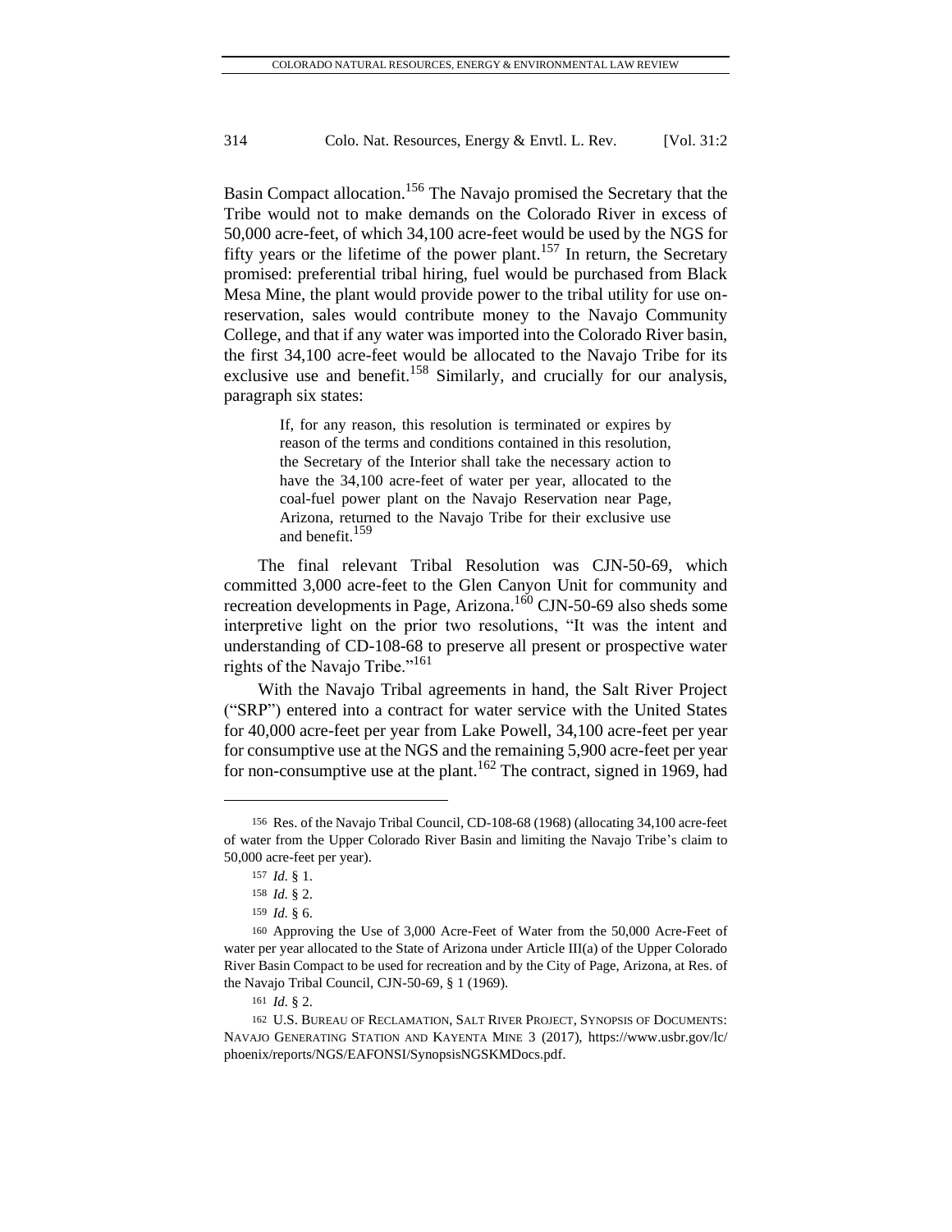Basin Compact allocation.[156] The Navajo promised the Secretary that the Tribe would not to make demands on the Colorado River in excess of 50,000 acre-feet, of which 34,100 acre-feet would be used by the NGS for fifty years or the lifetime of the power plant.[157] In return, the Secretary promised: preferential tribal hiring, fuel would be purchased from Black Mesa Mine, the plant would provide power to the tribal utility for use on-reservation, sales would contribute money to the Navajo Community College, and that if any water was imported into the Colorado River basin, the first 34,100 acre-feet would be allocated to the Navajo Tribe for its exclusive use and benefit.[158] Similarly, and crucially for our analysis, paragraph six states:

> If, for any reason, this resolution is terminated or expires by reason of the terms and conditions contained in this resolution, the Secretary of the Interior shall take the necessary action to have the 34,100 acre-feet of water per year, allocated to the coal-fuel power plant on the Navajo Reservation near Page, Arizona, returned to the Navajo Tribe for their exclusive use and benefit.[159]

The final relevant Tribal Resolution was CJN-50-69, which committed 3,000 acre-feet to the Glen Canyon Unit for community and recreation developments in Page, Arizona.[160] CJN-50-69 also sheds some interpretive light on the prior two resolutions, "It was the intent and understanding of CD-108-68 to preserve all present or prospective water rights of the Navajo Tribe."[161]

With the Navajo Tribal agreements in hand, the Salt River Project ("SRP") entered into a contract for water service with the United States for 40,000 acre-feet per year from Lake Powell, 34,100 acre-feet per year for consumptive use at the NGS and the remaining 5,900 acre-feet per year for non-consumptive use at the plant.[162] The contract, signed in 1969, had

---

156 Res. of the Navajo Tribal Council, CD-108-68 (1968) (allocating 34,100 acre-feet of water from the Upper Colorado River Basin and limiting the Navajo Tribe's claim to 50,000 acre-feet per year).

157 *Id.* § 1.

158 *Id.* § 2.

159 *Id.* § 6.

160 Approving the Use of 3,000 Acre-Feet of Water from the 50,000 Acre-Feet of water per year allocated to the State of Arizona under Article III(a) of the Upper Colorado River Basin Compact to be used for recreation and by the City of Page, Arizona, at Res. of the Navajo Tribal Council, CJN-50-69, § 1 (1969).

161 *Id.* § 2.

162 U.S. BUREAU OF RECLAMATION, SALT RIVER PROJECT, SYNOPSIS OF DOCUMENTS: NAVAJO GENERATING STATION AND KAYENTA MINE 3 (2017), https://www.usbr.gov/lc/phoenix/reports/NGS/EAFONSI/SynopsisNGSKMDocs.pdf.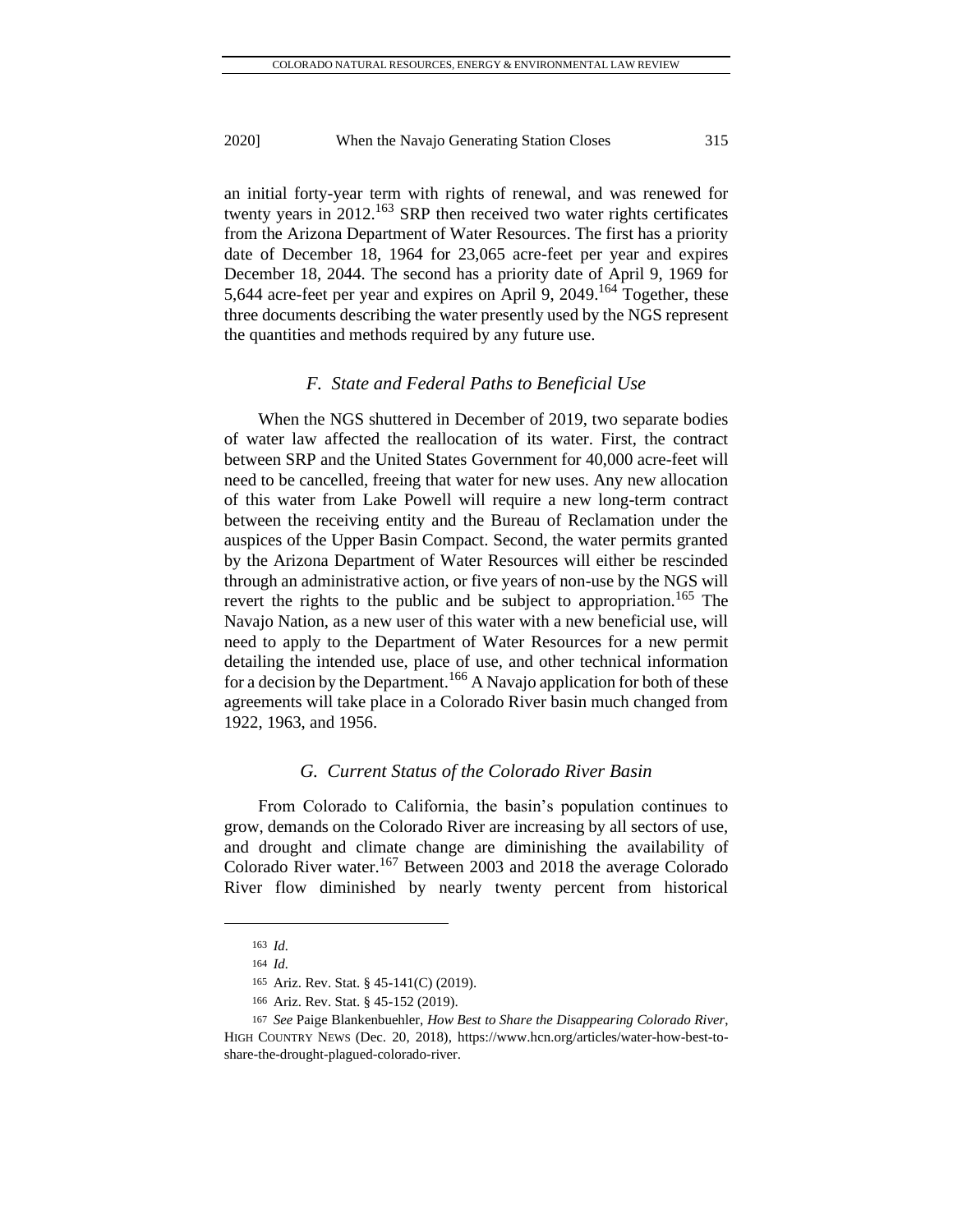an initial forty-year term with rights of renewal, and was renewed for twenty years in 2012.[163] SRP then received two water rights certificates from the Arizona Department of Water Resources. The first has a priority date of December 18, 1964 for 23,065 acre-feet per year and expires December 18, 2044. The second has a priority date of April 9, 1969 for 5,644 acre-feet per year and expires on April 9, 2049.[164] Together, these three documents describing the water presently used by the NGS represent the quantities and methods required by any future use.

### *F. State and Federal Paths to Beneficial Use*

When the NGS shuttered in December of 2019, two separate bodies of water law affected the reallocation of its water. First, the contract between SRP and the United States Government for 40,000 acre-feet will need to be cancelled, freeing that water for new uses. Any new allocation of this water from Lake Powell will require a new long-term contract between the receiving entity and the Bureau of Reclamation under the auspices of the Upper Basin Compact. Second, the water permits granted by the Arizona Department of Water Resources will either be rescinded through an administrative action, or five years of non-use by the NGS will revert the rights to the public and be subject to appropriation.[165] The Navajo Nation, as a new user of this water with a new beneficial use, will need to apply to the Department of Water Resources for a new permit detailing the intended use, place of use, and other technical information for a decision by the Department.[166] A Navajo application for both of these agreements will take place in a Colorado River basin much changed from 1922, 1963, and 1956.

### *G. Current Status of the Colorado River Basin*

From Colorado to California, the basin's population continues to grow, demands on the Colorado River are increasing by all sectors of use, and drought and climate change are diminishing the availability of Colorado River water.[167] Between 2003 and 2018 the average Colorado River flow diminished by nearly twenty percent from historical

---

163 *Id.*

164 *Id.*

165 Ariz. Rev. Stat. § 45-141(C) (2019).

166 Ariz. Rev. Stat. § 45-152 (2019).

167 *See* Paige Blankenbuehler, *How Best to Share the Disappearing Colorado River*, HIGH COUNTRY NEWS (Dec. 20, 2018), https://www.hcn.org/articles/water-how-best-to-share-the-drought-plagued-colorado-river.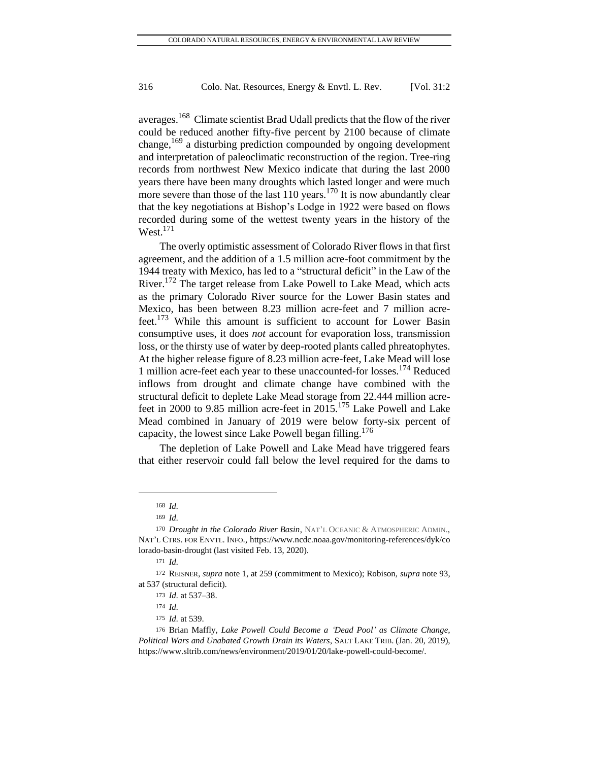averages.[168] Climate scientist Brad Udall predicts that the flow of the river could be reduced another fifty-five percent by 2100 because of climate change,[169] a disturbing prediction compounded by ongoing development and interpretation of paleoclimatic reconstruction of the region. Tree-ring records from northwest New Mexico indicate that during the last 2000 years there have been many droughts which lasted longer and were much more severe than those of the last 110 years.[170] It is now abundantly clear that the key negotiations at Bishop's Lodge in 1922 were based on flows recorded during some of the wettest twenty years in the history of the West.[171]

The overly optimistic assessment of Colorado River flows in that first agreement, and the addition of a 1.5 million acre-foot commitment by the 1944 treaty with Mexico, has led to a "structural deficit" in the Law of the River.[172] The target release from Lake Powell to Lake Mead, which acts as the primary Colorado River source for the Lower Basin states and Mexico, has been between 8.23 million acre-feet and 7 million acre-feet.[173] While this amount is sufficient to account for Lower Basin consumptive uses, it does *not* account for evaporation loss, transmission loss, or the thirsty use of water by deep-rooted plants called phreatophytes. At the higher release figure of 8.23 million acre-feet, Lake Mead will lose 1 million acre-feet each year to these unaccounted-for losses.[174] Reduced inflows from drought and climate change have combined with the structural deficit to deplete Lake Mead storage from 22.444 million acre-feet in 2000 to 9.85 million acre-feet in 2015.[175] Lake Powell and Lake Mead combined in January of 2019 were below forty-six percent of capacity, the lowest since Lake Powell began filling.[176]

The depletion of Lake Powell and Lake Mead have triggered fears that either reservoir could fall below the level required for the dams to

---

168 *Id.*

169 *Id.*

170 *Drought in the Colorado River Basin*, NAT'L OCEANIC & ATMOSPHERIC ADMIN., NAT'L CTRS. FOR ENVTL. INFO., https://www.ncdc.noaa.gov/monitoring-references/dyk/colorado-basin-drought (last visited Feb. 13, 2020).

171 *Id.*

172 REISNER, *supra* note 1, at 259 (commitment to Mexico); Robison, *supra* note 93, at 537 (structural deficit).

173 *Id.* at 537–38.

174 *Id.*

175 *Id.* at 539.

176 Brian Maffly, *Lake Powell Could Become a 'Dead Pool' as Climate Change, Political Wars and Unabated Growth Drain its Waters*, SALT LAKE TRIB. (Jan. 20, 2019), https://www.sltrib.com/news/environment/2019/01/20/lake-powell-could-become/.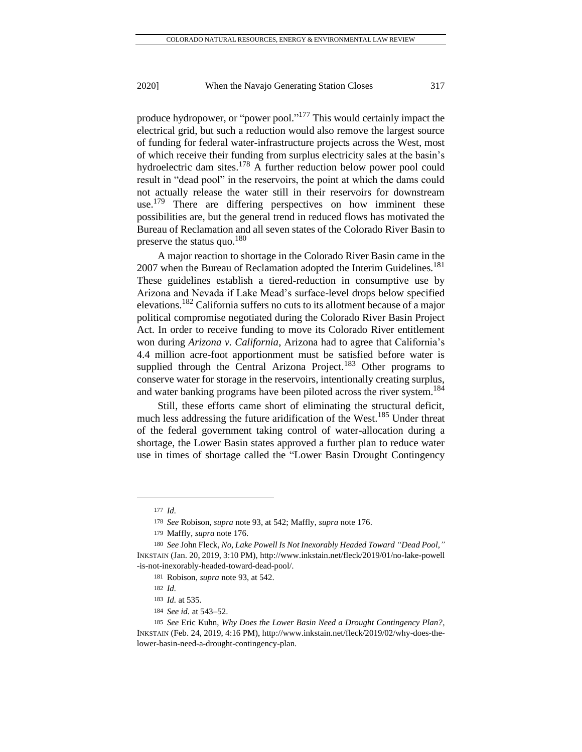produce hydropower, or "power pool."[177] This would certainly impact the electrical grid, but such a reduction would also remove the largest source of funding for federal water-infrastructure projects across the West, most of which receive their funding from surplus electricity sales at the basin's hydroelectric dam sites.[178] A further reduction below power pool could result in "dead pool" in the reservoirs, the point at which the dams could not actually release the water still in their reservoirs for downstream use.[179] There are differing perspectives on how imminent these possibilities are, but the general trend in reduced flows has motivated the Bureau of Reclamation and all seven states of the Colorado River Basin to preserve the status quo.[180]

A major reaction to shortage in the Colorado River Basin came in the 2007 when the Bureau of Reclamation adopted the Interim Guidelines.[181] These guidelines establish a tiered-reduction in consumptive use by Arizona and Nevada if Lake Mead's surface-level drops below specified elevations.[182] California suffers no cuts to its allotment because of a major political compromise negotiated during the Colorado River Basin Project Act. In order to receive funding to move its Colorado River entitlement won during *Arizona v. California*, Arizona had to agree that California's 4.4 million acre-foot apportionment must be satisfied before water is supplied through the Central Arizona Project.[183] Other programs to conserve water for storage in the reservoirs, intentionally creating surplus, and water banking programs have been piloted across the river system.[184]

Still, these efforts came short of eliminating the structural deficit, much less addressing the future aridification of the West.[185] Under threat of the federal government taking control of water-allocation during a shortage, the Lower Basin states approved a further plan to reduce water use in times of shortage called the "Lower Basin Drought Contingency

---

177 *Id.*

178 *See* Robison, *supra* note 93, at 542; Maffly, *supra* note 176.

179 Maffly, *supra* note 176.

180 *See* John Fleck, *No, Lake Powell Is Not Inexorably Headed Toward "Dead Pool,"* INKSTAIN (Jan. 20, 2019, 3:10 PM), http://www.inkstain.net/fleck/2019/01/no-lake-powell-is-not-inexorably-headed-toward-dead-pool/.

181 Robison, *supra* note 93, at 542.

182 *Id.*

183 *Id.* at 535.

184 *See id.* at 543–52.

185 *See* Eric Kuhn, *Why Does the Lower Basin Need a Drought Contingency Plan?*, INKSTAIN (Feb. 24, 2019, 4:16 PM), http://www.inkstain.net/fleck/2019/02/why-does-the-lower-basin-need-a-drought-contingency-plan.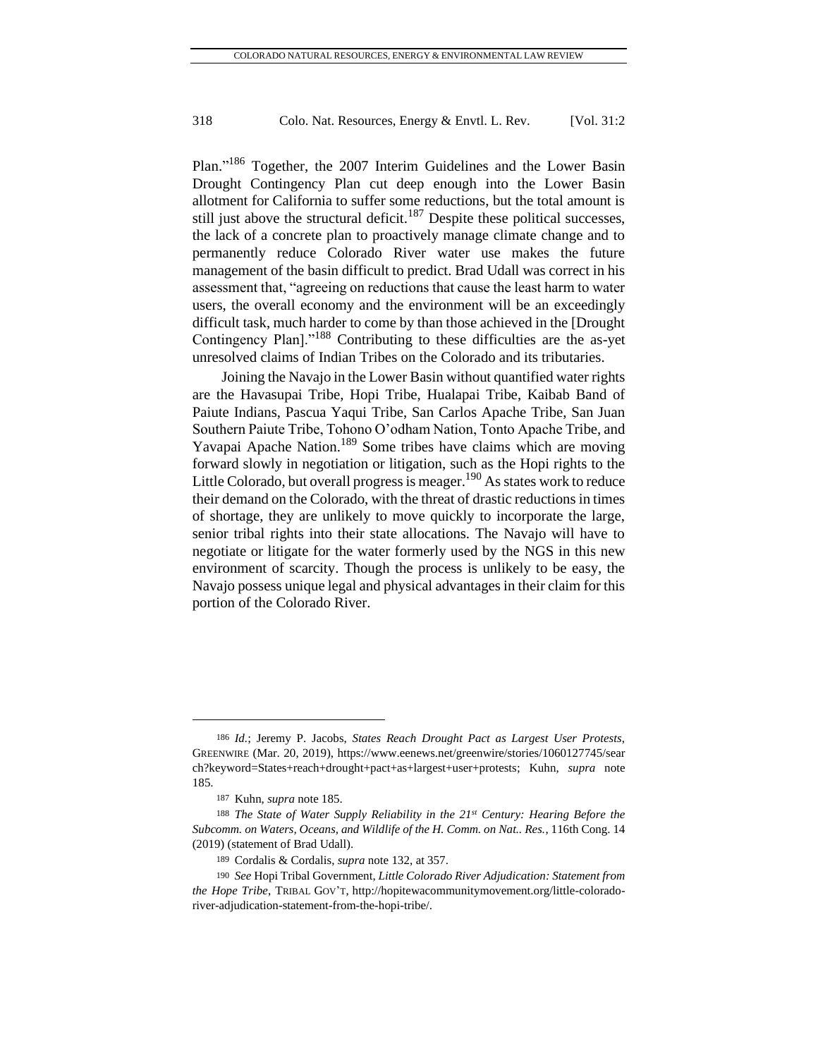Plan."[186] Together, the 2007 Interim Guidelines and the Lower Basin Drought Contingency Plan cut deep enough into the Lower Basin allotment for California to suffer some reductions, but the total amount is still just above the structural deficit.[187] Despite these political successes, the lack of a concrete plan to proactively manage climate change and to permanently reduce Colorado River water use makes the future management of the basin difficult to predict. Brad Udall was correct in his assessment that, "agreeing on reductions that cause the least harm to water users, the overall economy and the environment will be an exceedingly difficult task, much harder to come by than those achieved in the [Drought Contingency Plan]."[188] Contributing to these difficulties are the as-yet unresolved claims of Indian Tribes on the Colorado and its tributaries.

Joining the Navajo in the Lower Basin without quantified water rights are the Havasupai Tribe, Hopi Tribe, Hualapai Tribe, Kaibab Band of Paiute Indians, Pascua Yaqui Tribe, San Carlos Apache Tribe, San Juan Southern Paiute Tribe, Tohono O'odham Nation, Tonto Apache Tribe, and Yavapai Apache Nation.[189] Some tribes have claims which are moving forward slowly in negotiation or litigation, such as the Hopi rights to the Little Colorado, but overall progress is meager.[190] As states work to reduce their demand on the Colorado, with the threat of drastic reductions in times of shortage, they are unlikely to move quickly to incorporate the large, senior tribal rights into their state allocations. The Navajo will have to negotiate or litigate for the water formerly used by the NGS in this new environment of scarcity. Though the process is unlikely to be easy, the Navajo possess unique legal and physical advantages in their claim for this portion of the Colorado River.

---

186 *Id.*; Jeremy P. Jacobs, *States Reach Drought Pact as Largest User Protests*, GREENWIRE (Mar. 20, 2019), https://www.eenews.net/greenwire/stories/1060127745/search?keyword=States+reach+drought+pact+as+largest+user+protests; Kuhn, *supra* note 185.

187 Kuhn, *supra* note 185.

188 *The State of Water Supply Reliability in the 21st Century: Hearing Before the Subcomm. on Waters, Oceans, and Wildlife of the H. Comm. on Nat.. Res.*, 116th Cong. 14 (2019) (statement of Brad Udall).

189 Cordalis & Cordalis, *supra* note 132, at 357.

190 *See* Hopi Tribal Government, *Little Colorado River Adjudication: Statement from the Hope Tribe*, TRIBAL GOV'T, http://hopitewacommunitymovement.org/little-colorado-river-adjudication-statement-from-the-hopi-tribe/.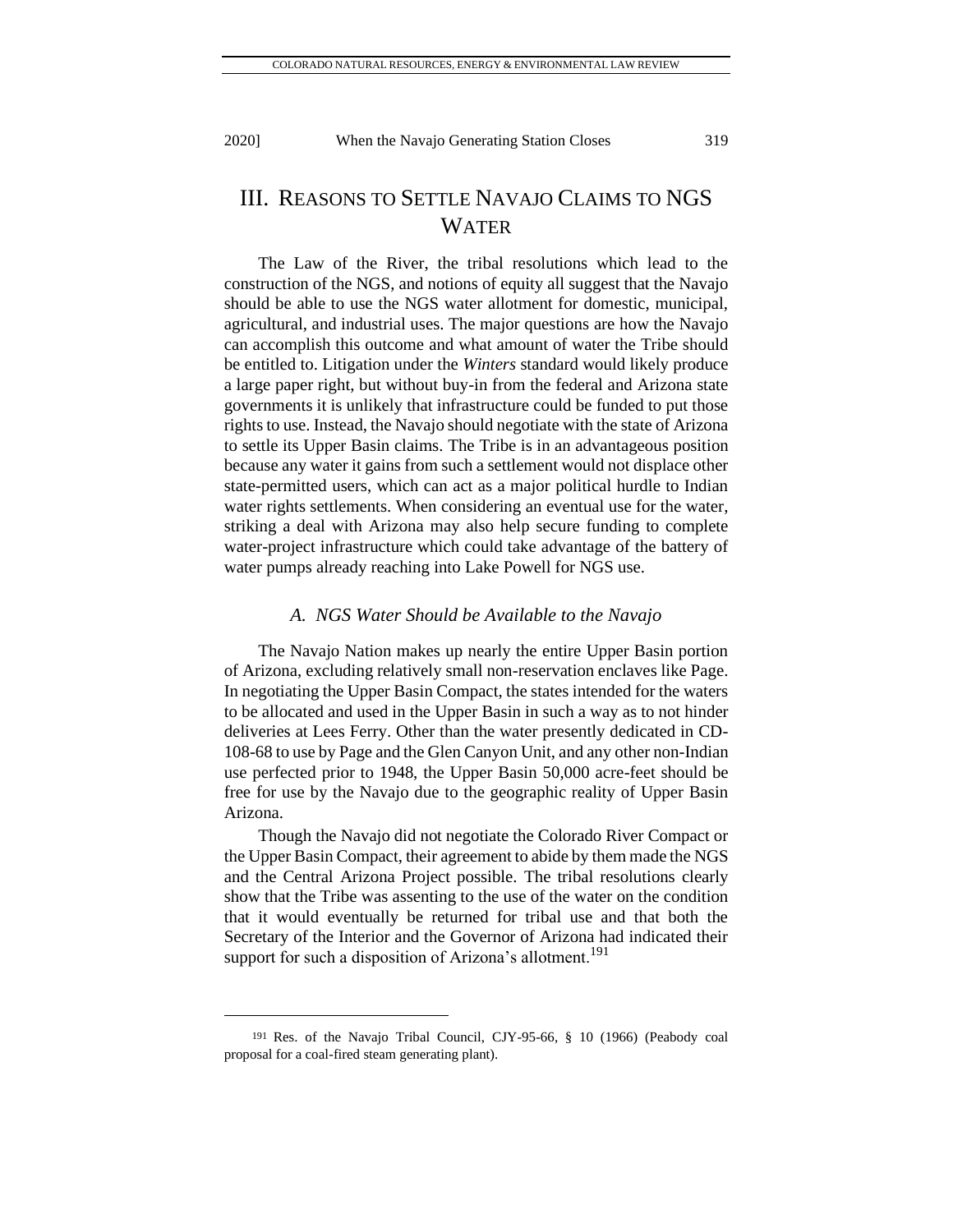# III. REASONS TO SETTLE NAVAJO CLAIMS TO NGS WATER

The Law of the River, the tribal resolutions which lead to the construction of the NGS, and notions of equity all suggest that the Navajo should be able to use the NGS water allotment for domestic, municipal, agricultural, and industrial uses. The major questions are how the Navajo can accomplish this outcome and what amount of water the Tribe should be entitled to. Litigation under the *Winters* standard would likely produce a large paper right, but without buy-in from the federal and Arizona state governments it is unlikely that infrastructure could be funded to put those rights to use. Instead, the Navajo should negotiate with the state of Arizona to settle its Upper Basin claims. The Tribe is in an advantageous position because any water it gains from such a settlement would not displace other state-permitted users, which can act as a major political hurdle to Indian water rights settlements. When considering an eventual use for the water, striking a deal with Arizona may also help secure funding to complete water-project infrastructure which could take advantage of the battery of water pumps already reaching into Lake Powell for NGS use.

## A. *NGS Water Should be Available to the Navajo*

The Navajo Nation makes up nearly the entire Upper Basin portion of Arizona, excluding relatively small non-reservation enclaves like Page. In negotiating the Upper Basin Compact, the states intended for the waters to be allocated and used in the Upper Basin in such a way as to not hinder deliveries at Lees Ferry. Other than the water presently dedicated in CD-108-68 to use by Page and the Glen Canyon Unit, and any other non-Indian use perfected prior to 1948, the Upper Basin 50,000 acre-feet should be free for use by the Navajo due to the geographic reality of Upper Basin Arizona.

Though the Navajo did not negotiate the Colorado River Compact or the Upper Basin Compact, their agreement to abide by them made the NGS and the Central Arizona Project possible. The tribal resolutions clearly show that the Tribe was assenting to the use of the water on the condition that it would eventually be returned for tribal use and that both the Secretary of the Interior and the Governor of Arizona had indicated their support for such a disposition of Arizona's allotment.[191]

---

[191] Res. of the Navajo Tribal Council, CJY-95-66, § 10 (1966) (Peabody coal proposal for a coal-fired steam generating plant).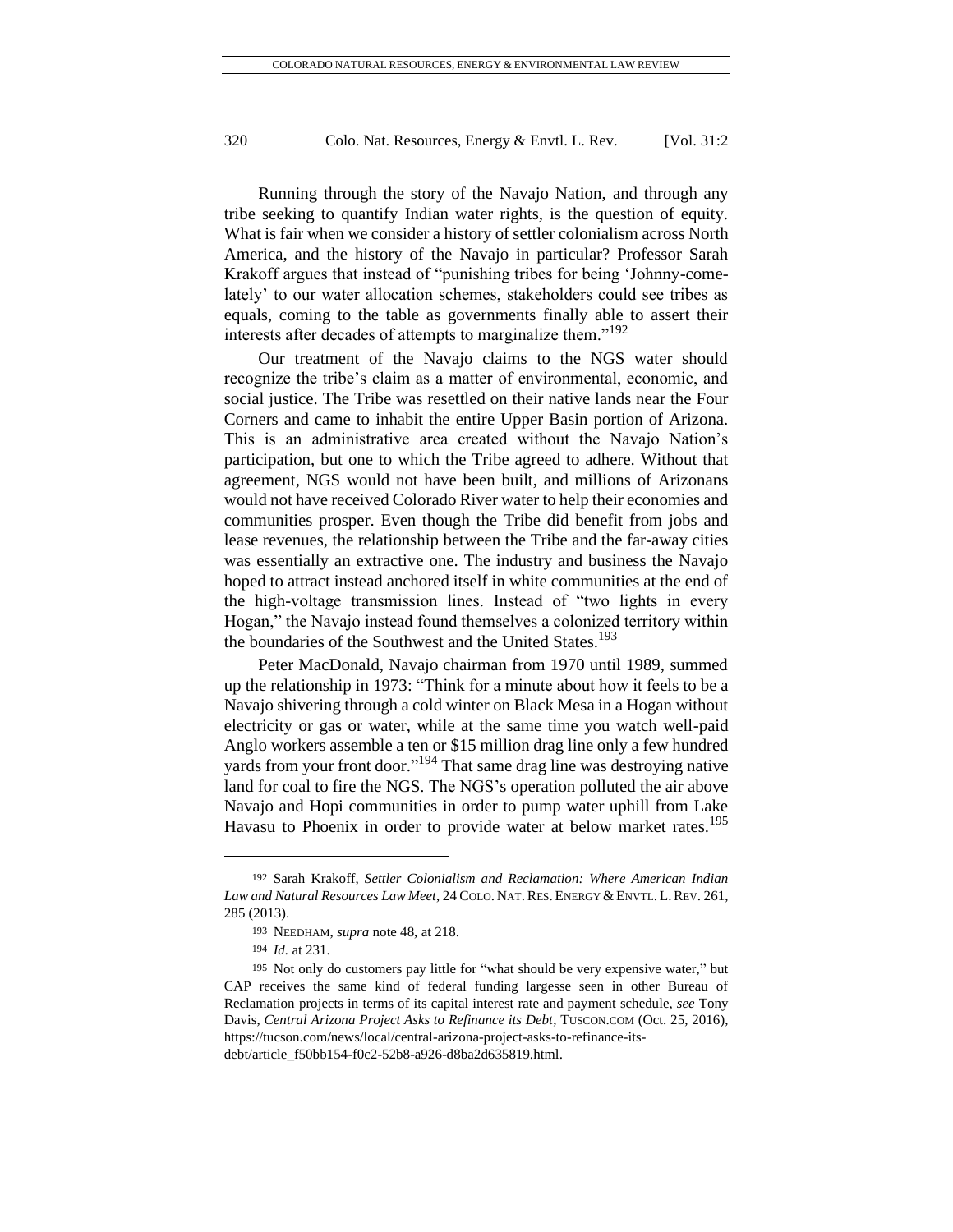Running through the story of the Navajo Nation, and through any tribe seeking to quantify Indian water rights, is the question of equity. What is fair when we consider a history of settler colonialism across North America, and the history of the Navajo in particular? Professor Sarah Krakoff argues that instead of "punishing tribes for being 'Johnny-come-lately' to our water allocation schemes, stakeholders could see tribes as equals, coming to the table as governments finally able to assert their interests after decades of attempts to marginalize them."[192]

Our treatment of the Navajo claims to the NGS water should recognize the tribe's claim as a matter of environmental, economic, and social justice. The Tribe was resettled on their native lands near the Four Corners and came to inhabit the entire Upper Basin portion of Arizona. This is an administrative area created without the Navajo Nation's participation, but one to which the Tribe agreed to adhere. Without that agreement, NGS would not have been built, and millions of Arizonans would not have received Colorado River water to help their economies and communities prosper. Even though the Tribe did benefit from jobs and lease revenues, the relationship between the Tribe and the far-away cities was essentially an extractive one. The industry and business the Navajo hoped to attract instead anchored itself in white communities at the end of the high-voltage transmission lines. Instead of "two lights in every Hogan," the Navajo instead found themselves a colonized territory within the boundaries of the Southwest and the United States.[193]

Peter MacDonald, Navajo chairman from 1970 until 1989, summed up the relationship in 1973: "Think for a minute about how it feels to be a Navajo shivering through a cold winter on Black Mesa in a Hogan without electricity or gas or water, while at the same time you watch well-paid Anglo workers assemble a ten or $15 million drag line only a few hundred yards from your front door."[194] That same drag line was destroying native land for coal to fire the NGS. The NGS's operation polluted the air above Navajo and Hopi communities in order to pump water uphill from Lake Havasu to Phoenix in order to provide water at below market rates.[195]

---

192 Sarah Krakoff, *Settler Colonialism and Reclamation: Where American Indian Law and Natural Resources Law Meet*, 24 COLO. NAT. RES. ENERGY & ENVTL. L. REV. 261, 285 (2013).

193 NEEDHAM, *supra* note 48, at 218.

194 *Id.* at 231.

195 Not only do customers pay little for "what should be very expensive water," but CAP receives the same kind of federal funding largesse seen in other Bureau of Reclamation projects in terms of its capital interest rate and payment schedule, *see* Tony Davis, *Central Arizona Project Asks to Refinance its Debt*, TUSCON.COM (Oct. 25, 2016), https://tucson.com/news/local/central-arizona-project-asks-to-refinance-its-debt/article_f50bb154-f0c2-52b8-a926-d8ba2d635819.html.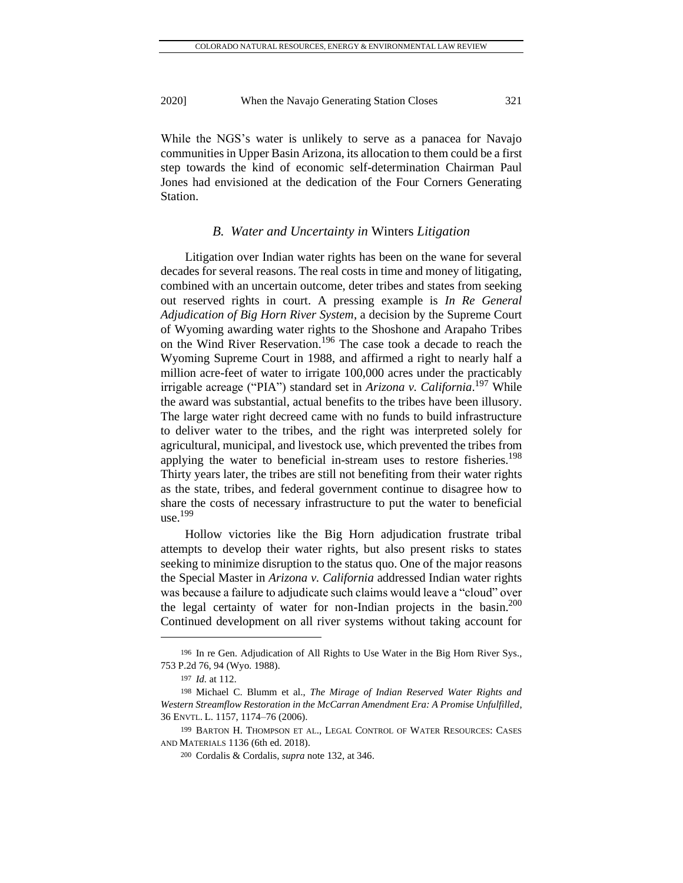While the NGS's water is unlikely to serve as a panacea for Navajo communities in Upper Basin Arizona, its allocation to them could be a first step towards the kind of economic self-determination Chairman Paul Jones had envisioned at the dedication of the Four Corners Generating Station.

### *B. Water and Uncertainty in* Winters *Litigation*

Litigation over Indian water rights has been on the wane for several decades for several reasons. The real costs in time and money of litigating, combined with an uncertain outcome, deter tribes and states from seeking out reserved rights in court. A pressing example is *In Re General Adjudication of Big Horn River System*, a decision by the Supreme Court of Wyoming awarding water rights to the Shoshone and Arapaho Tribes on the Wind River Reservation.[196] The case took a decade to reach the Wyoming Supreme Court in 1988, and affirmed a right to nearly half a million acre-feet of water to irrigate 100,000 acres under the practicably irrigable acreage ("PIA") standard set in *Arizona v. California*.[197] While the award was substantial, actual benefits to the tribes have been illusory. The large water right decreed came with no funds to build infrastructure to deliver water to the tribes, and the right was interpreted solely for agricultural, municipal, and livestock use, which prevented the tribes from applying the water to beneficial in-stream uses to restore fisheries.[198] Thirty years later, the tribes are still not benefiting from their water rights as the state, tribes, and federal government continue to disagree how to share the costs of necessary infrastructure to put the water to beneficial use.[199]

Hollow victories like the Big Horn adjudication frustrate tribal attempts to develop their water rights, but also present risks to states seeking to minimize disruption to the status quo. One of the major reasons the Special Master in *Arizona v. California* addressed Indian water rights was because a failure to adjudicate such claims would leave a "cloud" over the legal certainty of water for non-Indian projects in the basin.[200] Continued development on all river systems without taking account for

---

196 In re Gen. Adjudication of All Rights to Use Water in the Big Horn River Sys., 753 P.2d 76, 94 (Wyo. 1988).

197 *Id*. at 112.

198 Michael C. Blumm et al., *The Mirage of Indian Reserved Water Rights and Western Streamflow Restoration in the McCarran Amendment Era: A Promise Unfulfilled*, 36 ENVTL. L. 1157, 1174–76 (2006).

199 BARTON H. THOMPSON ET AL., LEGAL CONTROL OF WATER RESOURCES: CASES AND MATERIALS 1136 (6th ed. 2018).

200 Cordalis & Cordalis, *supra* note 132, at 346.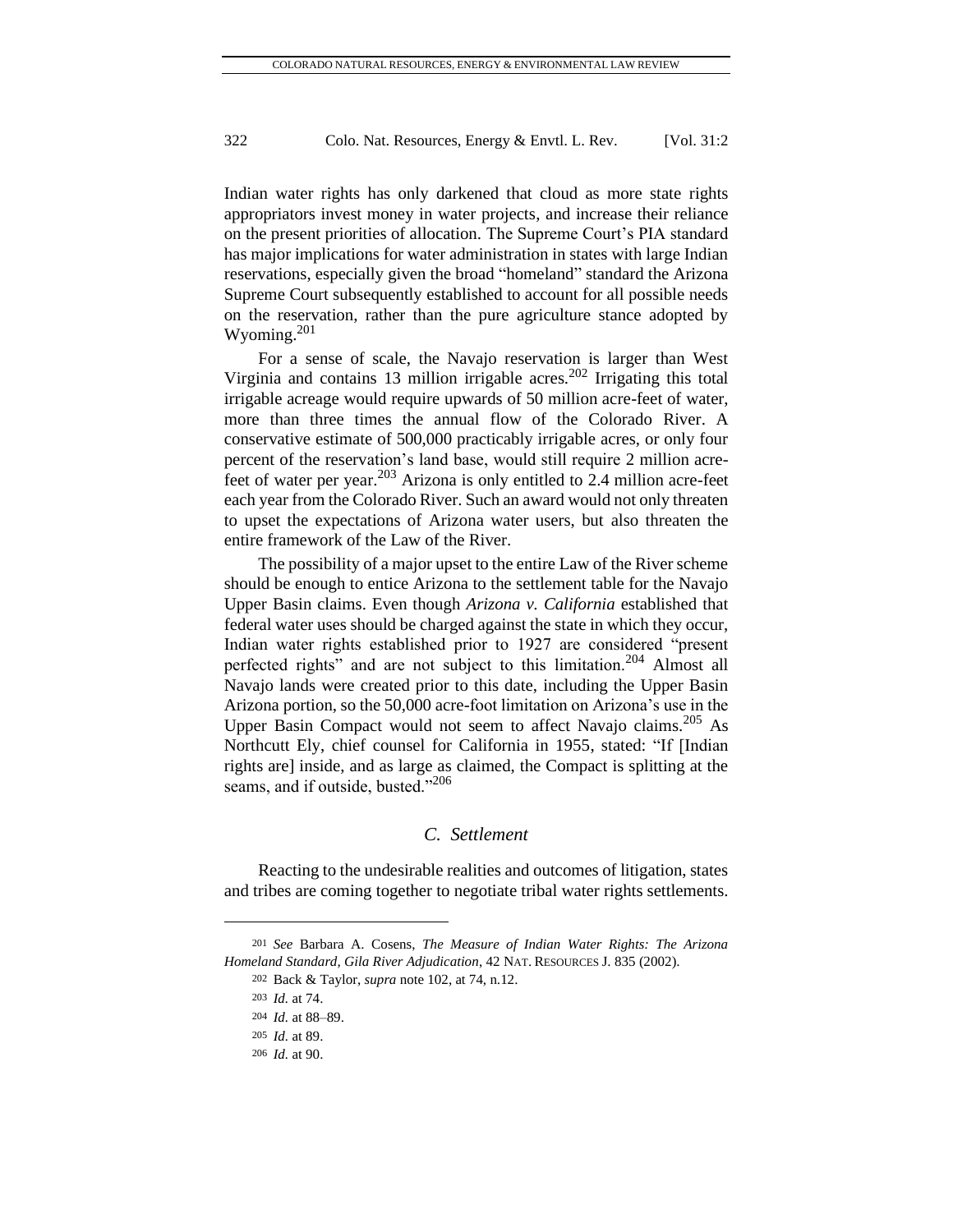Indian water rights has only darkened that cloud as more state rights appropriators invest money in water projects, and increase their reliance on the present priorities of allocation. The Supreme Court's PIA standard has major implications for water administration in states with large Indian reservations, especially given the broad "homeland" standard the Arizona Supreme Court subsequently established to account for all possible needs on the reservation, rather than the pure agriculture stance adopted by Wyoming.[201]

For a sense of scale, the Navajo reservation is larger than West Virginia and contains 13 million irrigable acres.[202] Irrigating this total irrigable acreage would require upwards of 50 million acre-feet of water, more than three times the annual flow of the Colorado River. A conservative estimate of 500,000 practicably irrigable acres, or only four percent of the reservation's land base, would still require 2 million acre-feet of water per year.[203] Arizona is only entitled to 2.4 million acre-feet each year from the Colorado River. Such an award would not only threaten to upset the expectations of Arizona water users, but also threaten the entire framework of the Law of the River.

The possibility of a major upset to the entire Law of the River scheme should be enough to entice Arizona to the settlement table for the Navajo Upper Basin claims. Even though *Arizona v. California* established that federal water uses should be charged against the state in which they occur, Indian water rights established prior to 1927 are considered "present perfected rights" and are not subject to this limitation.[204] Almost all Navajo lands were created prior to this date, including the Upper Basin Arizona portion, so the 50,000 acre-foot limitation on Arizona's use in the Upper Basin Compact would not seem to affect Navajo claims.[205] As Northcutt Ely, chief counsel for California in 1955, stated: "If [Indian rights are] inside, and as large as claimed, the Compact is splitting at the seams, and if outside, busted."[206]

### *C. Settlement*

Reacting to the undesirable realities and outcomes of litigation, states and tribes are coming together to negotiate tribal water rights settlements.

---

201 *See* Barbara A. Cosens, *The Measure of Indian Water Rights: The Arizona Homeland Standard, Gila River Adjudication*, 42 NAT. RESOURCES J. 835 (2002).

202 Back & Taylor, *supra* note 102, at 74, n.12.

203 *Id.* at 74.

204 *Id.* at 88–89.

205 *Id.* at 89.

206 *Id.* at 90.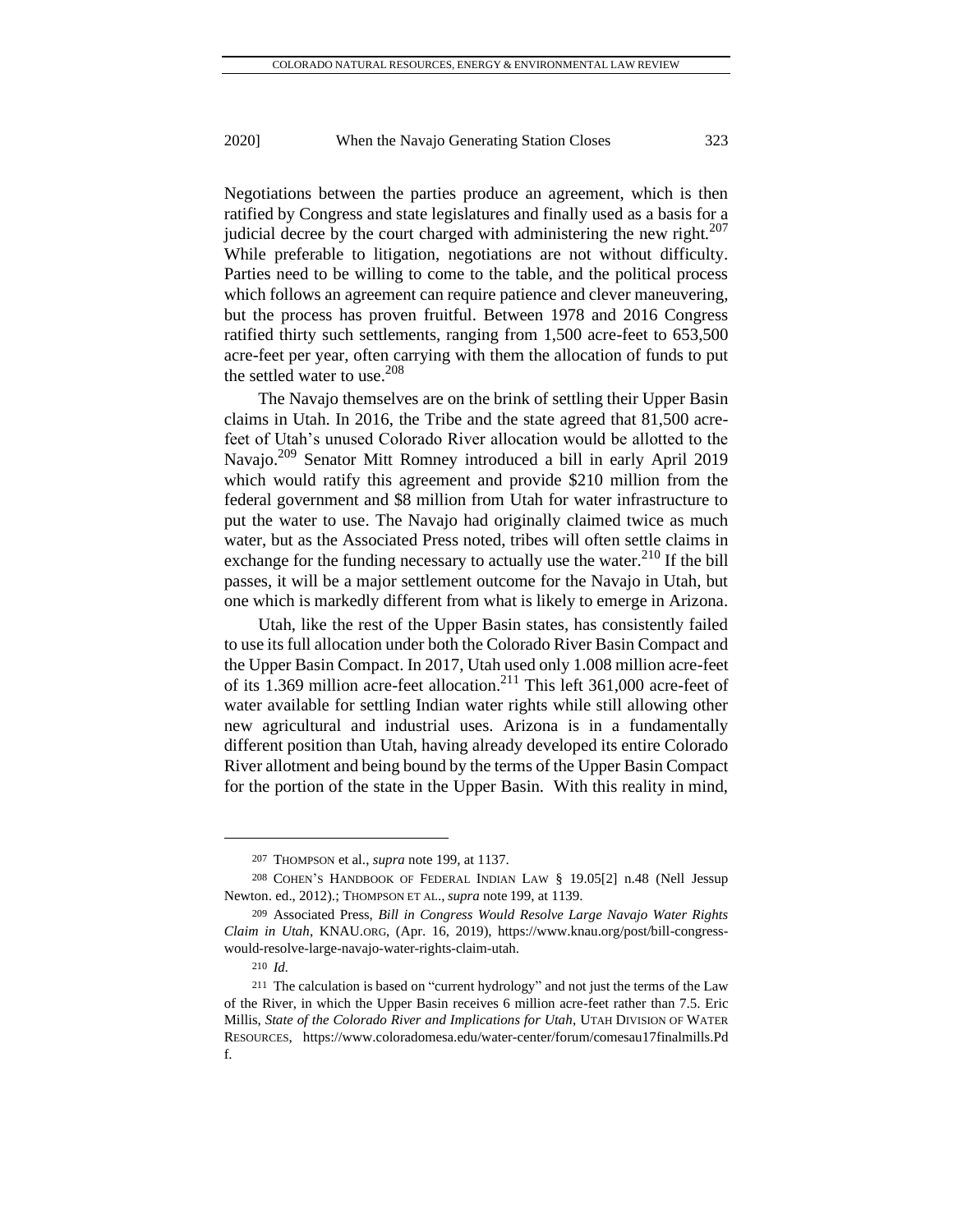Negotiations between the parties produce an agreement, which is then ratified by Congress and state legislatures and finally used as a basis for a judicial decree by the court charged with administering the new right.[207] While preferable to litigation, negotiations are not without difficulty. Parties need to be willing to come to the table, and the political process which follows an agreement can require patience and clever maneuvering, but the process has proven fruitful. Between 1978 and 2016 Congress ratified thirty such settlements, ranging from 1,500 acre-feet to 653,500 acre-feet per year, often carrying with them the allocation of funds to put the settled water to use.[208]

The Navajo themselves are on the brink of settling their Upper Basin claims in Utah. In 2016, the Tribe and the state agreed that 81,500 acre-feet of Utah's unused Colorado River allocation would be allotted to the Navajo.[209] Senator Mitt Romney introduced a bill in early April 2019 which would ratify this agreement and provide $210 million from the federal government and $8 million from Utah for water infrastructure to put the water to use. The Navajo had originally claimed twice as much water, but as the Associated Press noted, tribes will often settle claims in exchange for the funding necessary to actually use the water.[210] If the bill passes, it will be a major settlement outcome for the Navajo in Utah, but one which is markedly different from what is likely to emerge in Arizona.

Utah, like the rest of the Upper Basin states, has consistently failed to use its full allocation under both the Colorado River Basin Compact and the Upper Basin Compact. In 2017, Utah used only 1.008 million acre-feet of its 1.369 million acre-feet allocation.[211] This left 361,000 acre-feet of water available for settling Indian water rights while still allowing other new agricultural and industrial uses. Arizona is in a fundamentally different position than Utah, having already developed its entire Colorado River allotment and being bound by the terms of the Upper Basin Compact for the portion of the state in the Upper Basin. With this reality in mind,

---

207 THOMPSON et al., *supra* note 199, at 1137.

208 COHEN'S HANDBOOK OF FEDERAL INDIAN LAW § 19.05[2] n.48 (Nell Jessup Newton. ed., 2012).; THOMPSON ET AL., *supra* note 199, at 1139.

209 Associated Press, *Bill in Congress Would Resolve Large Navajo Water Rights Claim in Utah*, KNAU.ORG, (Apr. 16, 2019), https://www.knau.org/post/bill-congress-would-resolve-large-navajo-water-rights-claim-utah.

210 *Id.*

211 The calculation is based on "current hydrology" and not just the terms of the Law of the River, in which the Upper Basin receives 6 million acre-feet rather than 7.5. Eric Millis, *State of the Colorado River and Implications for Utah*, UTAH DIVISION OF WATER RESOURCES, https://www.coloradomesa.edu/water-center/forum/comesau17finalmills.Pdf.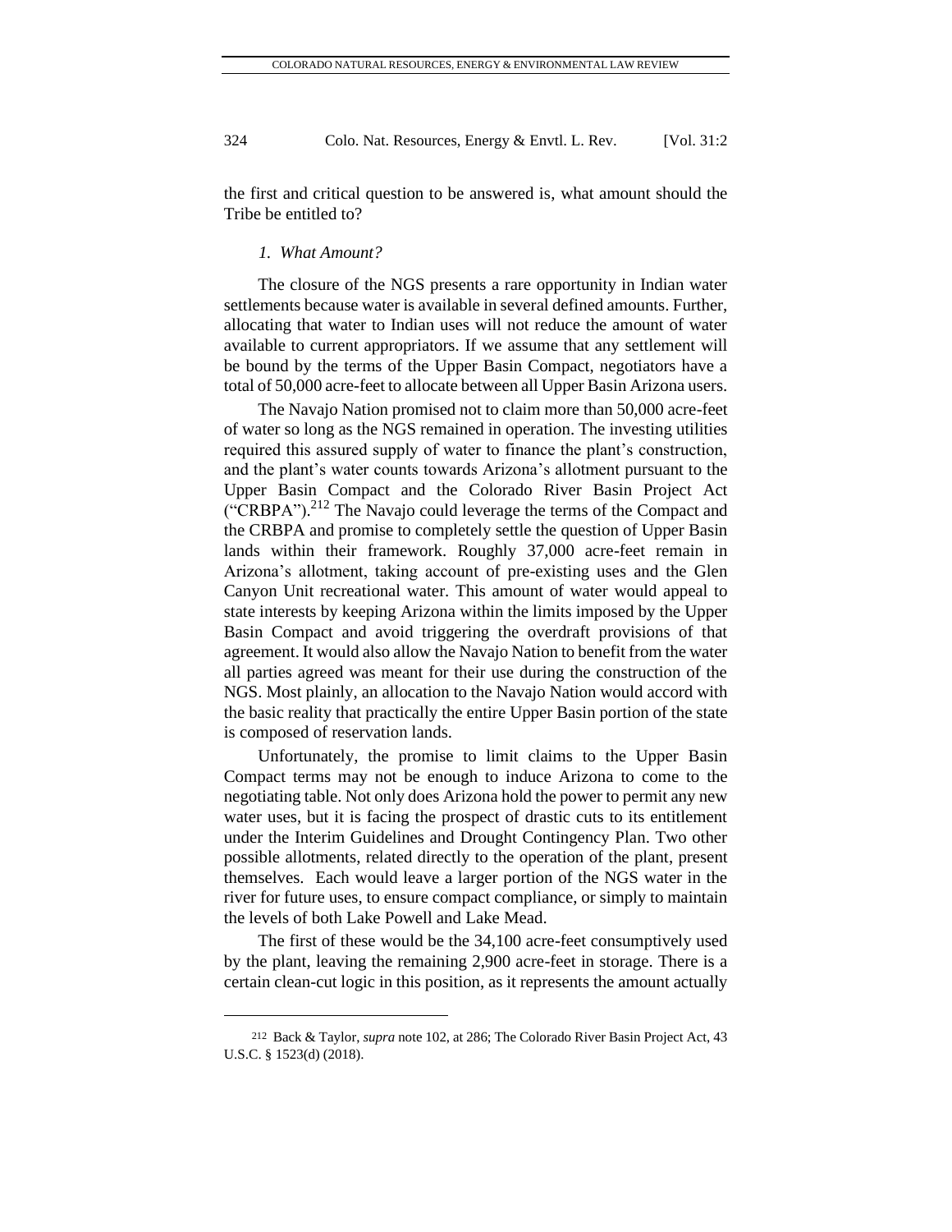the first and critical question to be answered is, what amount should the Tribe be entitled to?

### *1. What Amount?*

The closure of the NGS presents a rare opportunity in Indian water settlements because water is available in several defined amounts. Further, allocating that water to Indian uses will not reduce the amount of water available to current appropriators. If we assume that any settlement will be bound by the terms of the Upper Basin Compact, negotiators have a total of 50,000 acre-feet to allocate between all Upper Basin Arizona users.

The Navajo Nation promised not to claim more than 50,000 acre-feet of water so long as the NGS remained in operation. The investing utilities required this assured supply of water to finance the plant's construction, and the plant's water counts towards Arizona's allotment pursuant to the Upper Basin Compact and the Colorado River Basin Project Act ("CRBPA").[212] The Navajo could leverage the terms of the Compact and the CRBPA and promise to completely settle the question of Upper Basin lands within their framework. Roughly 37,000 acre-feet remain in Arizona's allotment, taking account of pre-existing uses and the Glen Canyon Unit recreational water. This amount of water would appeal to state interests by keeping Arizona within the limits imposed by the Upper Basin Compact and avoid triggering the overdraft provisions of that agreement. It would also allow the Navajo Nation to benefit from the water all parties agreed was meant for their use during the construction of the NGS. Most plainly, an allocation to the Navajo Nation would accord with the basic reality that practically the entire Upper Basin portion of the state is composed of reservation lands.

Unfortunately, the promise to limit claims to the Upper Basin Compact terms may not be enough to induce Arizona to come to the negotiating table. Not only does Arizona hold the power to permit any new water uses, but it is facing the prospect of drastic cuts to its entitlement under the Interim Guidelines and Drought Contingency Plan. Two other possible allotments, related directly to the operation of the plant, present themselves. Each would leave a larger portion of the NGS water in the river for future uses, to ensure compact compliance, or simply to maintain the levels of both Lake Powell and Lake Mead.

The first of these would be the 34,100 acre-feet consumptively used by the plant, leaving the remaining 2,900 acre-feet in storage. There is a certain clean-cut logic in this position, as it represents the amount actually

---

212 Back & Taylor, *supra* note 102, at 286; The Colorado River Basin Project Act, 43 U.S.C. § 1523(d) (2018).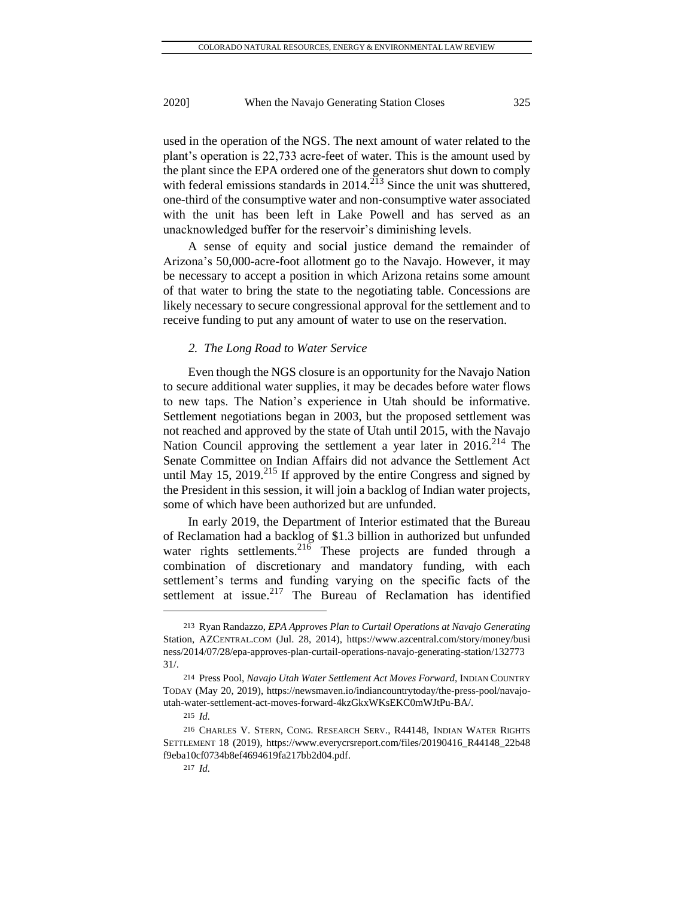used in the operation of the NGS. The next amount of water related to the plant's operation is 22,733 acre-feet of water. This is the amount used by the plant since the EPA ordered one of the generators shut down to comply with federal emissions standards in 2014.[213] Since the unit was shuttered, one-third of the consumptive water and non-consumptive water associated with the unit has been left in Lake Powell and has served as an unacknowledged buffer for the reservoir's diminishing levels.

A sense of equity and social justice demand the remainder of Arizona's 50,000-acre-foot allotment go to the Navajo. However, it may be necessary to accept a position in which Arizona retains some amount of that water to bring the state to the negotiating table. Concessions are likely necessary to secure congressional approval for the settlement and to receive funding to put any amount of water to use on the reservation.

### *2. The Long Road to Water Service*

Even though the NGS closure is an opportunity for the Navajo Nation to secure additional water supplies, it may be decades before water flows to new taps. The Nation's experience in Utah should be informative. Settlement negotiations began in 2003, but the proposed settlement was not reached and approved by the state of Utah until 2015, with the Navajo Nation Council approving the settlement a year later in 2016.[214] The Senate Committee on Indian Affairs did not advance the Settlement Act until May 15, 2019.[215] If approved by the entire Congress and signed by the President in this session, it will join a backlog of Indian water projects, some of which have been authorized but are unfunded.

In early 2019, the Department of Interior estimated that the Bureau of Reclamation had a backlog of $1.3 billion in authorized but unfunded water rights settlements.[216] These projects are funded through a combination of discretionary and mandatory funding, with each settlement's terms and funding varying on the specific facts of the settlement at issue.[217] The Bureau of Reclamation has identified

---

213 Ryan Randazzo, *EPA Approves Plan to Curtail Operations at Navajo Generating* Station, AZCENTRAL.COM (Jul. 28, 2014), https://www.azcentral.com/story/money/business/2014/07/28/epa-approves-plan-curtail-operations-navajo-generating-station/13277331/.

214 Press Pool, *Navajo Utah Water Settlement Act Moves Forward*, INDIAN COUNTRY TODAY (May 20, 2019), https://newsmaven.io/indiancountrytoday/the-press-pool/navajo-utah-water-settlement-act-moves-forward-4kzGkxWKsEKC0mWJtPu-BA/.

215 *Id.*

216 CHARLES V. STERN, CONG. RESEARCH SERV., R44148, INDIAN WATER RIGHTS SETTLEMENT 18 (2019), https://www.everycrsreport.com/files/20190416_R44148_22b48f9eba10cf0734b8ef4694619fa217bb2d04.pdf.

217 *Id.*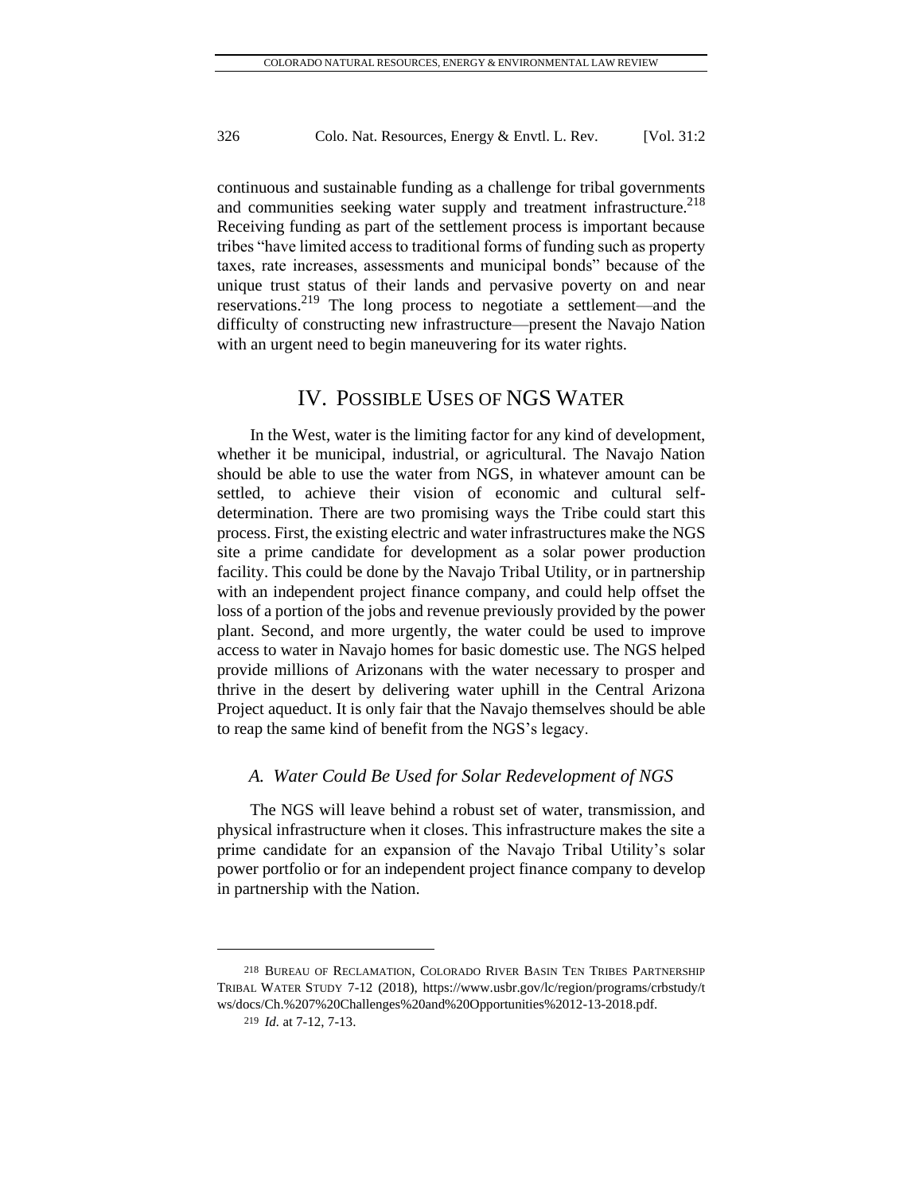continuous and sustainable funding as a challenge for tribal governments and communities seeking water supply and treatment infrastructure.[218] Receiving funding as part of the settlement process is important because tribes "have limited access to traditional forms of funding such as property taxes, rate increases, assessments and municipal bonds" because of the unique trust status of their lands and pervasive poverty on and near reservations.[219] The long process to negotiate a settlement—and the difficulty of constructing new infrastructure—present the Navajo Nation with an urgent need to begin maneuvering for its water rights.

## IV. Possible Uses of NGS Water

In the West, water is the limiting factor for any kind of development, whether it be municipal, industrial, or agricultural. The Navajo Nation should be able to use the water from NGS, in whatever amount can be settled, to achieve their vision of economic and cultural self-determination. There are two promising ways the Tribe could start this process. First, the existing electric and water infrastructures make the NGS site a prime candidate for development as a solar power production facility. This could be done by the Navajo Tribal Utility, or in partnership with an independent project finance company, and could help offset the loss of a portion of the jobs and revenue previously provided by the power plant. Second, and more urgently, the water could be used to improve access to water in Navajo homes for basic domestic use. The NGS helped provide millions of Arizonans with the water necessary to prosper and thrive in the desert by delivering water uphill in the Central Arizona Project aqueduct. It is only fair that the Navajo themselves should be able to reap the same kind of benefit from the NGS's legacy.

### *A. Water Could Be Used for Solar Redevelopment of NGS*

The NGS will leave behind a robust set of water, transmission, and physical infrastructure when it closes. This infrastructure makes the site a prime candidate for an expansion of the Navajo Tribal Utility's solar power portfolio or for an independent project finance company to develop in partnership with the Nation.

---

218 Bureau of Reclamation, Colorado River Basin Ten Tribes Partnership Tribal Water Study 7-12 (2018), https://www.usbr.gov/lc/region/programs/crbstudy/tws/docs/Ch.%207%20Challenges%20and%20Opportunities%2012-13-2018.pdf.

219 *Id.* at 7-12, 7-13.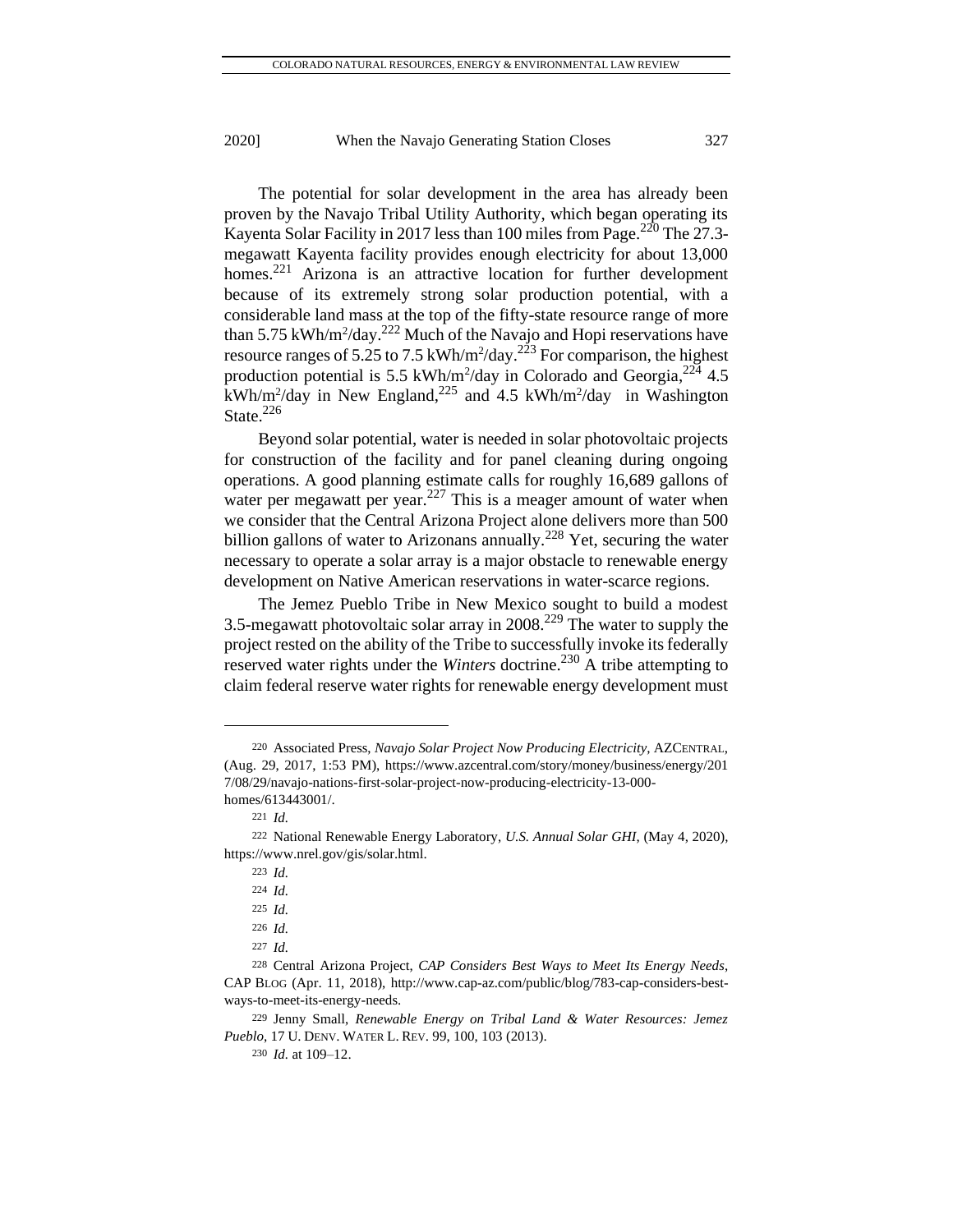The potential for solar development in the area has already been proven by the Navajo Tribal Utility Authority, which began operating its Kayenta Solar Facility in 2017 less than 100 miles from Page.[220] The 27.3-megawatt Kayenta facility provides enough electricity for about 13,000 homes.[221] Arizona is an attractive location for further development because of its extremely strong solar production potential, with a considerable land mass at the top of the fifty-state resource range of more than 5.75 kWh/m$^2$/day.[222] Much of the Navajo and Hopi reservations have resource ranges of 5.25 to 7.5 kWh/m$^2$/day.[223] For comparison, the highest production potential is 5.5 kWh/m$^2$/day in Colorado and Georgia,[224] 4.5 kWh/m$^2$/day in New England,[225] and 4.5 kWh/m$^2$/day in Washington State.[226]

Beyond solar potential, water is needed in solar photovoltaic projects for construction of the facility and for panel cleaning during ongoing operations. A good planning estimate calls for roughly 16,689 gallons of water per megawatt per year.[227] This is a meager amount of water when we consider that the Central Arizona Project alone delivers more than 500 billion gallons of water to Arizonans annually.[228] Yet, securing the water necessary to operate a solar array is a major obstacle to renewable energy development on Native American reservations in water-scarce regions.

The Jemez Pueblo Tribe in New Mexico sought to build a modest 3.5-megawatt photovoltaic solar array in 2008.[229] The water to supply the project rested on the ability of the Tribe to successfully invoke its federally reserved water rights under the *Winters* doctrine.[230] A tribe attempting to claim federal reserve water rights for renewable energy development must

---

220 Associated Press, *Navajo Solar Project Now Producing Electricity*, AZCENTRAL, (Aug. 29, 2017, 1:53 PM), https://www.azcentral.com/story/money/business/energy/2017/08/29/navajo-nations-first-solar-project-now-producing-electricity-13-000-homes/613443001/.

221 *Id.*

222 National Renewable Energy Laboratory, *U.S. Annual Solar GHI*, (May 4, 2020), https://www.nrel.gov/gis/solar.html.

223 *Id.*

224 *Id.*

225 *Id.*

226 *Id.*

227 *Id.*

228 Central Arizona Project, *CAP Considers Best Ways to Meet Its Energy Needs*, CAP BLOG (Apr. 11, 2018), http://www.cap-az.com/public/blog/783-cap-considers-best-ways-to-meet-its-energy-needs.

229 Jenny Small, *Renewable Energy on Tribal Land & Water Resources: Jemez Pueblo*, 17 U. DENV. WATER L. REV. 99, 100, 103 (2013).

230 *Id.* at 109–12.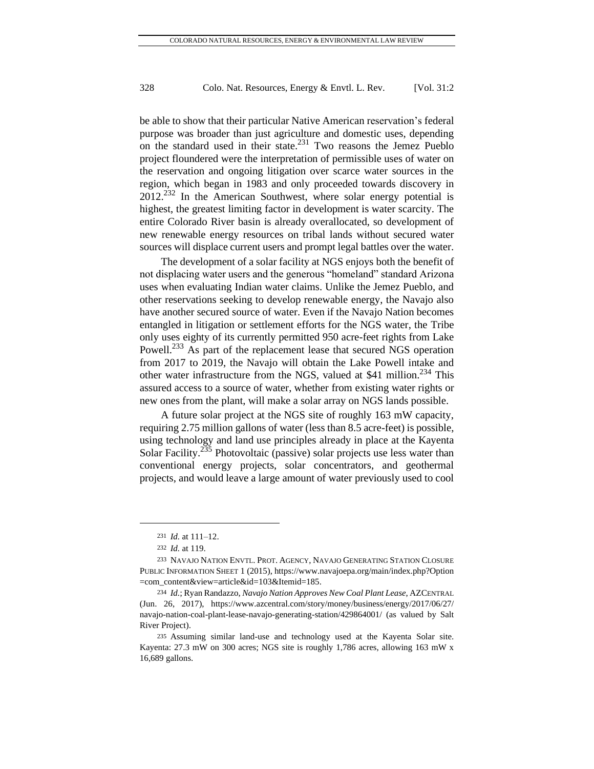be able to show that their particular Native American reservation's federal purpose was broader than just agriculture and domestic uses, depending on the standard used in their state.[231] Two reasons the Jemez Pueblo project floundered were the interpretation of permissible uses of water on the reservation and ongoing litigation over scarce water sources in the region, which began in 1983 and only proceeded towards discovery in 2012.[232] In the American Southwest, where solar energy potential is highest, the greatest limiting factor in development is water scarcity. The entire Colorado River basin is already overallocated, so development of new renewable energy resources on tribal lands without secured water sources will displace current users and prompt legal battles over the water.

The development of a solar facility at NGS enjoys both the benefit of not displacing water users and the generous "homeland" standard Arizona uses when evaluating Indian water claims. Unlike the Jemez Pueblo, and other reservations seeking to develop renewable energy, the Navajo also have another secured source of water. Even if the Navajo Nation becomes entangled in litigation or settlement efforts for the NGS water, the Tribe only uses eighty of its currently permitted 950 acre-feet rights from Lake Powell.[233] As part of the replacement lease that secured NGS operation from 2017 to 2019, the Navajo will obtain the Lake Powell intake and other water infrastructure from the NGS, valued at $41 million.[234] This assured access to a source of water, whether from existing water rights or new ones from the plant, will make a solar array on NGS lands possible.

A future solar project at the NGS site of roughly 163 mW capacity, requiring 2.75 million gallons of water (less than 8.5 acre-feet) is possible, using technology and land use principles already in place at the Kayenta Solar Facility.[235] Photovoltaic (passive) solar projects use less water than conventional energy projects, solar concentrators, and geothermal projects, and would leave a large amount of water previously used to cool

---

231 *Id.* at 111–12.

232 *Id.* at 119.

233 NAVAJO NATION ENVTL. PROT. AGENCY, NAVAJO GENERATING STATION CLOSURE PUBLIC INFORMATION SHEET 1 (2015), https://www.navajoepa.org/main/index.php?Option=com_content&view=article&id=103&Itemid=185.

234 *Id.*; Ryan Randazzo, *Navajo Nation Approves New Coal Plant Lease*, AZCENTRAL (Jun. 26, 2017), https://www.azcentral.com/story/money/business/energy/2017/06/27/navajo-nation-coal-plant-lease-navajo-generating-station/429864001/ (as valued by Salt River Project).

235 Assuming similar land-use and technology used at the Kayenta Solar site. Kayenta: 27.3 mW on 300 acres; NGS site is roughly 1,786 acres, allowing 163 mW x 16,689 gallons.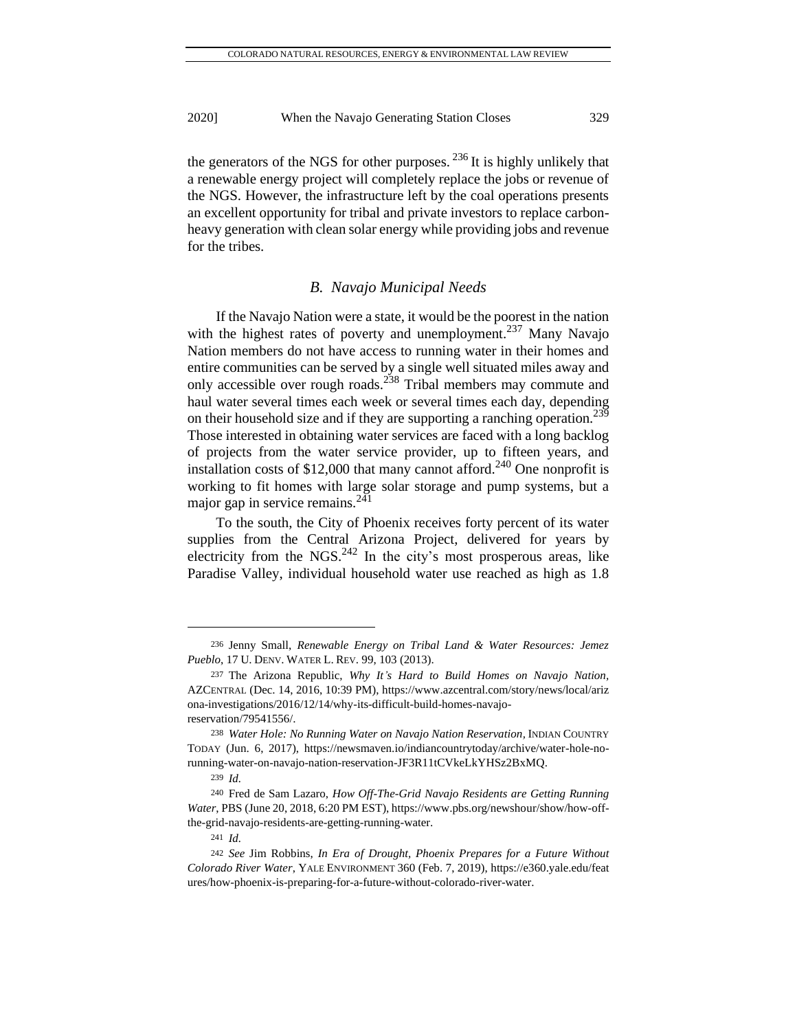the generators of the NGS for other purposes. [236] It is highly unlikely that a renewable energy project will completely replace the jobs or revenue of the NGS. However, the infrastructure left by the coal operations presents an excellent opportunity for tribal and private investors to replace carbon-heavy generation with clean solar energy while providing jobs and revenue for the tribes.

### *B. Navajo Municipal Needs*

If the Navajo Nation were a state, it would be the poorest in the nation with the highest rates of poverty and unemployment.[237] Many Navajo Nation members do not have access to running water in their homes and entire communities can be served by a single well situated miles away and only accessible over rough roads.[238] Tribal members may commute and haul water several times each week or several times each day, depending on their household size and if they are supporting a ranching operation.[239] Those interested in obtaining water services are faced with a long backlog of projects from the water service provider, up to fifteen years, and installation costs of $12,000 that many cannot afford.[240] One nonprofit is working to fit homes with large solar storage and pump systems, but a major gap in service remains.[241]

To the south, the City of Phoenix receives forty percent of its water supplies from the Central Arizona Project, delivered for years by electricity from the NGS.[242] In the city's most prosperous areas, like Paradise Valley, individual household water use reached as high as 1.8

---

236 Jenny Small, *Renewable Energy on Tribal Land & Water Resources: Jemez Pueblo*, 17 U. DENV. WATER L. REV. 99, 103 (2013).

237 The Arizona Republic, *Why It's Hard to Build Homes on Navajo Nation*, AZCENTRAL (Dec. 14, 2016, 10:39 PM), https://www.azcentral.com/story/news/local/arizona-investigations/2016/12/14/why-its-difficult-build-homes-navajo-reservation/79541556/.

238 *Water Hole: No Running Water on Navajo Nation Reservation*, INDIAN COUNTRY TODAY (Jun. 6, 2017), https://newsmaven.io/indiancountrytoday/archive/water-hole-no-running-water-on-navajo-nation-reservation-JF3R11tCVkeLkYHSz2BxMQ.

239 *Id.*

240 Fred de Sam Lazaro, *How Off-The-Grid Navajo Residents are Getting Running Water*, PBS (June 20, 2018, 6:20 PM EST), https://www.pbs.org/newshour/show/how-off-the-grid-navajo-residents-are-getting-running-water.

241 *Id.*

242 *See* Jim Robbins, *In Era of Drought, Phoenix Prepares for a Future Without Colorado River Water*, YALE ENVIRONMENT 360 (Feb. 7, 2019), https://e360.yale.edu/features/how-phoenix-is-preparing-for-a-future-without-colorado-river-water.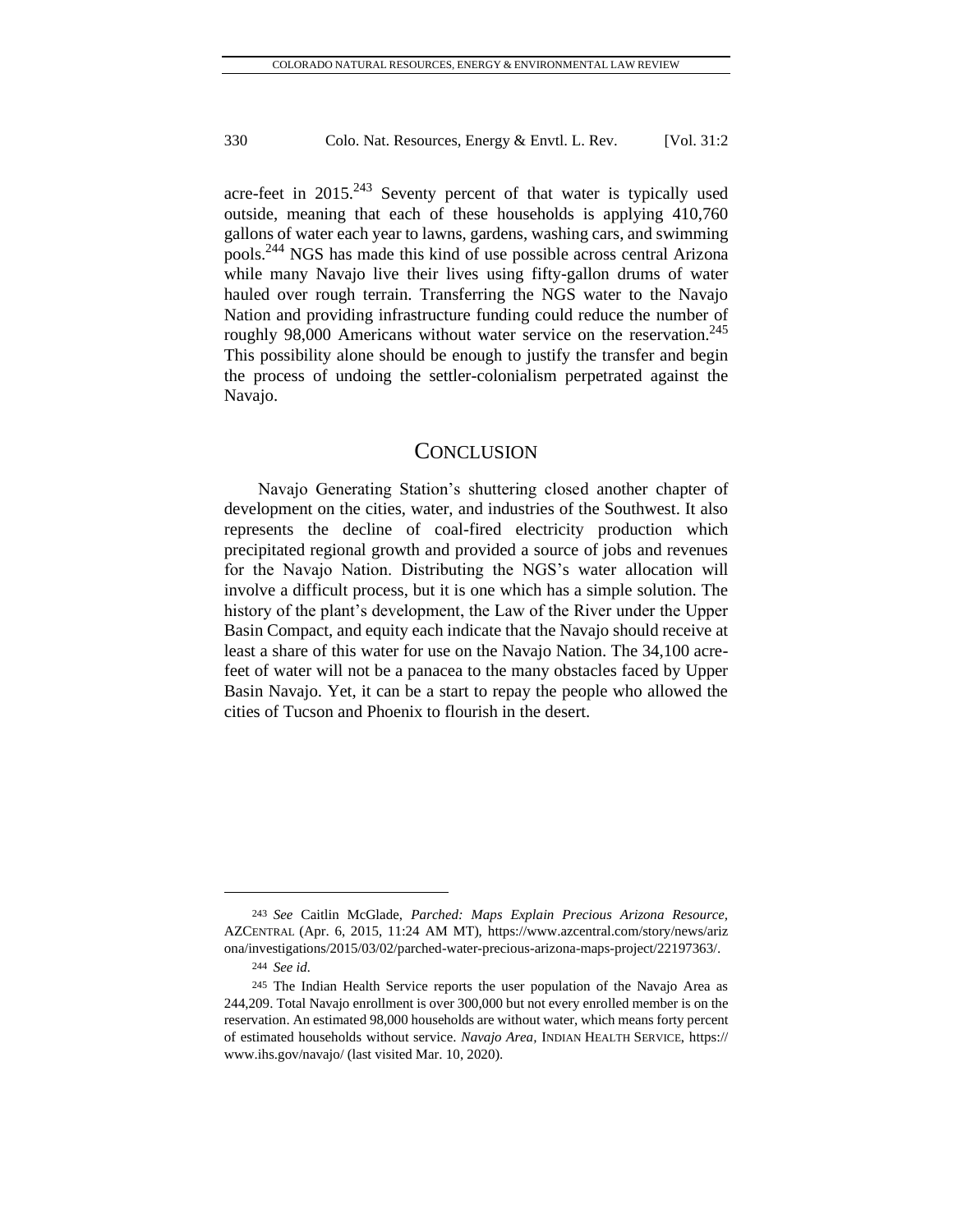acre-feet in 2015.[243] Seventy percent of that water is typically used outside, meaning that each of these households is applying 410,760 gallons of water each year to lawns, gardens, washing cars, and swimming pools.[244] NGS has made this kind of use possible across central Arizona while many Navajo live their lives using fifty-gallon drums of water hauled over rough terrain. Transferring the NGS water to the Navajo Nation and providing infrastructure funding could reduce the number of roughly 98,000 Americans without water service on the reservation.[245] This possibility alone should be enough to justify the transfer and begin the process of undoing the settler-colonialism perpetrated against the Navajo.

## CONCLUSION

Navajo Generating Station's shuttering closed another chapter of development on the cities, water, and industries of the Southwest. It also represents the decline of coal-fired electricity production which precipitated regional growth and provided a source of jobs and revenues for the Navajo Nation. Distributing the NGS's water allocation will involve a difficult process, but it is one which has a simple solution. The history of the plant's development, the Law of the River under the Upper Basin Compact, and equity each indicate that the Navajo should receive at least a share of this water for use on the Navajo Nation. The 34,100 acre-feet of water will not be a panacea to the many obstacles faced by Upper Basin Navajo. Yet, it can be a start to repay the people who allowed the cities of Tucson and Phoenix to flourish in the desert.

---

243 *See* Caitlin McGlade, *Parched: Maps Explain Precious Arizona Resource*, AZCENTRAL (Apr. 6, 2015, 11:24 AM MT), https://www.azcentral.com/story/news/arizona/investigations/2015/03/02/parched-water-precious-arizona-maps-project/22197363/.

244 *See id.*

245 The Indian Health Service reports the user population of the Navajo Area as 244,209. Total Navajo enrollment is over 300,000 but not every enrolled member is on the reservation. An estimated 98,000 households are without water, which means forty percent of estimated households without service. *Navajo Area*, INDIAN HEALTH SERVICE, https://www.ihs.gov/navajo/ (last visited Mar. 10, 2020).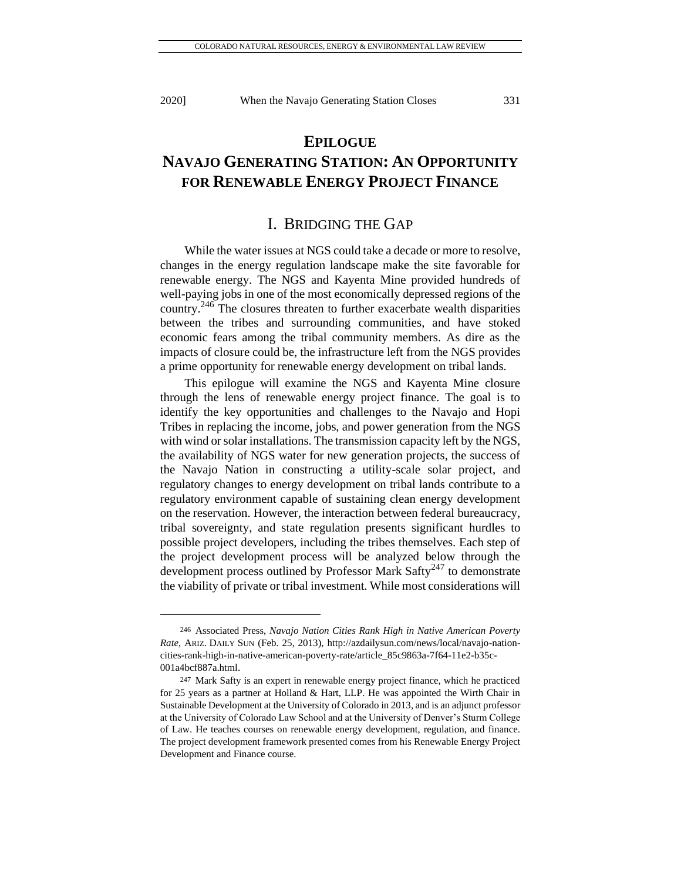# EPILOGUE

# NAVAJO GENERATING STATION: AN OPPORTUNITY FOR RENEWABLE ENERGY PROJECT FINANCE

## I. BRIDGING THE GAP

While the water issues at NGS could take a decade or more to resolve, changes in the energy regulation landscape make the site favorable for renewable energy. The NGS and Kayenta Mine provided hundreds of well-paying jobs in one of the most economically depressed regions of the country.[246] The closures threaten to further exacerbate wealth disparities between the tribes and surrounding communities, and have stoked economic fears among the tribal community members. As dire as the impacts of closure could be, the infrastructure left from the NGS provides a prime opportunity for renewable energy development on tribal lands.

This epilogue will examine the NGS and Kayenta Mine closure through the lens of renewable energy project finance. The goal is to identify the key opportunities and challenges to the Navajo and Hopi Tribes in replacing the income, jobs, and power generation from the NGS with wind or solar installations. The transmission capacity left by the NGS, the availability of NGS water for new generation projects, the success of the Navajo Nation in constructing a utility-scale solar project, and regulatory changes to energy development on tribal lands contribute to a regulatory environment capable of sustaining clean energy development on the reservation. However, the interaction between federal bureaucracy, tribal sovereignty, and state regulation presents significant hurdles to possible project developers, including the tribes themselves. Each step of the project development process will be analyzed below through the development process outlined by Professor Mark Safty[247] to demonstrate the viability of private or tribal investment. While most considerations will

---

[246] Associated Press, *Navajo Nation Cities Rank High in Native American Poverty Rate*, ARIZ. DAILY SUN (Feb. 25, 2013), http://azdailysun.com/news/local/navajo-nation-cities-rank-high-in-native-american-poverty-rate/article_85c9863a-7f64-11e2-b35c-001a4bcf887a.html.

[247] Mark Safty is an expert in renewable energy project finance, which he practiced for 25 years as a partner at Holland & Hart, LLP. He was appointed the Wirth Chair in Sustainable Development at the University of Colorado in 2013, and is an adjunct professor at the University of Colorado Law School and at the University of Denver's Sturm College of Law. He teaches courses on renewable energy development, regulation, and finance. The project development framework presented comes from his Renewable Energy Project Development and Finance course.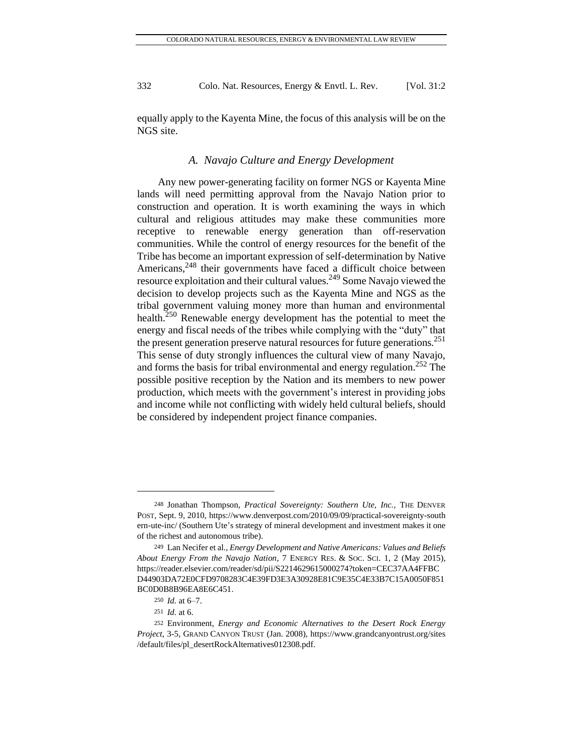equally apply to the Kayenta Mine, the focus of this analysis will be on the NGS site.

### *A. Navajo Culture and Energy Development*

Any new power-generating facility on former NGS or Kayenta Mine lands will need permitting approval from the Navajo Nation prior to construction and operation. It is worth examining the ways in which cultural and religious attitudes may make these communities more receptive to renewable energy generation than off-reservation communities. While the control of energy resources for the benefit of the Tribe has become an important expression of self-determination by Native Americans,[248] their governments have faced a difficult choice between resource exploitation and their cultural values.[249] Some Navajo viewed the decision to develop projects such as the Kayenta Mine and NGS as the tribal government valuing money more than human and environmental health.[250] Renewable energy development has the potential to meet the energy and fiscal needs of the tribes while complying with the "duty" that the present generation preserve natural resources for future generations.[251] This sense of duty strongly influences the cultural view of many Navajo, and forms the basis for tribal environmental and energy regulation.[252] The possible positive reception by the Nation and its members to new power production, which meets with the government's interest in providing jobs and income while not conflicting with widely held cultural beliefs, should be considered by independent project finance companies.

---

248 Jonathan Thompson, *Practical Sovereignty: Southern Ute, Inc.*, THE DENVER POST, Sept. 9, 2010, https://www.denverpost.com/2010/09/09/practical-sovereignty-southern-ute-inc/ (Southern Ute's strategy of mineral development and investment makes it one of the richest and autonomous tribe).

249 Lan Necifer et al., *Energy Development and Native Americans: Values and Beliefs About Energy From the Navajo Nation*, 7 ENERGY RES. & SOC. SCI. 1, 2 (May 2015), https://reader.elsevier.com/reader/sd/pii/S2214629615000274?token=CEC37AA4FFBCD44903DA72E0CFD9708283C4E39FD3E3A30928E81C9E35C4E33B7C15A0050F851BC0D0B8B96EA8E6C451.

250 *Id.* at 6–7.

251 *Id.* at 6.

252 Environment, *Energy and Economic Alternatives to the Desert Rock Energy Project*, 3-5, GRAND CANYON TRUST (Jan. 2008), https://www.grandcanyontrust.org/sites/default/files/pl_desertRockAlternatives012308.pdf.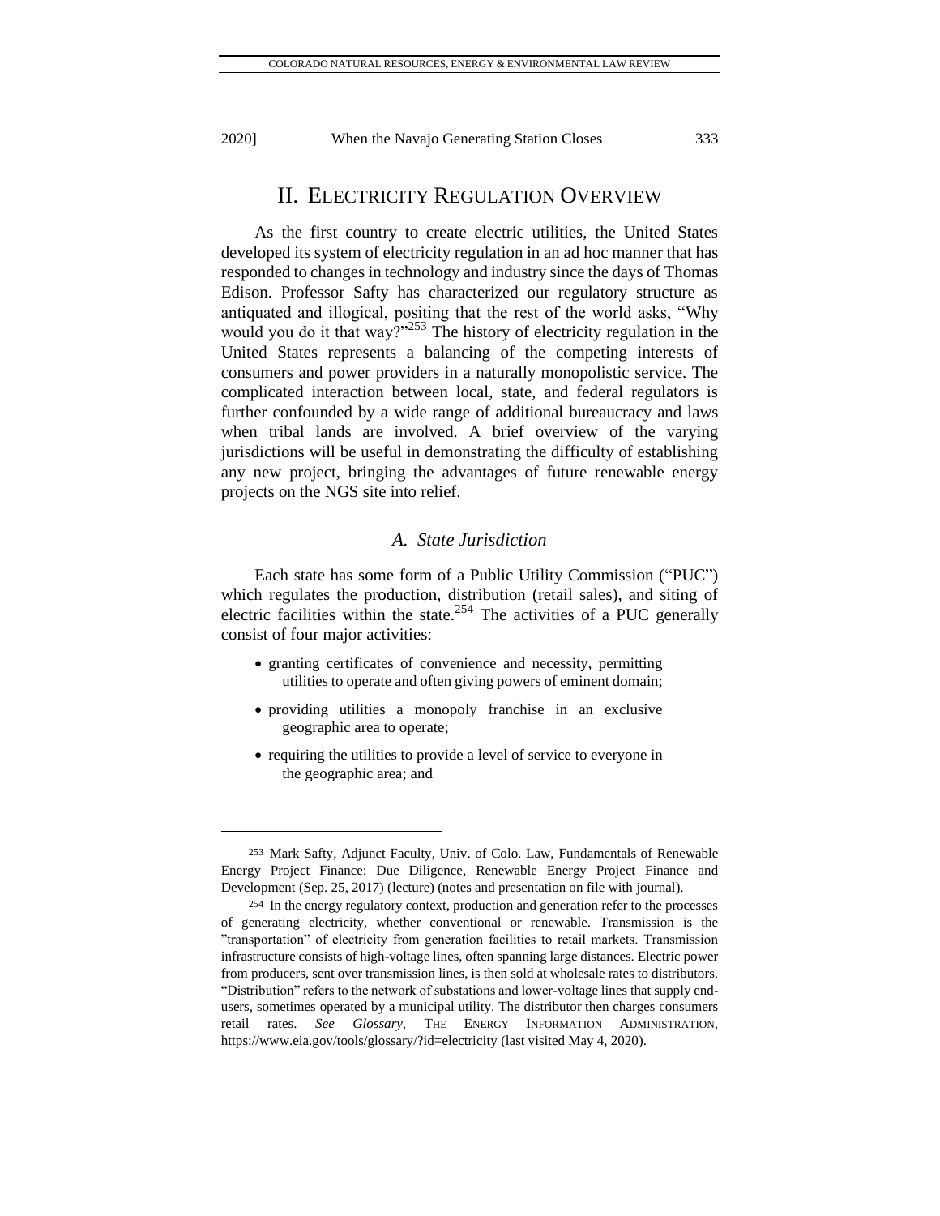## II. ELECTRICITY REGULATION OVERVIEW

As the first country to create electric utilities, the United States developed its system of electricity regulation in an ad hoc manner that has responded to changes in technology and industry since the days of Thomas Edison. Professor Safty has characterized our regulatory structure as antiquated and illogical, positing that the rest of the world asks, "Why would you do it that way?"[253] The history of electricity regulation in the United States represents a balancing of the competing interests of consumers and power providers in a naturally monopolistic service. The complicated interaction between local, state, and federal regulators is further confounded by a wide range of additional bureaucracy and laws when tribal lands are involved. A brief overview of the varying jurisdictions will be useful in demonstrating the difficulty of establishing any new project, bringing the advantages of future renewable energy projects on the NGS site into relief.

### *A. State Jurisdiction*

Each state has some form of a Public Utility Commission ("PUC") which regulates the production, distribution (retail sales), and siting of electric facilities within the state.[254] The activities of a PUC generally consist of four major activities:

- granting certificates of convenience and necessity, permitting utilities to operate and often giving powers of eminent domain;
- providing utilities a monopoly franchise in an exclusive geographic area to operate;
- requiring the utilities to provide a level of service to everyone in the geographic area; and

---

[253] Mark Safty, Adjunct Faculty, Univ. of Colo. Law, Fundamentals of Renewable Energy Project Finance: Due Diligence, Renewable Energy Project Finance and Development (Sep. 25, 2017) (lecture) (notes and presentation on file with journal).

[254] In the energy regulatory context, production and generation refer to the processes of generating electricity, whether conventional or renewable. Transmission is the "transportation" of electricity from generation facilities to retail markets. Transmission infrastructure consists of high-voltage lines, often spanning large distances. Electric power from producers, sent over transmission lines, is then sold at wholesale rates to distributors. "Distribution" refers to the network of substations and lower-voltage lines that supply end-users, sometimes operated by a municipal utility. The distributor then charges consumers retail rates. *See Glossary*, THE ENERGY INFORMATION ADMINISTRATION, https://www.eia.gov/tools/glossary/?id=electricity (last visited May 4, 2020).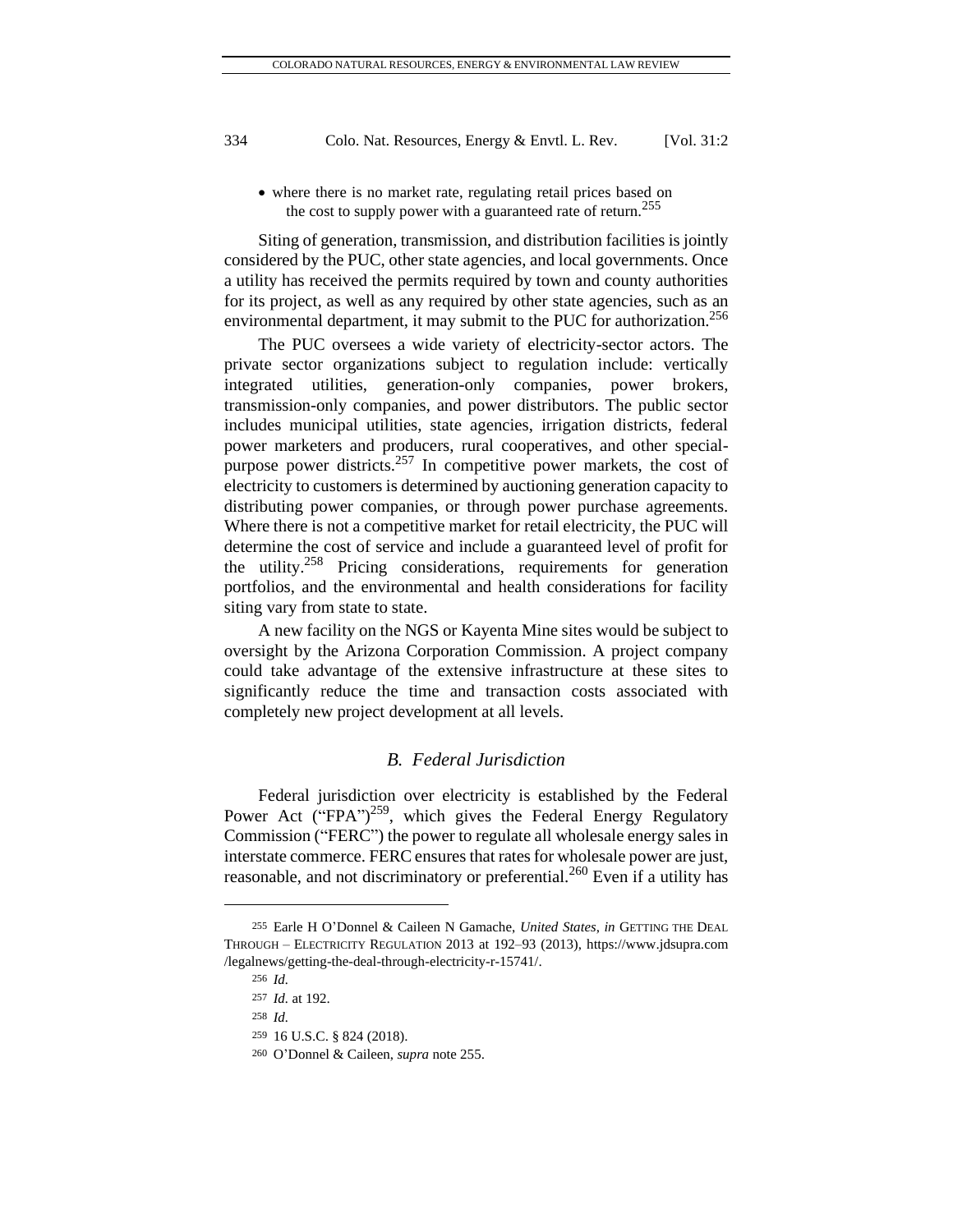- where there is no market rate, regulating retail prices based on the cost to supply power with a guaranteed rate of return.[255]

Siting of generation, transmission, and distribution facilities is jointly considered by the PUC, other state agencies, and local governments. Once a utility has received the permits required by town and county authorities for its project, as well as any required by other state agencies, such as an environmental department, it may submit to the PUC for authorization.[256]

The PUC oversees a wide variety of electricity-sector actors. The private sector organizations subject to regulation include: vertically integrated utilities, generation-only companies, power brokers, transmission-only companies, and power distributors. The public sector includes municipal utilities, state agencies, irrigation districts, federal power marketers and producers, rural cooperatives, and other special-purpose power districts.[257] In competitive power markets, the cost of electricity to customers is determined by auctioning generation capacity to distributing power companies, or through power purchase agreements. Where there is not a competitive market for retail electricity, the PUC will determine the cost of service and include a guaranteed level of profit for the utility.[258] Pricing considerations, requirements for generation portfolios, and the environmental and health considerations for facility siting vary from state to state.

A new facility on the NGS or Kayenta Mine sites would be subject to oversight by the Arizona Corporation Commission. A project company could take advantage of the extensive infrastructure at these sites to significantly reduce the time and transaction costs associated with completely new project development at all levels.

### *B. Federal Jurisdiction*

Federal jurisdiction over electricity is established by the Federal Power Act ("FPA")[259], which gives the Federal Energy Regulatory Commission ("FERC") the power to regulate all wholesale energy sales in interstate commerce. FERC ensures that rates for wholesale power are just, reasonable, and not discriminatory or preferential.[260] Even if a utility has

---

255 Earle H O'Donnel & Caileen N Gamache, *United States*, *in* GETTING THE DEAL THROUGH – ELECTRICITY REGULATION 2013 at 192–93 (2013), https://www.jdsupra.com/legalnews/getting-the-deal-through-electricity-r-15741/.

256 *Id.*

257 *Id.* at 192.

258 *Id.*

259 16 U.S.C. § 824 (2018).

260 O'Donnel & Caileen, *supra* note 255.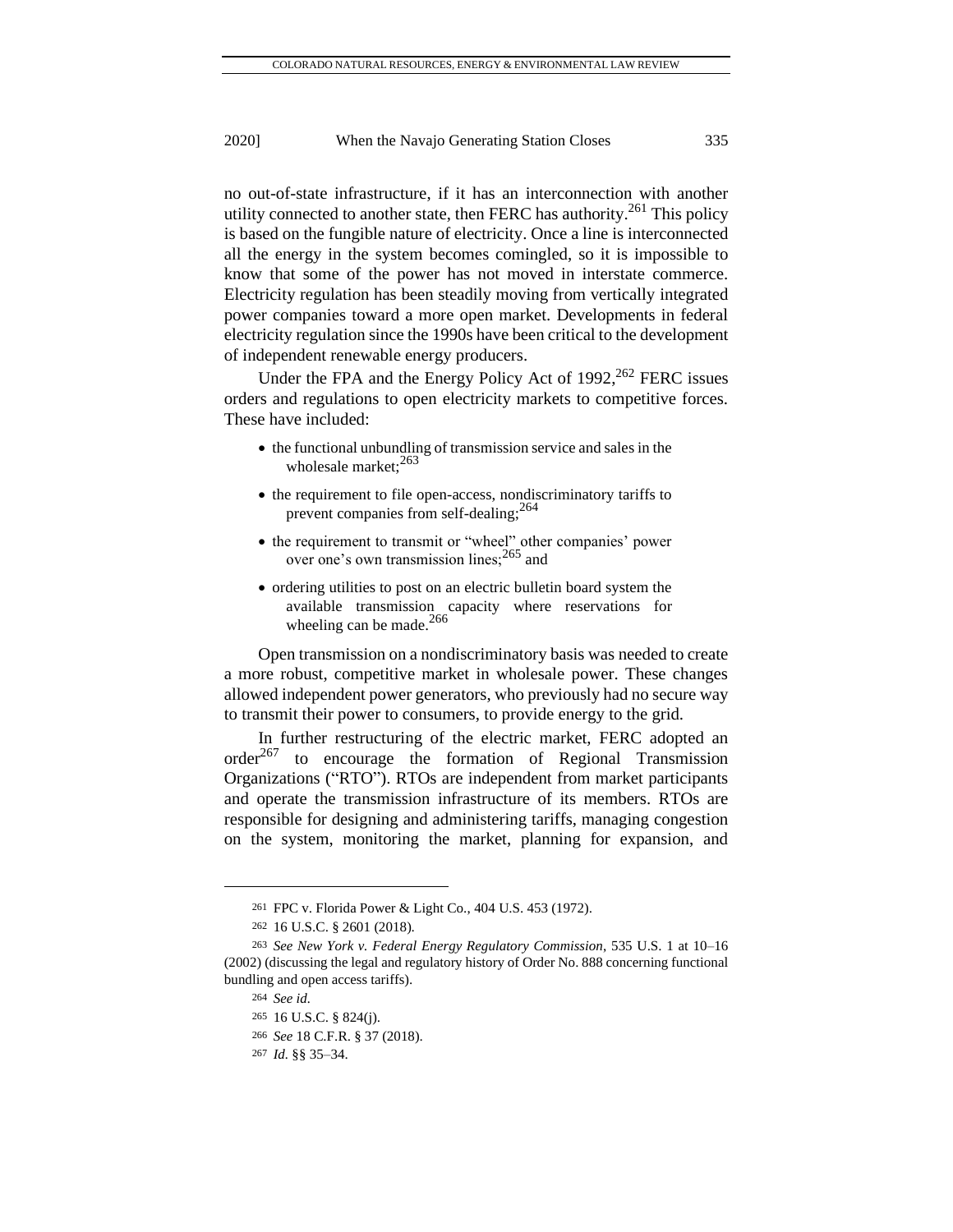no out-of-state infrastructure, if it has an interconnection with another utility connected to another state, then FERC has authority.[261] This policy is based on the fungible nature of electricity. Once a line is interconnected all the energy in the system becomes comingled, so it is impossible to know that some of the power has not moved in interstate commerce. Electricity regulation has been steadily moving from vertically integrated power companies toward a more open market. Developments in federal electricity regulation since the 1990s have been critical to the development of independent renewable energy producers.

Under the FPA and the Energy Policy Act of 1992,[262] FERC issues orders and regulations to open electricity markets to competitive forces. These have included:

- the functional unbundling of transmission service and sales in the wholesale market;[263]
- the requirement to file open-access, nondiscriminatory tariffs to prevent companies from self-dealing;[264]
- the requirement to transmit or "wheel" other companies' power over one's own transmission lines;[265] and
- ordering utilities to post on an electric bulletin board system the available transmission capacity where reservations for wheeling can be made.[266]

Open transmission on a nondiscriminatory basis was needed to create a more robust, competitive market in wholesale power. These changes allowed independent power generators, who previously had no secure way to transmit their power to consumers, to provide energy to the grid.

In further restructuring of the electric market, FERC adopted an order[267] to encourage the formation of Regional Transmission Organizations ("RTO"). RTOs are independent from market participants and operate the transmission infrastructure of its members. RTOs are responsible for designing and administering tariffs, managing congestion on the system, monitoring the market, planning for expansion, and

---

261 FPC v. Florida Power & Light Co., 404 U.S. 453 (1972).

262 16 U.S.C. § 2601 (2018).

263 *See New York v. Federal Energy Regulatory Commission*, 535 U.S. 1 at 10–16 (2002) (discussing the legal and regulatory history of Order No. 888 concerning functional bundling and open access tariffs).

264 *See id.*

265 16 U.S.C. § 824(j).

266 *See* 18 C.F.R. § 37 (2018).

267 *Id.* §§ 35–34.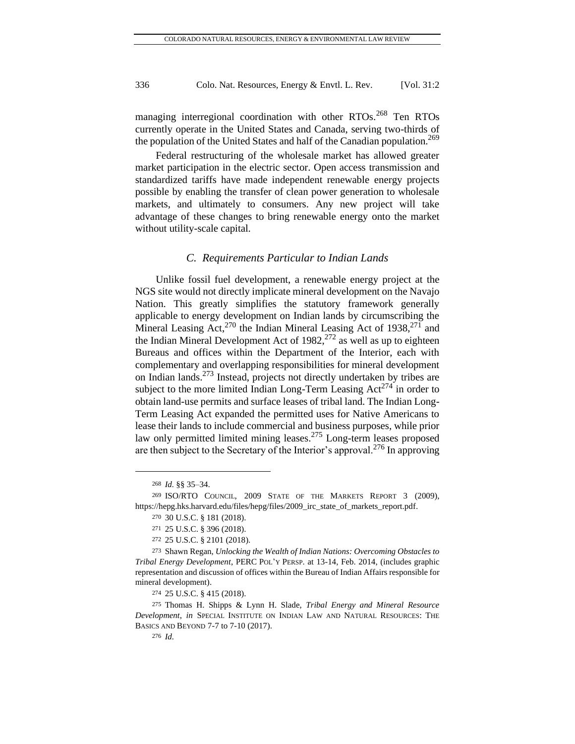managing interregional coordination with other RTOs.[268] Ten RTOs currently operate in the United States and Canada, serving two-thirds of the population of the United States and half of the Canadian population.[269]

Federal restructuring of the wholesale market has allowed greater market participation in the electric sector. Open access transmission and standardized tariffs have made independent renewable energy projects possible by enabling the transfer of clean power generation to wholesale markets, and ultimately to consumers. Any new project will take advantage of these changes to bring renewable energy onto the market without utility-scale capital.

### *C. Requirements Particular to Indian Lands*

Unlike fossil fuel development, a renewable energy project at the NGS site would not directly implicate mineral development on the Navajo Nation. This greatly simplifies the statutory framework generally applicable to energy development on Indian lands by circumscribing the Mineral Leasing Act,[270] the Indian Mineral Leasing Act of 1938,[271] and the Indian Mineral Development Act of 1982,[272] as well as up to eighteen Bureaus and offices within the Department of the Interior, each with complementary and overlapping responsibilities for mineral development on Indian lands.[273] Instead, projects not directly undertaken by tribes are subject to the more limited Indian Long-Term Leasing Act[274] in order to obtain land-use permits and surface leases of tribal land. The Indian Long-Term Leasing Act expanded the permitted uses for Native Americans to lease their lands to include commercial and business purposes, while prior law only permitted limited mining leases.[275] Long-term leases proposed are then subject to the Secretary of the Interior's approval.[276] In approving

---

268 *Id.* §§ 35–34.

269 ISO/RTO COUNCIL, 2009 STATE OF THE MARKETS REPORT 3 (2009), https://hepg.hks.harvard.edu/files/hepg/files/2009_irc_state_of_markets_report.pdf.

270 30 U.S.C. § 181 (2018).

271 25 U.S.C. § 396 (2018).

272 25 U.S.C. § 2101 (2018).

273 Shawn Regan, *Unlocking the Wealth of Indian Nations: Overcoming Obstacles to Tribal Energy Development*, PERC POL'Y PERSP. at 13-14, Feb. 2014, (includes graphic representation and discussion of offices within the Bureau of Indian Affairs responsible for mineral development).

274 25 U.S.C. § 415 (2018).

275 Thomas H. Shipps & Lynn H. Slade, *Tribal Energy and Mineral Resource Development*, *in* SPECIAL INSTITUTE ON INDIAN LAW AND NATURAL RESOURCES: THE BASICS AND BEYOND 7-7 to 7-10 (2017).

276 *Id.*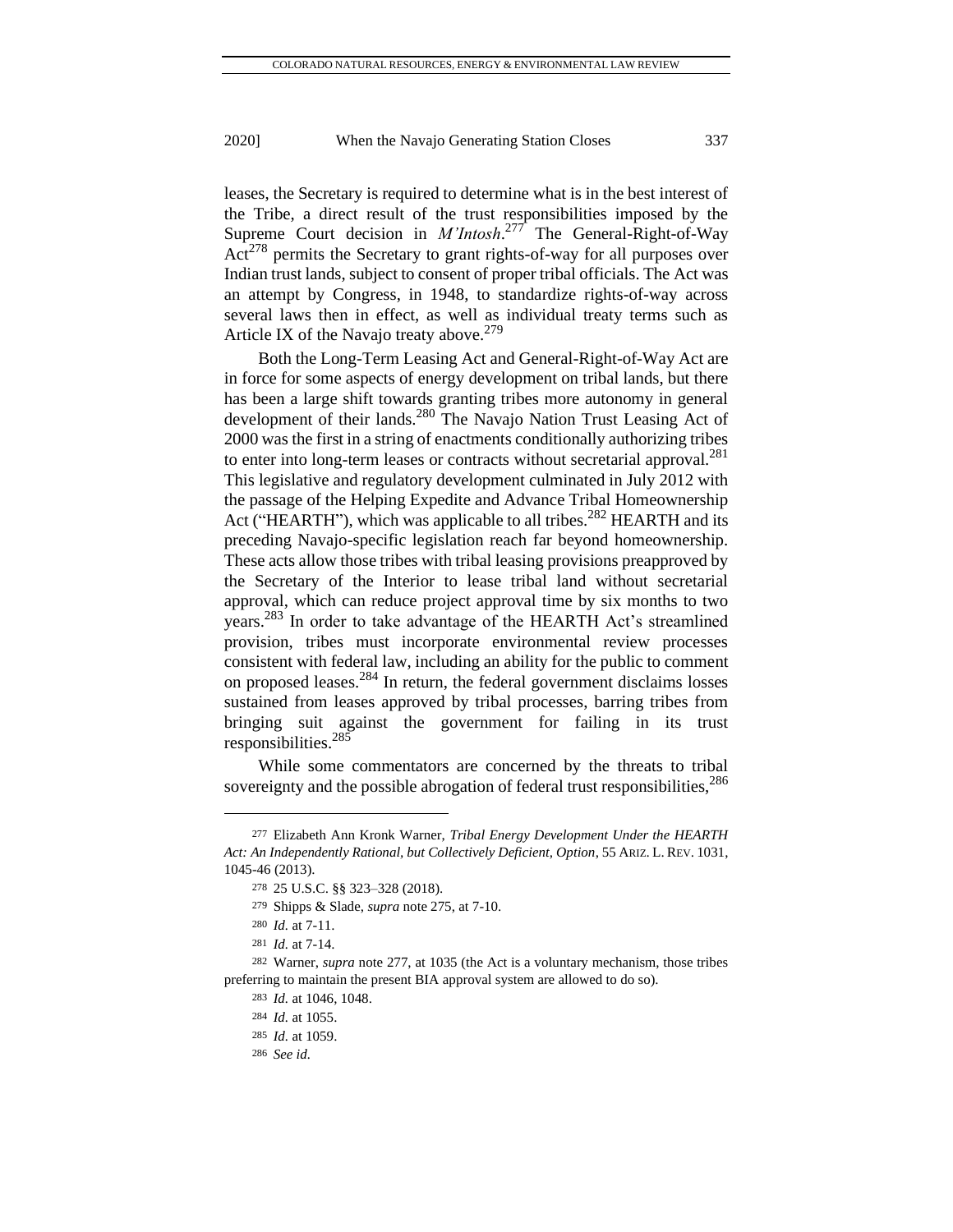leases, the Secretary is required to determine what is in the best interest of the Tribe, a direct result of the trust responsibilities imposed by the Supreme Court decision in *M'Intosh*.[277] The General-Right-of-Way Act[278] permits the Secretary to grant rights-of-way for all purposes over Indian trust lands, subject to consent of proper tribal officials. The Act was an attempt by Congress, in 1948, to standardize rights-of-way across several laws then in effect, as well as individual treaty terms such as Article IX of the Navajo treaty above.[279]

Both the Long-Term Leasing Act and General-Right-of-Way Act are in force for some aspects of energy development on tribal lands, but there has been a large shift towards granting tribes more autonomy in general development of their lands.[280] The Navajo Nation Trust Leasing Act of 2000 was the first in a string of enactments conditionally authorizing tribes to enter into long-term leases or contracts without secretarial approval.[281] This legislative and regulatory development culminated in July 2012 with the passage of the Helping Expedite and Advance Tribal Homeownership Act ("HEARTH"), which was applicable to all tribes.[282] HEARTH and its preceding Navajo-specific legislation reach far beyond homeownership. These acts allow those tribes with tribal leasing provisions preapproved by the Secretary of the Interior to lease tribal land without secretarial approval, which can reduce project approval time by six months to two years.[283] In order to take advantage of the HEARTH Act's streamlined provision, tribes must incorporate environmental review processes consistent with federal law, including an ability for the public to comment on proposed leases.[284] In return, the federal government disclaims losses sustained from leases approved by tribal processes, barring tribes from bringing suit against the government for failing in its trust responsibilities.[285]

While some commentators are concerned by the threats to tribal sovereignty and the possible abrogation of federal trust responsibilities,[286]

---

277 Elizabeth Ann Kronk Warner, *Tribal Energy Development Under the HEARTH Act: An Independently Rational, but Collectively Deficient, Option*, 55 ARIZ. L. REV. 1031, 1045-46 (2013).

278 25 U.S.C. §§ 323–328 (2018).

279 Shipps & Slade, *supra* note 275, at 7-10.

280 *Id.* at 7-11.

281 *Id.* at 7-14.

282 Warner, *supra* note 277, at 1035 (the Act is a voluntary mechanism, those tribes preferring to maintain the present BIA approval system are allowed to do so).

283 *Id.* at 1046, 1048.

284 *Id.* at 1055.

285 *Id.* at 1059.

286 *See id.*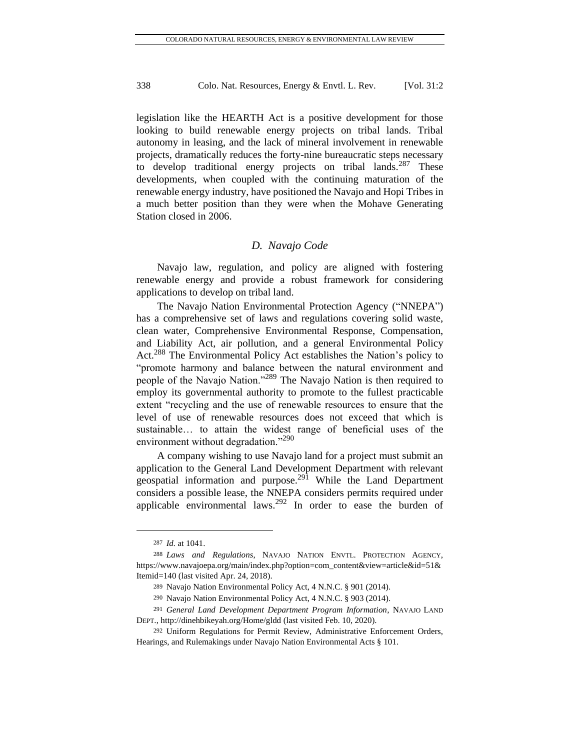legislation like the HEARTH Act is a positive development for those looking to build renewable energy projects on tribal lands. Tribal autonomy in leasing, and the lack of mineral involvement in renewable projects, dramatically reduces the forty-nine bureaucratic steps necessary to develop traditional energy projects on tribal lands.[287] These developments, when coupled with the continuing maturation of the renewable energy industry, have positioned the Navajo and Hopi Tribes in a much better position than they were when the Mohave Generating Station closed in 2006.

### *D. Navajo Code*

Navajo law, regulation, and policy are aligned with fostering renewable energy and provide a robust framework for considering applications to develop on tribal land.

The Navajo Nation Environmental Protection Agency ("NNEPA") has a comprehensive set of laws and regulations covering solid waste, clean water, Comprehensive Environmental Response, Compensation, and Liability Act, air pollution, and a general Environmental Policy Act.[288] The Environmental Policy Act establishes the Nation's policy to "promote harmony and balance between the natural environment and people of the Navajo Nation."[289] The Navajo Nation is then required to employ its governmental authority to promote to the fullest practicable extent "recycling and the use of renewable resources to ensure that the level of use of renewable resources does not exceed that which is sustainable… to attain the widest range of beneficial uses of the environment without degradation."[290]

A company wishing to use Navajo land for a project must submit an application to the General Land Development Department with relevant geospatial information and purpose.[291] While the Land Department considers a possible lease, the NNEPA considers permits required under applicable environmental laws.[292] In order to ease the burden of

---

287 *Id.* at 1041.

288 *Laws and Regulations*, NAVAJO NATION ENVTL. PROTECTION AGENCY, https://www.navajoepa.org/main/index.php?option=com_content&view=article&id=51&Itemid=140 (last visited Apr. 24, 2018).

289 Navajo Nation Environmental Policy Act, 4 N.N.C. § 901 (2014).

290 Navajo Nation Environmental Policy Act, 4 N.N.C. § 903 (2014).

291 *General Land Development Department Program Information*, NAVAJO LAND DEPT., http://dinehbikeyah.org/Home/gldd (last visited Feb. 10, 2020).

292 Uniform Regulations for Permit Review, Administrative Enforcement Orders, Hearings, and Rulemakings under Navajo Nation Environmental Acts § 101.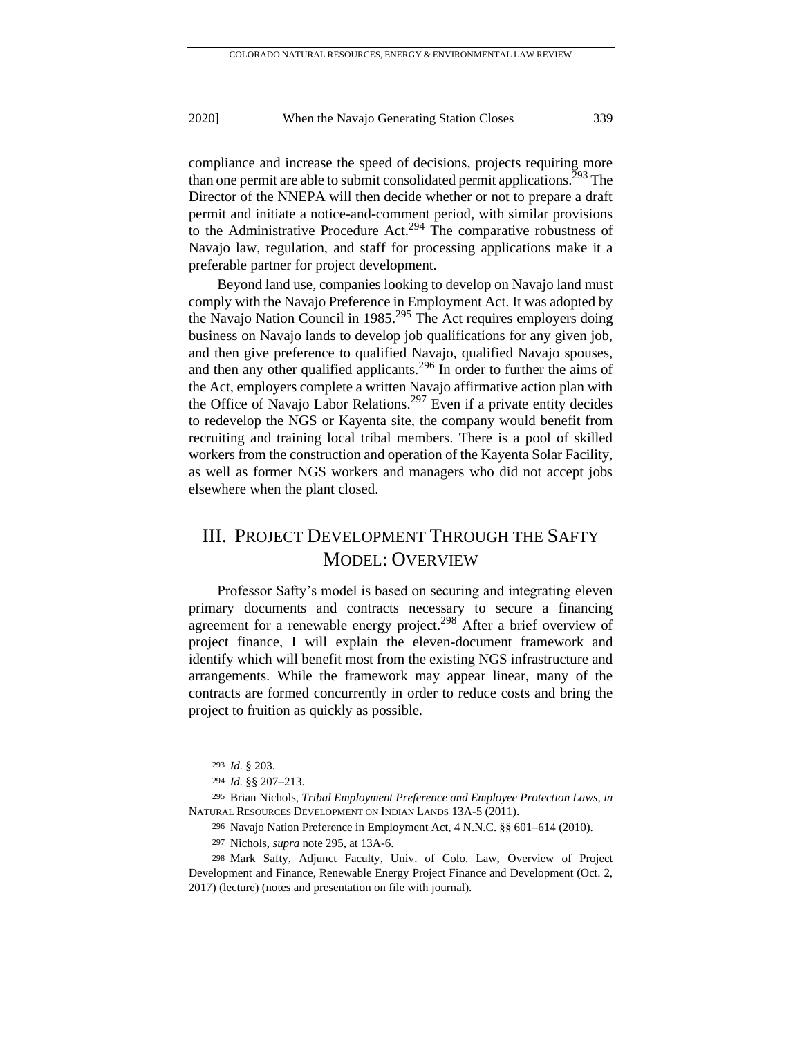compliance and increase the speed of decisions, projects requiring more than one permit are able to submit consolidated permit applications.[293] The Director of the NNEPA will then decide whether or not to prepare a draft permit and initiate a notice-and-comment period, with similar provisions to the Administrative Procedure Act.[294] The comparative robustness of Navajo law, regulation, and staff for processing applications make it a preferable partner for project development.

Beyond land use, companies looking to develop on Navajo land must comply with the Navajo Preference in Employment Act. It was adopted by the Navajo Nation Council in 1985.[295] The Act requires employers doing business on Navajo lands to develop job qualifications for any given job, and then give preference to qualified Navajo, qualified Navajo spouses, and then any other qualified applicants.[296] In order to further the aims of the Act, employers complete a written Navajo affirmative action plan with the Office of Navajo Labor Relations.[297] Even if a private entity decides to redevelop the NGS or Kayenta site, the company would benefit from recruiting and training local tribal members. There is a pool of skilled workers from the construction and operation of the Kayenta Solar Facility, as well as former NGS workers and managers who did not accept jobs elsewhere when the plant closed.

## III. Project Development Through the Safty Model: Overview

Professor Safty's model is based on securing and integrating eleven primary documents and contracts necessary to secure a financing agreement for a renewable energy project.[298] After a brief overview of project finance, I will explain the eleven-document framework and identify which will benefit most from the existing NGS infrastructure and arrangements. While the framework may appear linear, many of the contracts are formed concurrently in order to reduce costs and bring the project to fruition as quickly as possible.

---

293 *Id.* § 203.

294 *Id.* §§ 207–213.

295 Brian Nichols, *Tribal Employment Preference and Employee Protection Laws*, *in* Natural Resources Development on Indian Lands 13A-5 (2011).

296 Navajo Nation Preference in Employment Act, 4 N.N.C. §§ 601–614 (2010).

297 Nichols, *supra* note 295, at 13A-6.

298 Mark Safty, Adjunct Faculty, Univ. of Colo. Law, Overview of Project Development and Finance, Renewable Energy Project Finance and Development (Oct. 2, 2017) (lecture) (notes and presentation on file with journal).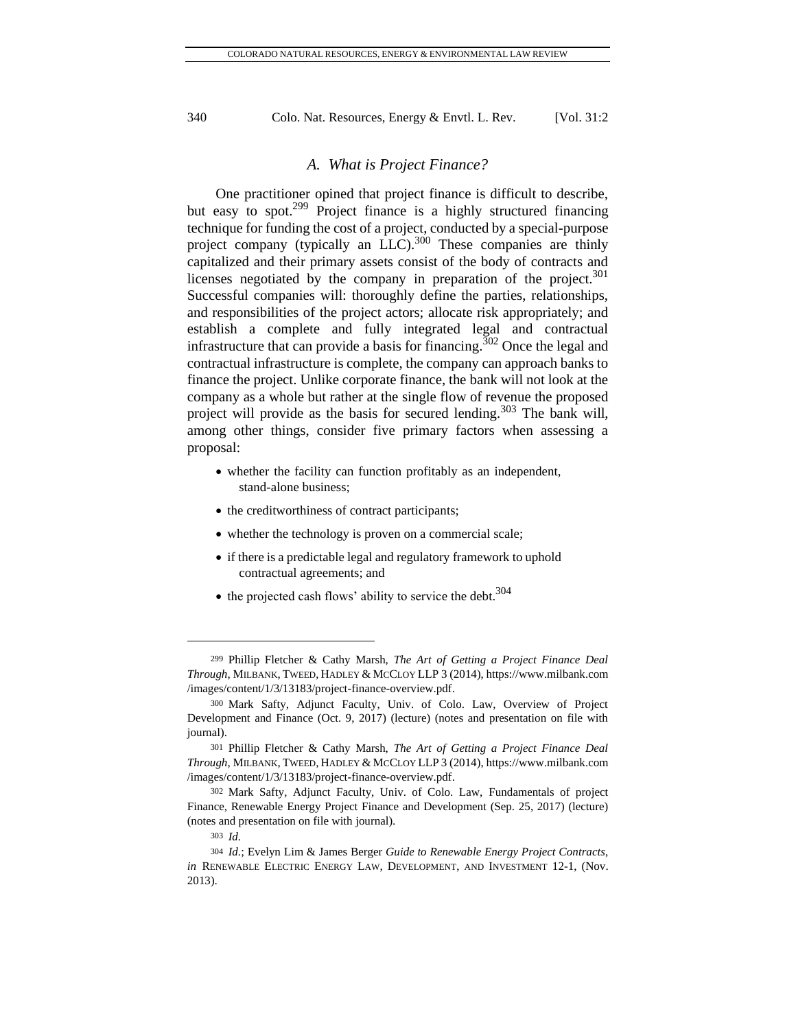### A. *What is Project Finance?*

One practitioner opined that project finance is difficult to describe, but easy to spot.[299] Project finance is a highly structured financing technique for funding the cost of a project, conducted by a special-purpose project company (typically an LLC).[300] These companies are thinly capitalized and their primary assets consist of the body of contracts and licenses negotiated by the company in preparation of the project.[301] Successful companies will: thoroughly define the parties, relationships, and responsibilities of the project actors; allocate risk appropriately; and establish a complete and fully integrated legal and contractual infrastructure that can provide a basis for financing.[302] Once the legal and contractual infrastructure is complete, the company can approach banks to finance the project. Unlike corporate finance, the bank will not look at the company as a whole but rather at the single flow of revenue the proposed project will provide as the basis for secured lending.[303] The bank will, among other things, consider five primary factors when assessing a proposal:

- whether the facility can function profitably as an independent, stand-alone business;
- the creditworthiness of contract participants;
- whether the technology is proven on a commercial scale;
- if there is a predictable legal and regulatory framework to uphold contractual agreements; and
- the projected cash flows' ability to service the debt.[304]

---

299 Phillip Fletcher & Cathy Marsh, *The Art of Getting a Project Finance Deal Through*, MILBANK, TWEED, HADLEY & MCCLOY LLP 3 (2014), https://www.milbank.com/images/content/1/3/13183/project-finance-overview.pdf.

300 Mark Safty, Adjunct Faculty, Univ. of Colo. Law, Overview of Project Development and Finance (Oct. 9, 2017) (lecture) (notes and presentation on file with journal).

301 Phillip Fletcher & Cathy Marsh, *The Art of Getting a Project Finance Deal Through*, MILBANK, TWEED, HADLEY & MCCLOY LLP 3 (2014), https://www.milbank.com/images/content/1/3/13183/project-finance-overview.pdf.

302 Mark Safty, Adjunct Faculty, Univ. of Colo. Law, Fundamentals of project Finance, Renewable Energy Project Finance and Development (Sep. 25, 2017) (lecture) (notes and presentation on file with journal).

303 *Id.*

304 *Id.*; Evelyn Lim & James Berger *Guide to Renewable Energy Project Contracts*, *in* RENEWABLE ELECTRIC ENERGY LAW, DEVELOPMENT, AND INVESTMENT 12-1, (Nov. 2013).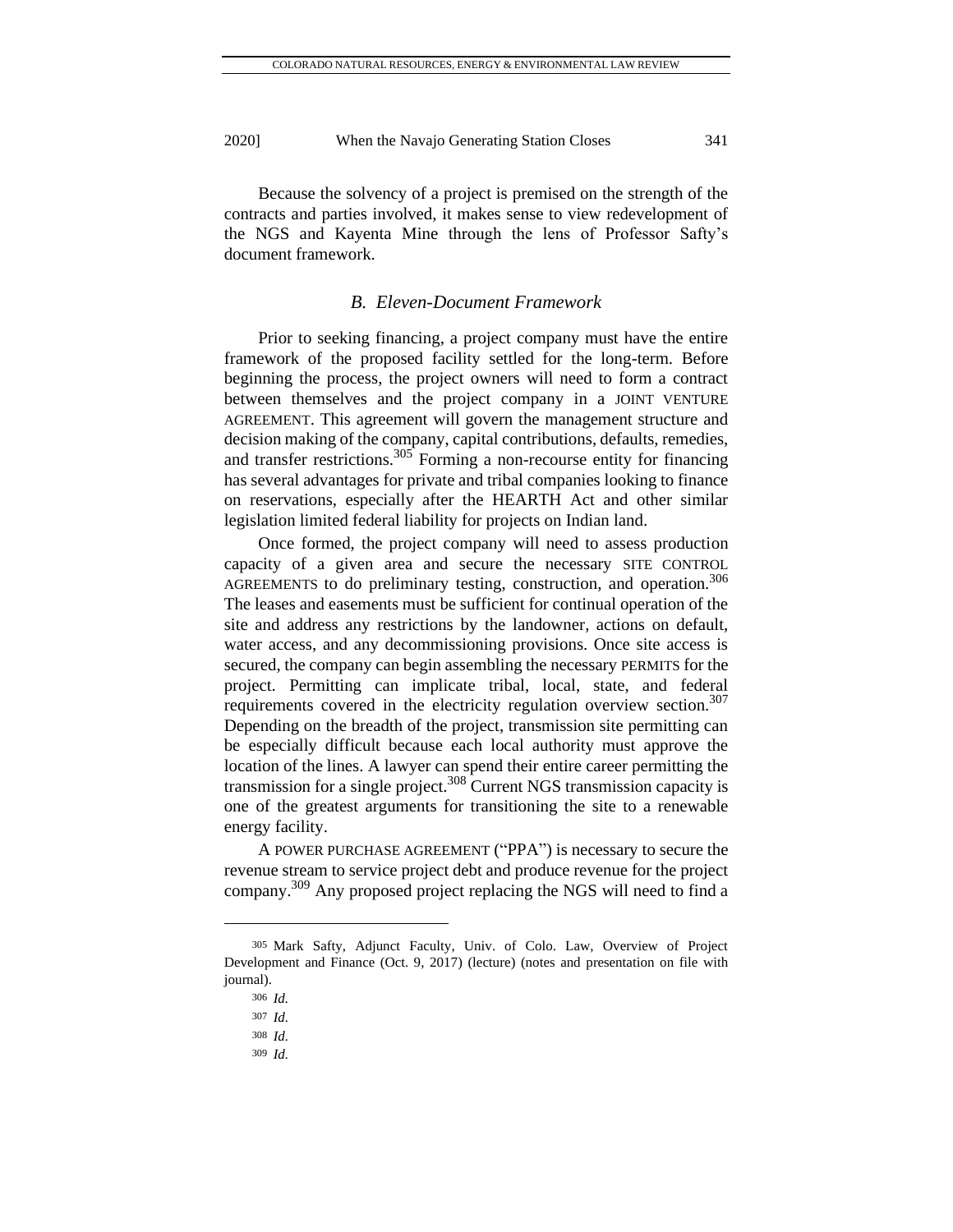Because the solvency of a project is premised on the strength of the contracts and parties involved, it makes sense to view redevelopment of the NGS and Kayenta Mine through the lens of Professor Safty's document framework.

### *B. Eleven-Document Framework*

Prior to seeking financing, a project company must have the entire framework of the proposed facility settled for the long-term. Before beginning the process, the project owners will need to form a contract between themselves and the project company in a JOINT VENTURE AGREEMENT. This agreement will govern the management structure and decision making of the company, capital contributions, defaults, remedies, and transfer restrictions.[305] Forming a non-recourse entity for financing has several advantages for private and tribal companies looking to finance on reservations, especially after the HEARTH Act and other similar legislation limited federal liability for projects on Indian land.

Once formed, the project company will need to assess production capacity of a given area and secure the necessary SITE CONTROL AGREEMENTS to do preliminary testing, construction, and operation.[306] The leases and easements must be sufficient for continual operation of the site and address any restrictions by the landowner, actions on default, water access, and any decommissioning provisions. Once site access is secured, the company can begin assembling the necessary PERMITS for the project. Permitting can implicate tribal, local, state, and federal requirements covered in the electricity regulation overview section.[307] Depending on the breadth of the project, transmission site permitting can be especially difficult because each local authority must approve the location of the lines. A lawyer can spend their entire career permitting the transmission for a single project.[308] Current NGS transmission capacity is one of the greatest arguments for transitioning the site to a renewable energy facility.

A POWER PURCHASE AGREEMENT ("PPA") is necessary to secure the revenue stream to service project debt and produce revenue for the project company.[309] Any proposed project replacing the NGS will need to find a

---

305 Mark Safty, Adjunct Faculty, Univ. of Colo. Law, Overview of Project Development and Finance (Oct. 9, 2017) (lecture) (notes and presentation on file with journal).

306 *Id.*

307 *Id.*

308 *Id.*

309 *Id.*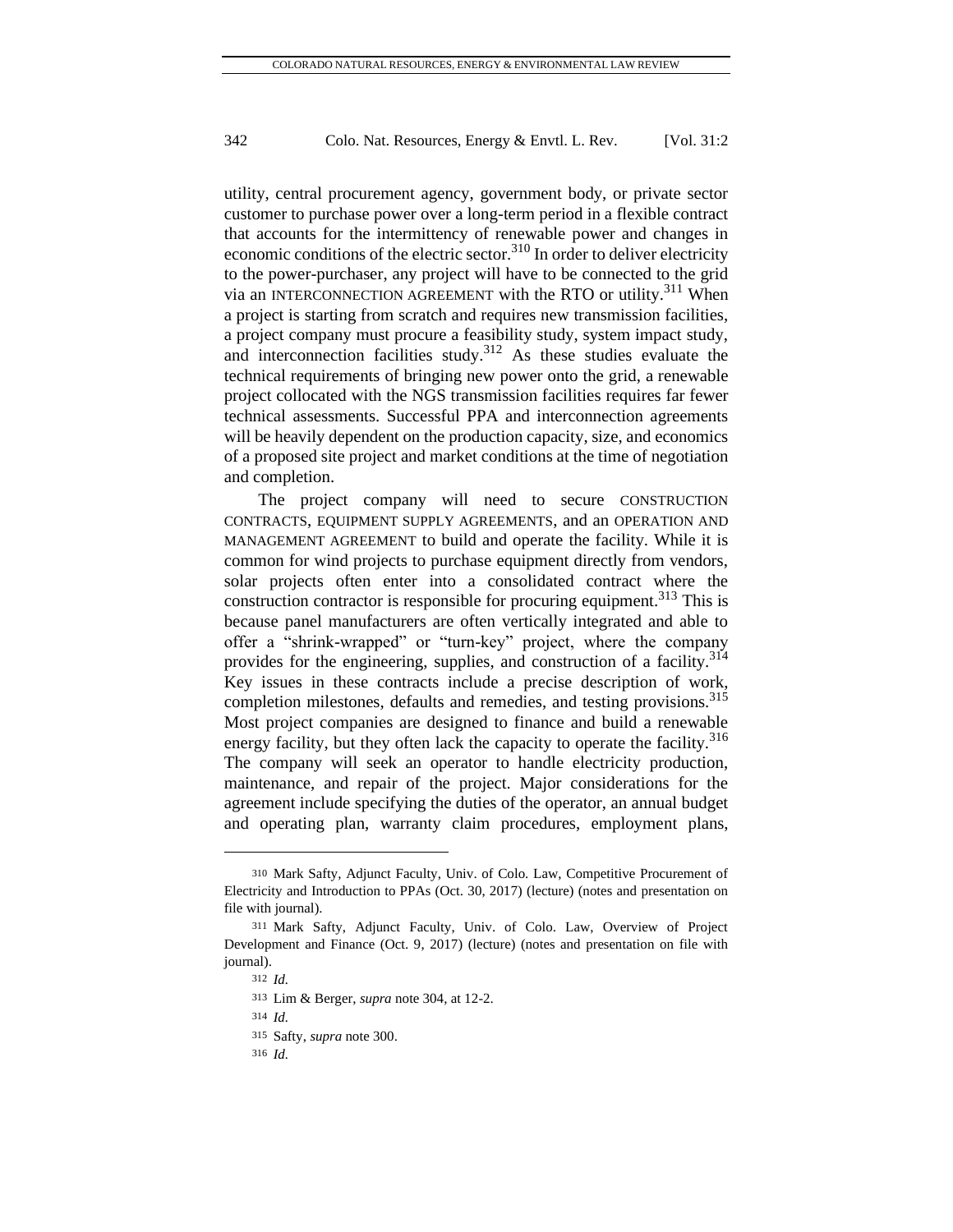utility, central procurement agency, government body, or private sector customer to purchase power over a long-term period in a flexible contract that accounts for the intermittency of renewable power and changes in economic conditions of the electric sector.[310] In order to deliver electricity to the power-purchaser, any project will have to be connected to the grid via an INTERCONNECTION AGREEMENT with the RTO or utility.[311] When a project is starting from scratch and requires new transmission facilities, a project company must procure a feasibility study, system impact study, and interconnection facilities study.[312] As these studies evaluate the technical requirements of bringing new power onto the grid, a renewable project collocated with the NGS transmission facilities requires far fewer technical assessments. Successful PPA and interconnection agreements will be heavily dependent on the production capacity, size, and economics of a proposed site project and market conditions at the time of negotiation and completion.

The project company will need to secure CONSTRUCTION CONTRACTS, EQUIPMENT SUPPLY AGREEMENTS, and an OPERATION AND MANAGEMENT AGREEMENT to build and operate the facility. While it is common for wind projects to purchase equipment directly from vendors, solar projects often enter into a consolidated contract where the construction contractor is responsible for procuring equipment.[313] This is because panel manufacturers are often vertically integrated and able to offer a "shrink-wrapped" or "turn-key" project, where the company provides for the engineering, supplies, and construction of a facility.[314] Key issues in these contracts include a precise description of work, completion milestones, defaults and remedies, and testing provisions.[315] Most project companies are designed to finance and build a renewable energy facility, but they often lack the capacity to operate the facility.[316] The company will seek an operator to handle electricity production, maintenance, and repair of the project. Major considerations for the agreement include specifying the duties of the operator, an annual budget and operating plan, warranty claim procedures, employment plans,

---

310 Mark Safty, Adjunct Faculty, Univ. of Colo. Law, Competitive Procurement of Electricity and Introduction to PPAs (Oct. 30, 2017) (lecture) (notes and presentation on file with journal).

311 Mark Safty, Adjunct Faculty, Univ. of Colo. Law, Overview of Project Development and Finance (Oct. 9, 2017) (lecture) (notes and presentation on file with journal).

312 *Id.*

313 Lim & Berger, *supra* note 304, at 12-2.

314 *Id.*

315 Safty, *supra* note 300.

316 *Id.*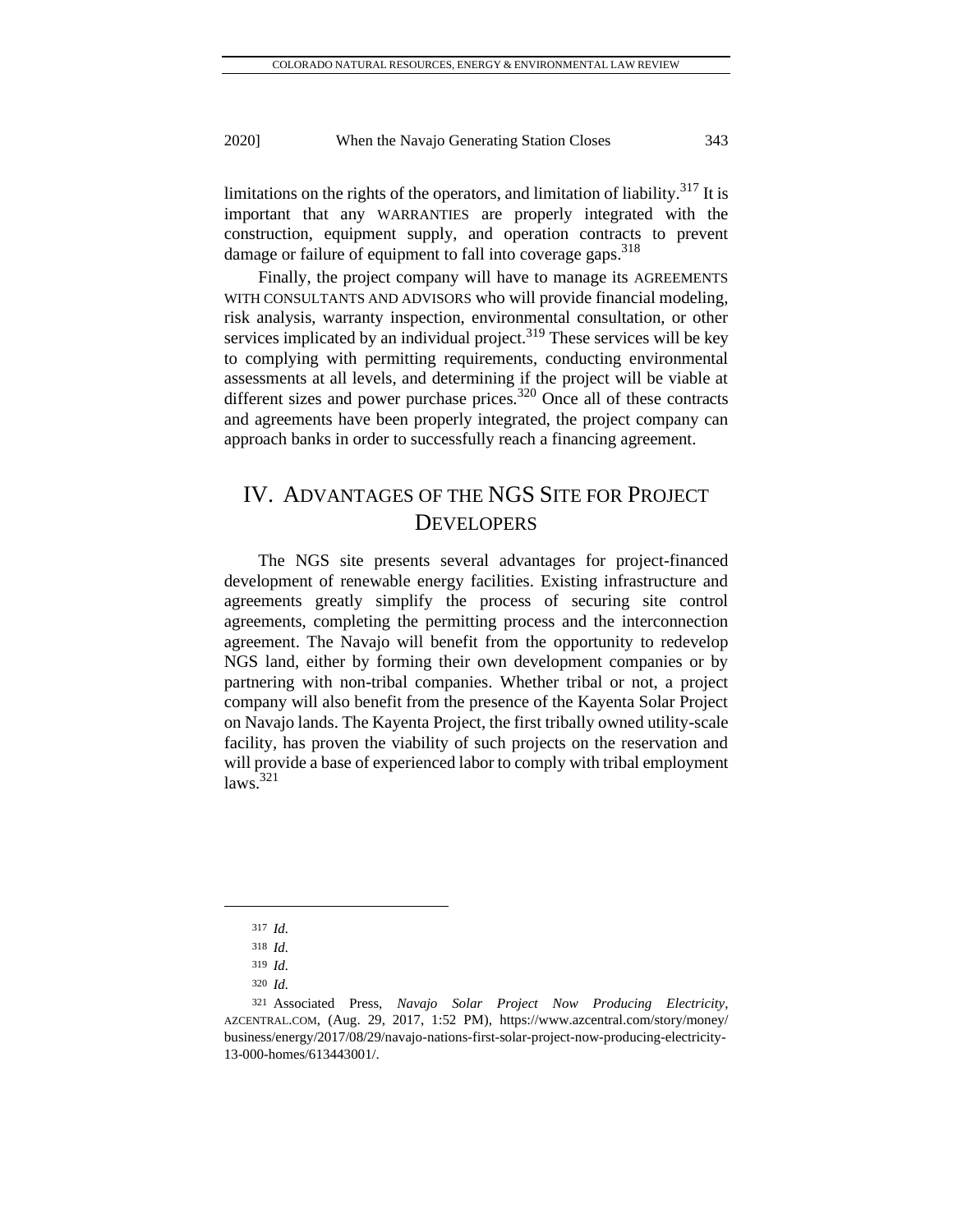limitations on the rights of the operators, and limitation of liability.[317] It is important that any WARRANTIES are properly integrated with the construction, equipment supply, and operation contracts to prevent damage or failure of equipment to fall into coverage gaps.[318]

Finally, the project company will have to manage its AGREEMENTS WITH CONSULTANTS AND ADVISORS who will provide financial modeling, risk analysis, warranty inspection, environmental consultation, or other services implicated by an individual project.[319] These services will be key to complying with permitting requirements, conducting environmental assessments at all levels, and determining if the project will be viable at different sizes and power purchase prices.[320] Once all of these contracts and agreements have been properly integrated, the project company can approach banks in order to successfully reach a financing agreement.

# IV. ADVANTAGES OF THE NGS SITE FOR PROJECT DEVELOPERS

The NGS site presents several advantages for project-financed development of renewable energy facilities. Existing infrastructure and agreements greatly simplify the process of securing site control agreements, completing the permitting process and the interconnection agreement. The Navajo will benefit from the opportunity to redevelop NGS land, either by forming their own development companies or by partnering with non-tribal companies. Whether tribal or not, a project company will also benefit from the presence of the Kayenta Solar Project on Navajo lands. The Kayenta Project, the first tribally owned utility-scale facility, has proven the viability of such projects on the reservation and will provide a base of experienced labor to comply with tribal employment laws.[321]

---

317 *Id.*

318 *Id.*

319 *Id.*

320 *Id.*

321 Associated Press, *Navajo Solar Project Now Producing Electricity*, AZCENTRAL.COM, (Aug. 29, 2017, 1:52 PM), https://www.azcentral.com/story/money/business/energy/2017/08/29/navajo-nations-first-solar-project-now-producing-electricity-13-000-homes/613443001/.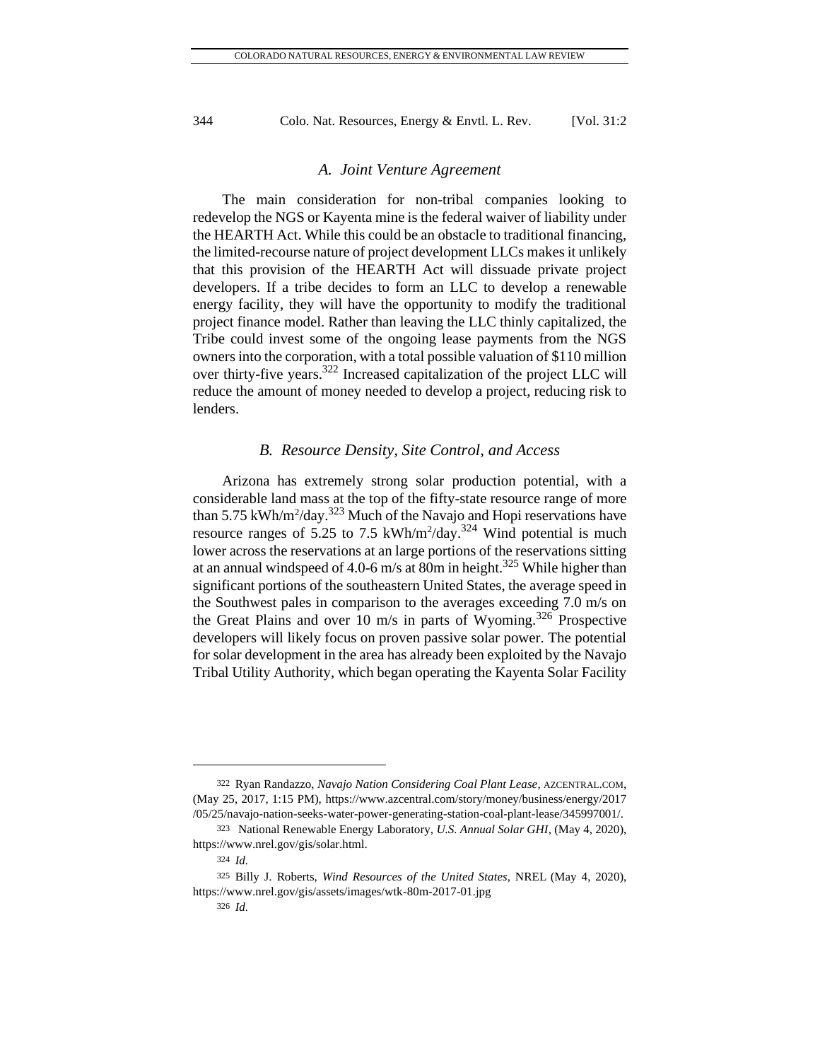### A. Joint Venture Agreement

The main consideration for non-tribal companies looking to redevelop the NGS or Kayenta mine is the federal waiver of liability under the HEARTH Act. While this could be an obstacle to traditional financing, the limited-recourse nature of project development LLCs makes it unlikely that this provision of the HEARTH Act will dissuade private project developers. If a tribe decides to form an LLC to develop a renewable energy facility, they will have the opportunity to modify the traditional project finance model. Rather than leaving the LLC thinly capitalized, the Tribe could invest some of the ongoing lease payments from the NGS owners into the corporation, with a total possible valuation of $110 million over thirty-five years.[322] Increased capitalization of the project LLC will reduce the amount of money needed to develop a project, reducing risk to lenders.

### B. Resource Density, Site Control, and Access

Arizona has extremely strong solar production potential, with a considerable land mass at the top of the fifty-state resource range of more than 5.75 kWh/m$^2$/day.[323] Much of the Navajo and Hopi reservations have resource ranges of 5.25 to 7.5 kWh/m$^2$/day.[324] Wind potential is much lower across the reservations at an large portions of the reservations sitting at an annual windspeed of 4.0-6 m/s at 80m in height.[325] While higher than significant portions of the southeastern United States, the average speed in the Southwest pales in comparison to the averages exceeding 7.0 m/s on the Great Plains and over 10 m/s in parts of Wyoming.[326] Prospective developers will likely focus on proven passive solar power. The potential for solar development in the area has already been exploited by the Navajo Tribal Utility Authority, which began operating the Kayenta Solar Facility

---

322 Ryan Randazzo, *Navajo Nation Considering Coal Plant Lease*, AZCENTRAL.COM, (May 25, 2017, 1:15 PM), https://www.azcentral.com/story/money/business/energy/2017/05/25/navajo-nation-seeks-water-power-generating-station-coal-plant-lease/345997001/.

323 National Renewable Energy Laboratory, *U.S. Annual Solar GHI*, (May 4, 2020), https://www.nrel.gov/gis/solar.html.

324 *Id.*

325 Billy J. Roberts, *Wind Resources of the United States*, NREL (May 4, 2020), https://www.nrel.gov/gis/assets/images/wtk-80m-2017-01.jpg

326 *Id.*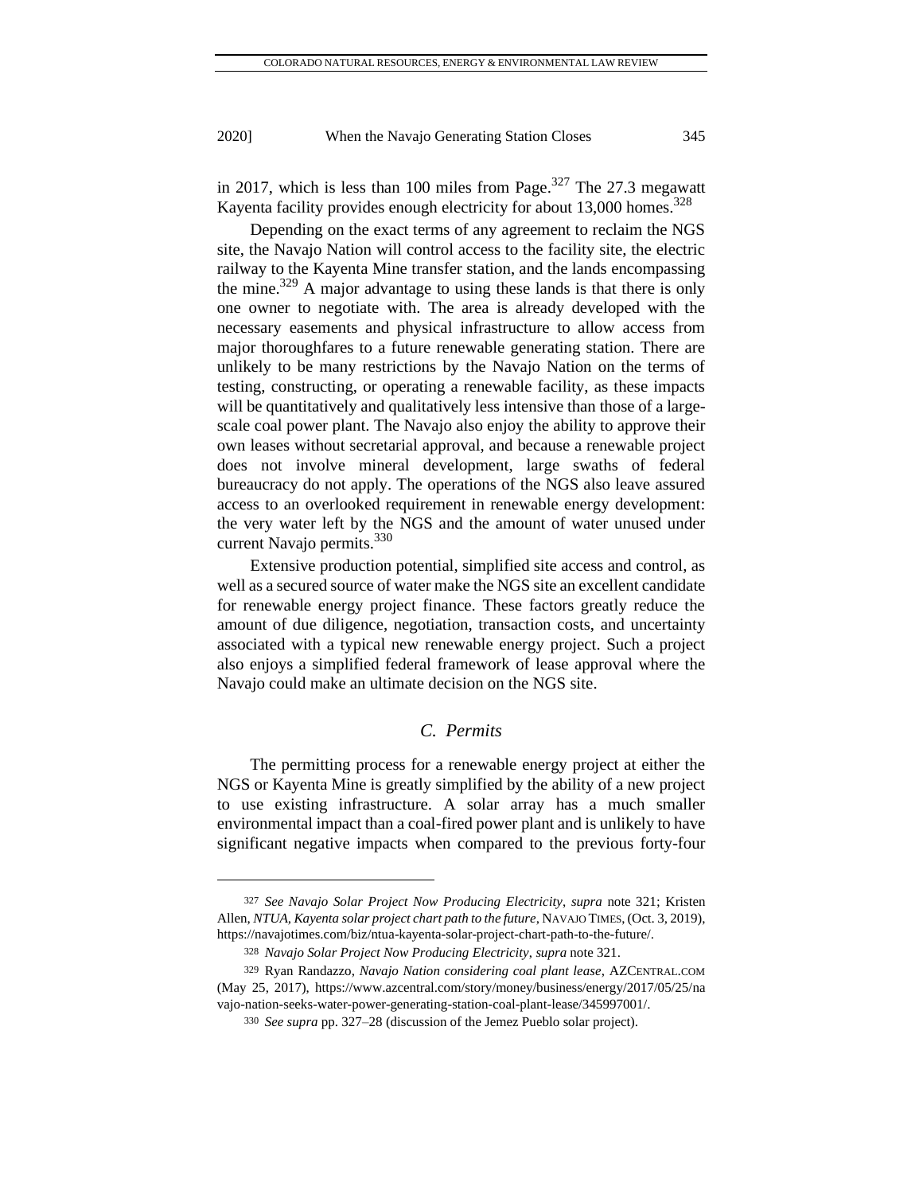in 2017, which is less than 100 miles from Page.[327] The 27.3 megawatt Kayenta facility provides enough electricity for about 13,000 homes.[328]

Depending on the exact terms of any agreement to reclaim the NGS site, the Navajo Nation will control access to the facility site, the electric railway to the Kayenta Mine transfer station, and the lands encompassing the mine.[329] A major advantage to using these lands is that there is only one owner to negotiate with. The area is already developed with the necessary easements and physical infrastructure to allow access from major thoroughfares to a future renewable generating station. There are unlikely to be many restrictions by the Navajo Nation on the terms of testing, constructing, or operating a renewable facility, as these impacts will be quantitatively and qualitatively less intensive than those of a large-scale coal power plant. The Navajo also enjoy the ability to approve their own leases without secretarial approval, and because a renewable project does not involve mineral development, large swaths of federal bureaucracy do not apply. The operations of the NGS also leave assured access to an overlooked requirement in renewable energy development: the very water left by the NGS and the amount of water unused under current Navajo permits.[330]

Extensive production potential, simplified site access and control, as well as a secured source of water make the NGS site an excellent candidate for renewable energy project finance. These factors greatly reduce the amount of due diligence, negotiation, transaction costs, and uncertainty associated with a typical new renewable energy project. Such a project also enjoys a simplified federal framework of lease approval where the Navajo could make an ultimate decision on the NGS site.

### *C. Permits*

The permitting process for a renewable energy project at either the NGS or Kayenta Mine is greatly simplified by the ability of a new project to use existing infrastructure. A solar array has a much smaller environmental impact than a coal-fired power plant and is unlikely to have significant negative impacts when compared to the previous forty-four

---

327 *See Navajo Solar Project Now Producing Electricity*, *supra* note 321; Kristen Allen, *NTUA, Kayenta solar project chart path to the future*, NAVAJO TIMES, (Oct. 3, 2019), https://navajotimes.com/biz/ntua-kayenta-solar-project-chart-path-to-the-future/.

328 *Navajo Solar Project Now Producing Electricity*, *supra* note 321.

329 Ryan Randazzo, *Navajo Nation considering coal plant lease*, AZCENTRAL.COM (May 25, 2017), https://www.azcentral.com/story/money/business/energy/2017/05/25/navajo-nation-seeks-water-power-generating-station-coal-plant-lease/345997001/.

330 *See supra* pp. 327–28 (discussion of the Jemez Pueblo solar project).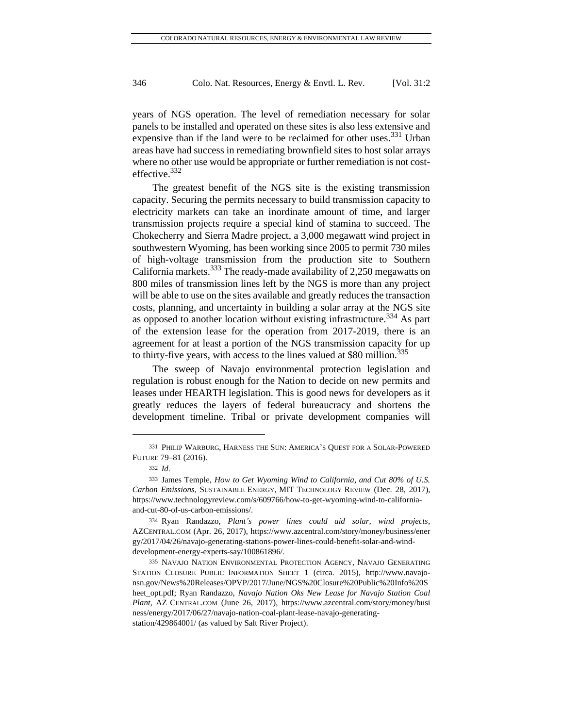years of NGS operation. The level of remediation necessary for solar panels to be installed and operated on these sites is also less extensive and expensive than if the land were to be reclaimed for other uses.[331] Urban areas have had success in remediating brownfield sites to host solar arrays where no other use would be appropriate or further remediation is not cost-effective.[332]

The greatest benefit of the NGS site is the existing transmission capacity. Securing the permits necessary to build transmission capacity to electricity markets can take an inordinate amount of time, and larger transmission projects require a special kind of stamina to succeed. The Chokecherry and Sierra Madre project, a 3,000 megawatt wind project in southwestern Wyoming, has been working since 2005 to permit 730 miles of high-voltage transmission from the production site to Southern California markets.[333] The ready-made availability of 2,250 megawatts on 800 miles of transmission lines left by the NGS is more than any project will be able to use on the sites available and greatly reduces the transaction costs, planning, and uncertainty in building a solar array at the NGS site as opposed to another location without existing infrastructure.[334] As part of the extension lease for the operation from 2017-2019, there is an agreement for at least a portion of the NGS transmission capacity for up to thirty-five years, with access to the lines valued at $80 million.[335]

The sweep of Navajo environmental protection legislation and regulation is robust enough for the Nation to decide on new permits and leases under HEARTH legislation. This is good news for developers as it greatly reduces the layers of federal bureaucracy and shortens the development timeline. Tribal or private development companies will

---

331 PHILIP WARBURG, HARNESS THE SUN: AMERICA'S QUEST FOR A SOLAR-POWERED FUTURE 79–81 (2016).

332 *Id.*

333 James Temple, *How to Get Wyoming Wind to California, and Cut 80% of U.S. Carbon Emissions*, SUSTAINABLE ENERGY, MIT TECHNOLOGY REVIEW (Dec. 28, 2017), https://www.technologyreview.com/s/609766/how-to-get-wyoming-wind-to-california-and-cut-80-of-us-carbon-emissions/.

334 Ryan Randazzo, *Plant's power lines could aid solar, wind projects*, AZCENTRAL.COM (Apr. 26, 2017), https://www.azcentral.com/story/money/business/energy/2017/04/26/navajo-generating-stations-power-lines-could-benefit-solar-and-wind-development-energy-experts-say/100861896/.

335 NAVAJO NATION ENVIRONMENTAL PROTECTION AGENCY, NAVAJO GENERATING STATION CLOSURE PUBLIC INFORMATION SHEET 1 (circa. 2015), http://www.navajo-nsn.gov/News%20Releases/OPVP/2017/June/NGS%20Closure%20Public%20Info%20Sheet_opt.pdf; Ryan Randazzo, *Navajo Nation Oks New Lease for Navajo Station Coal Plant*, AZ CENTRAL.COM (June 26, 2017), https://www.azcentral.com/story/money/business/energy/2017/06/27/navajo-nation-coal-plant-lease-navajo-generating-station/429864001/ (as valued by Salt River Project).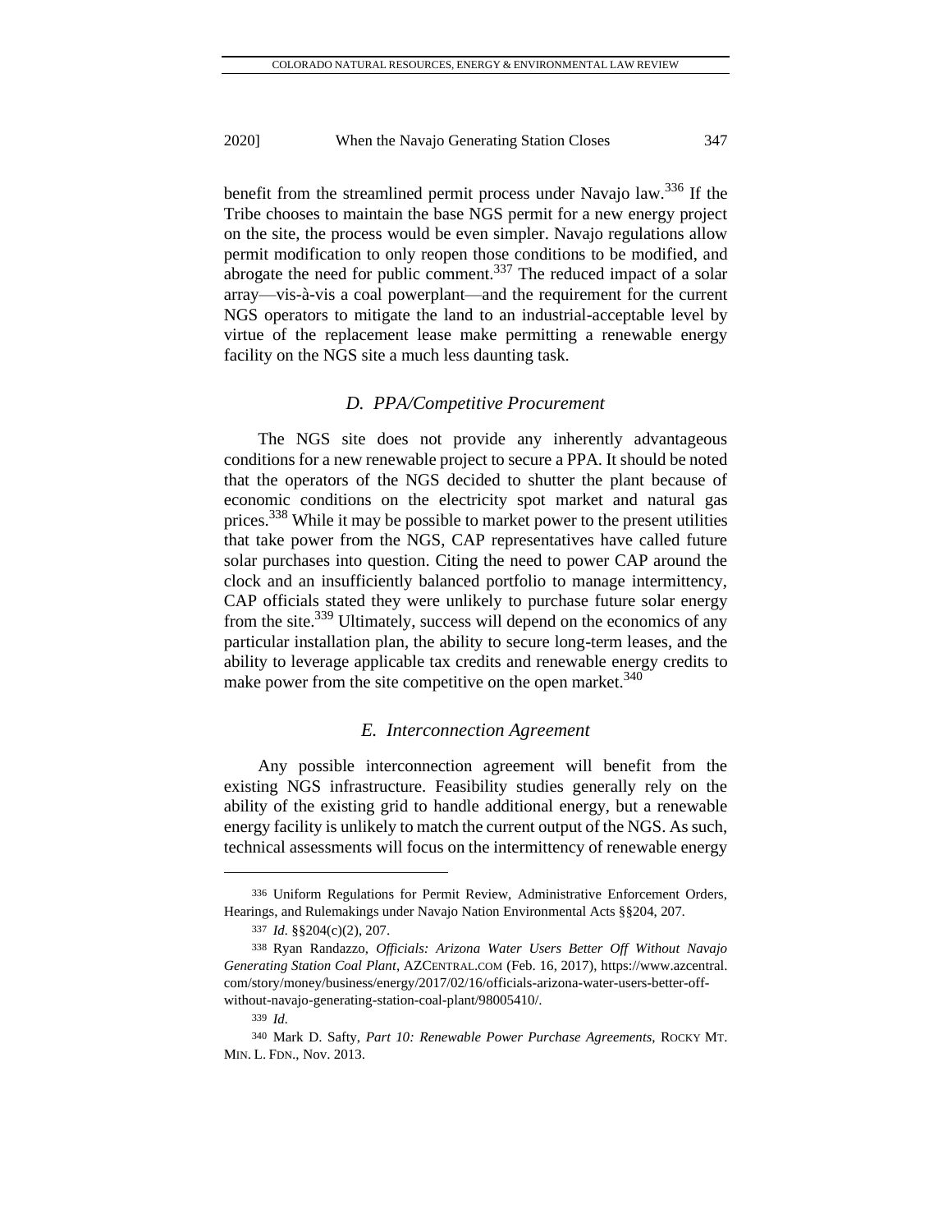benefit from the streamlined permit process under Navajo law.[336] If the Tribe chooses to maintain the base NGS permit for a new energy project on the site, the process would be even simpler. Navajo regulations allow permit modification to only reopen those conditions to be modified, and abrogate the need for public comment.[337] The reduced impact of a solar array—vis-à-vis a coal powerplant—and the requirement for the current NGS operators to mitigate the land to an industrial-acceptable level by virtue of the replacement lease make permitting a renewable energy facility on the NGS site a much less daunting task.

### *D. PPA/Competitive Procurement*

The NGS site does not provide any inherently advantageous conditions for a new renewable project to secure a PPA. It should be noted that the operators of the NGS decided to shutter the plant because of economic conditions on the electricity spot market and natural gas prices.[338] While it may be possible to market power to the present utilities that take power from the NGS, CAP representatives have called future solar purchases into question. Citing the need to power CAP around the clock and an insufficiently balanced portfolio to manage intermittency, CAP officials stated they were unlikely to purchase future solar energy from the site.[339] Ultimately, success will depend on the economics of any particular installation plan, the ability to secure long-term leases, and the ability to leverage applicable tax credits and renewable energy credits to make power from the site competitive on the open market.[340]

### *E. Interconnection Agreement*

Any possible interconnection agreement will benefit from the existing NGS infrastructure. Feasibility studies generally rely on the ability of the existing grid to handle additional energy, but a renewable energy facility is unlikely to match the current output of the NGS. As such, technical assessments will focus on the intermittency of renewable energy

---

336 Uniform Regulations for Permit Review, Administrative Enforcement Orders, Hearings, and Rulemakings under Navajo Nation Environmental Acts §§204, 207.

337 *Id.* §§204(c)(2), 207.

338 Ryan Randazzo, *Officials: Arizona Water Users Better Off Without Navajo Generating Station Coal Plant*, AZCENTRAL.COM (Feb. 16, 2017), https://www.azcentral.com/story/money/business/energy/2017/02/16/officials-arizona-water-users-better-off-without-navajo-generating-station-coal-plant/98005410/.

339 *Id.*

340 Mark D. Safty, *Part 10: Renewable Power Purchase Agreements*, ROCKY MT. MIN. L. FDN., Nov. 2013.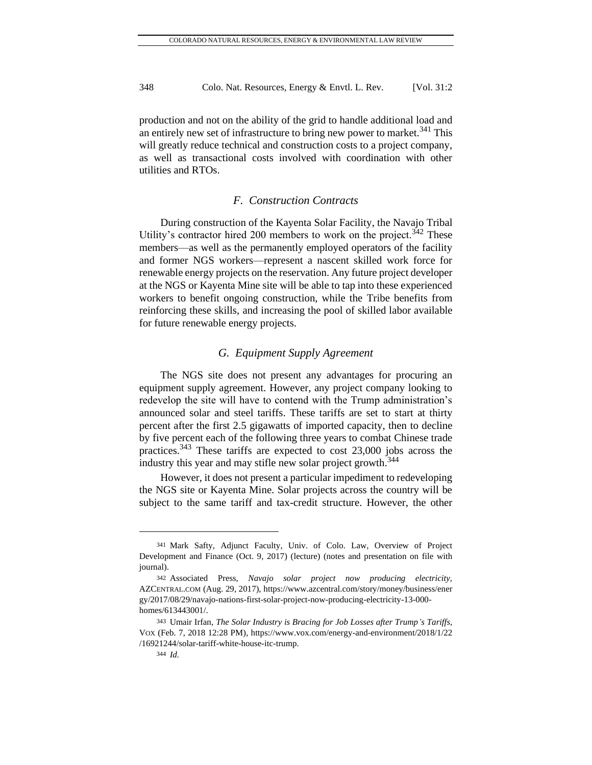production and not on the ability of the grid to handle additional load and an entirely new set of infrastructure to bring new power to market.[341] This will greatly reduce technical and construction costs to a project company, as well as transactional costs involved with coordination with other utilities and RTOs.

### *F. Construction Contracts*

During construction of the Kayenta Solar Facility, the Navajo Tribal Utility's contractor hired 200 members to work on the project.[342] These members—as well as the permanently employed operators of the facility and former NGS workers—represent a nascent skilled work force for renewable energy projects on the reservation. Any future project developer at the NGS or Kayenta Mine site will be able to tap into these experienced workers to benefit ongoing construction, while the Tribe benefits from reinforcing these skills, and increasing the pool of skilled labor available for future renewable energy projects.

### *G. Equipment Supply Agreement*

The NGS site does not present any advantages for procuring an equipment supply agreement. However, any project company looking to redevelop the site will have to contend with the Trump administration's announced solar and steel tariffs. These tariffs are set to start at thirty percent after the first 2.5 gigawatts of imported capacity, then to decline by five percent each of the following three years to combat Chinese trade practices.[343] These tariffs are expected to cost 23,000 jobs across the industry this year and may stifle new solar project growth.[344]

However, it does not present a particular impediment to redeveloping the NGS site or Kayenta Mine. Solar projects across the country will be subject to the same tariff and tax-credit structure. However, the other

---

341 Mark Safty, Adjunct Faculty, Univ. of Colo. Law, Overview of Project Development and Finance (Oct. 9, 2017) (lecture) (notes and presentation on file with journal).

342 Associated Press, *Navajo solar project now producing electricity*, AZCENTRAL.COM (Aug. 29, 2017), https://www.azcentral.com/story/money/business/energy/2017/08/29/navajo-nations-first-solar-project-now-producing-electricity-13-000-homes/613443001/.

343 Umair Irfan, *The Solar Industry is Bracing for Job Losses after Trump's Tariffs*, VOX (Feb. 7, 2018 12:28 PM), https://www.vox.com/energy-and-environment/2018/1/22/16921244/solar-tariff-white-house-itc-trump.

344 *Id.*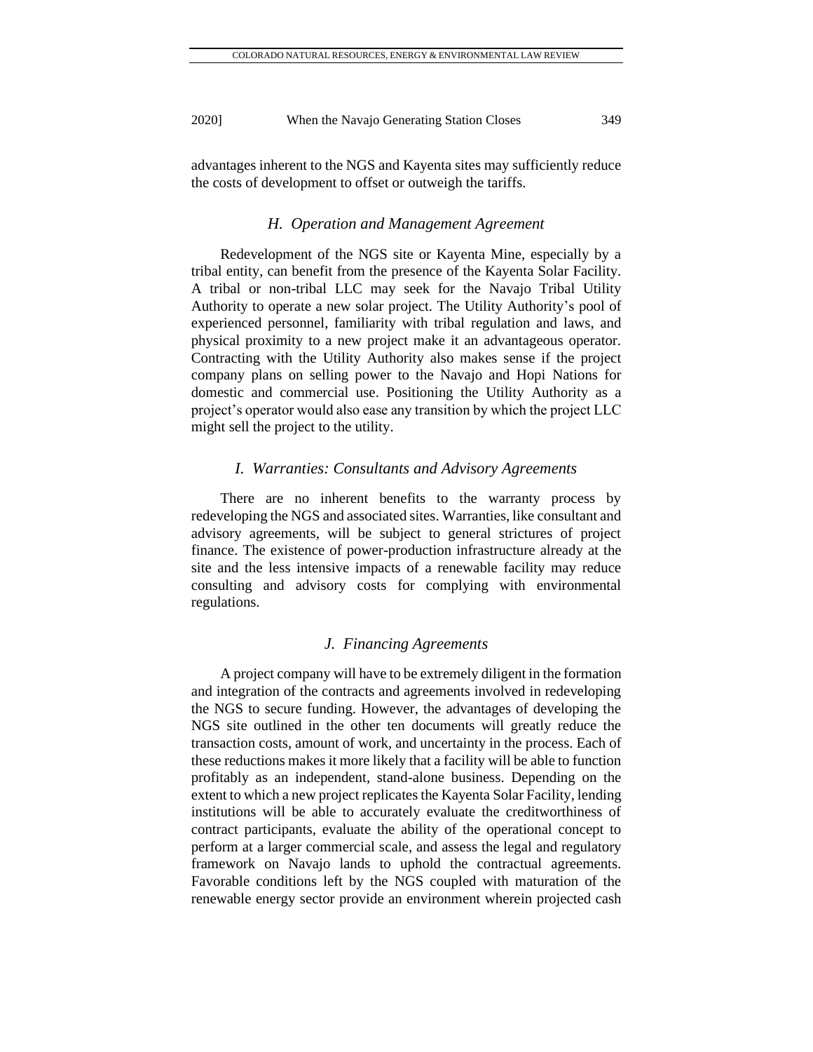advantages inherent to the NGS and Kayenta sites may sufficiently reduce the costs of development to offset or outweigh the tariffs.

### *H. Operation and Management Agreement*

Redevelopment of the NGS site or Kayenta Mine, especially by a tribal entity, can benefit from the presence of the Kayenta Solar Facility. A tribal or non-tribal LLC may seek for the Navajo Tribal Utility Authority to operate a new solar project. The Utility Authority's pool of experienced personnel, familiarity with tribal regulation and laws, and physical proximity to a new project make it an advantageous operator. Contracting with the Utility Authority also makes sense if the project company plans on selling power to the Navajo and Hopi Nations for domestic and commercial use. Positioning the Utility Authority as a project's operator would also ease any transition by which the project LLC might sell the project to the utility.

### *I. Warranties: Consultants and Advisory Agreements*

There are no inherent benefits to the warranty process by redeveloping the NGS and associated sites. Warranties, like consultant and advisory agreements, will be subject to general strictures of project finance. The existence of power-production infrastructure already at the site and the less intensive impacts of a renewable facility may reduce consulting and advisory costs for complying with environmental regulations.

### *J. Financing Agreements*

A project company will have to be extremely diligent in the formation and integration of the contracts and agreements involved in redeveloping the NGS to secure funding. However, the advantages of developing the NGS site outlined in the other ten documents will greatly reduce the transaction costs, amount of work, and uncertainty in the process. Each of these reductions makes it more likely that a facility will be able to function profitably as an independent, stand-alone business. Depending on the extent to which a new project replicates the Kayenta Solar Facility, lending institutions will be able to accurately evaluate the creditworthiness of contract participants, evaluate the ability of the operational concept to perform at a larger commercial scale, and assess the legal and regulatory framework on Navajo lands to uphold the contractual agreements. Favorable conditions left by the NGS coupled with maturation of the renewable energy sector provide an environment wherein projected cash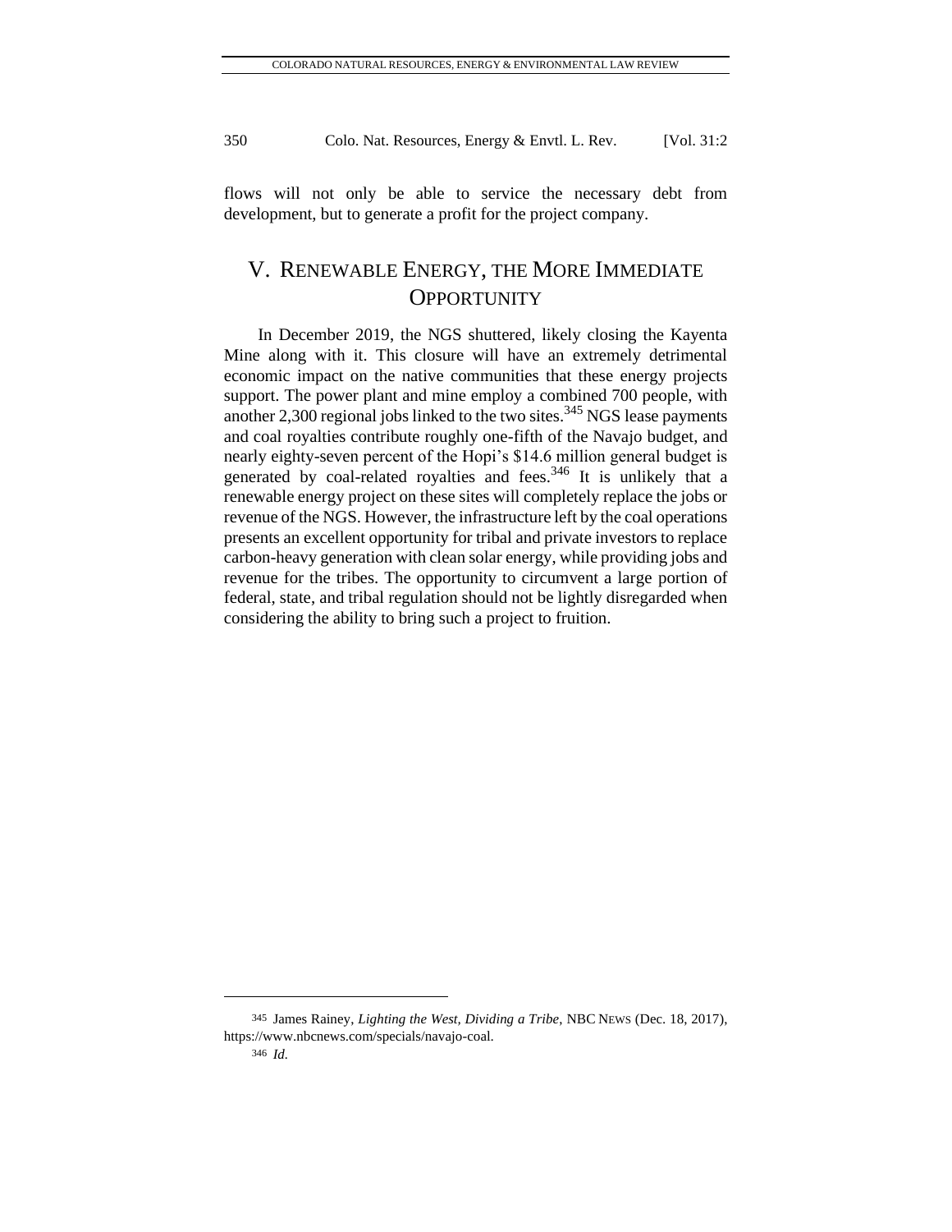flows will not only be able to service the necessary debt from development, but to generate a profit for the project company.

## V. Renewable Energy, the More Immediate Opportunity

In December 2019, the NGS shuttered, likely closing the Kayenta Mine along with it. This closure will have an extremely detrimental economic impact on the native communities that these energy projects support. The power plant and mine employ a combined 700 people, with another 2,300 regional jobs linked to the two sites.[345] NGS lease payments and coal royalties contribute roughly one-fifth of the Navajo budget, and nearly eighty-seven percent of the Hopi's $14.6 million general budget is generated by coal-related royalties and fees.[346] It is unlikely that a renewable energy project on these sites will completely replace the jobs or revenue of the NGS. However, the infrastructure left by the coal operations presents an excellent opportunity for tribal and private investors to replace carbon-heavy generation with clean solar energy, while providing jobs and revenue for the tribes. The opportunity to circumvent a large portion of federal, state, and tribal regulation should not be lightly disregarded when considering the ability to bring such a project to fruition.

---

345 James Rainey, *Lighting the West, Dividing a Tribe*, NBC NEWS (Dec. 18, 2017), https://www.nbcnews.com/specials/navajo-coal.

346 *Id.*